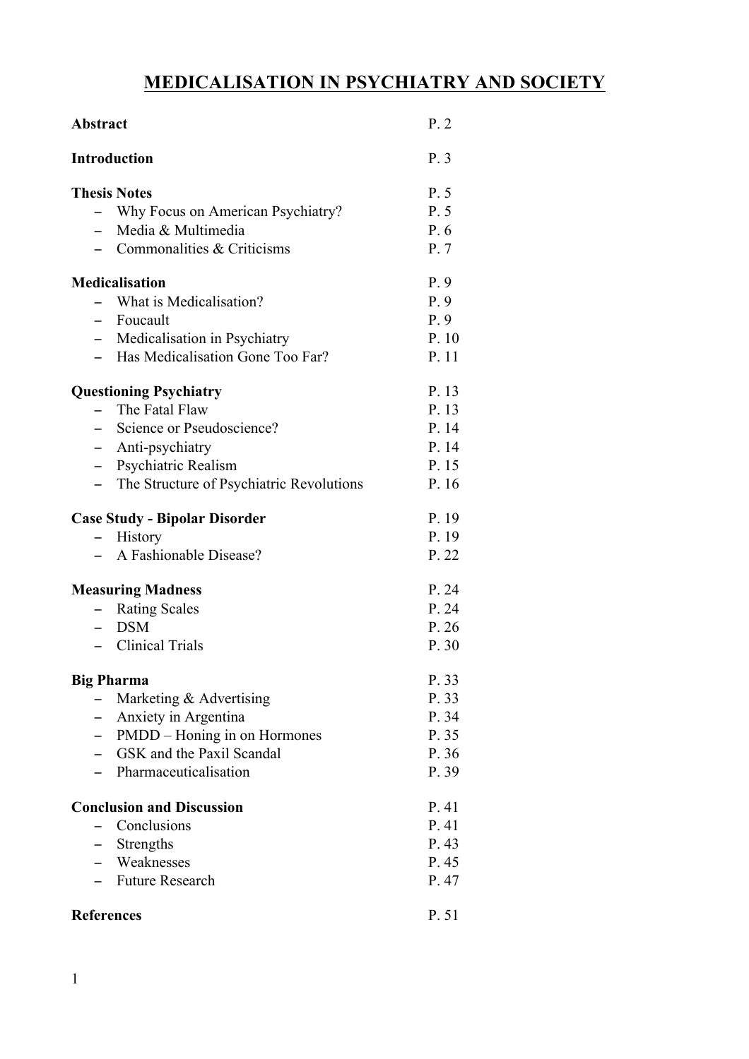# MEDICALISATION IN PSYCHIATRY AND SOCIETY

**Abstract** P. 2

**Introduction** P. 3

**Thesis Notes** P. 5
- Why Focus on American Psychiatry? P. 5
- Media & Multimedia P. 6
- Commonalities & Criticisms P. 7

**Medicalisation** P. 9
- What is Medicalisation? P. 9
- Foucault P. 9
- Medicalisation in Psychiatry P. 10
- Has Medicalisation Gone Too Far? P. 11

**Questioning Psychiatry** P. 13
- The Fatal Flaw P. 13
- Science or Pseudoscience? P. 14
- Anti-psychiatry P. 14
- Psychiatric Realism P. 15
- The Structure of Psychiatric Revolutions P. 16

**Case Study - Bipolar Disorder** P. 19
- History P. 19
- A Fashionable Disease? P. 22

**Measuring Madness** P. 24
- Rating Scales P. 24
- DSM P. 26
- Clinical Trials P. 30

**Big Pharma** P. 33
- Marketing & Advertising P. 33
- Anxiety in Argentina P. 34
- PMDD – Honing in on Hormones P. 35
- GSK and the Paxil Scandal P. 36
- Pharmaceuticalisation P. 39

**Conclusion and Discussion** P. 41
- Conclusions P. 41
- Strengths P. 43
- Weaknesses P. 45
- Future Research P. 47

**References** P. 51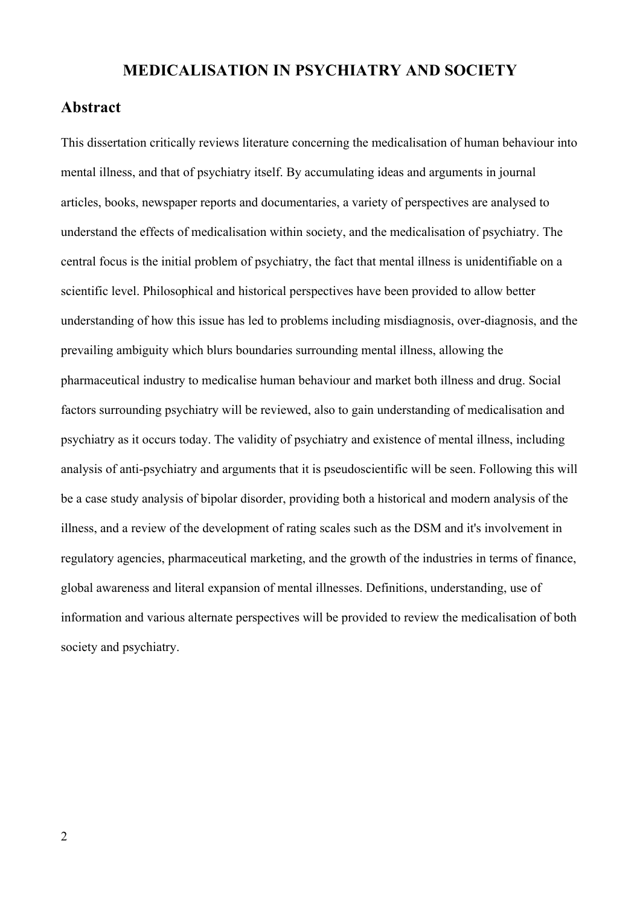# MEDICALISATION IN PSYCHIATRY AND SOCIETY

## Abstract

This dissertation critically reviews literature concerning the medicalisation of human behaviour into mental illness, and that of psychiatry itself. By accumulating ideas and arguments in journal articles, books, newspaper reports and documentaries, a variety of perspectives are analysed to understand the effects of medicalisation within society, and the medicalisation of psychiatry. The central focus is the initial problem of psychiatry, the fact that mental illness is unidentifiable on a scientific level. Philosophical and historical perspectives have been provided to allow better understanding of how this issue has led to problems including misdiagnosis, over-diagnosis, and the prevailing ambiguity which blurs boundaries surrounding mental illness, allowing the pharmaceutical industry to medicalise human behaviour and market both illness and drug. Social factors surrounding psychiatry will be reviewed, also to gain understanding of medicalisation and psychiatry as it occurs today. The validity of psychiatry and existence of mental illness, including analysis of anti-psychiatry and arguments that it is pseudoscientific will be seen. Following this will be a case study analysis of bipolar disorder, providing both a historical and modern analysis of the illness, and a review of the development of rating scales such as the DSM and it's involvement in regulatory agencies, pharmaceutical marketing, and the growth of the industries in terms of finance, global awareness and literal expansion of mental illnesses. Definitions, understanding, use of information and various alternate perspectives will be provided to review the medicalisation of both society and psychiatry.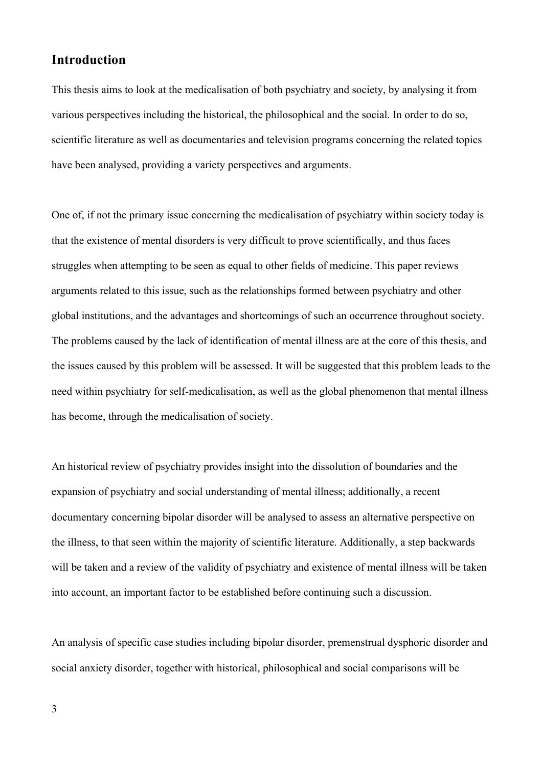## Introduction

This thesis aims to look at the medicalisation of both psychiatry and society, by analysing it from various perspectives including the historical, the philosophical and the social. In order to do so, scientific literature as well as documentaries and television programs concerning the related topics have been analysed, providing a variety perspectives and arguments.

One of, if not the primary issue concerning the medicalisation of psychiatry within society today is that the existence of mental disorders is very difficult to prove scientifically, and thus faces struggles when attempting to be seen as equal to other fields of medicine. This paper reviews arguments related to this issue, such as the relationships formed between psychiatry and other global institutions, and the advantages and shortcomings of such an occurrence throughout society. The problems caused by the lack of identification of mental illness are at the core of this thesis, and the issues caused by this problem will be assessed. It will be suggested that this problem leads to the need within psychiatry for self-medicalisation, as well as the global phenomenon that mental illness has become, through the medicalisation of society.

An historical review of psychiatry provides insight into the dissolution of boundaries and the expansion of psychiatry and social understanding of mental illness; additionally, a recent documentary concerning bipolar disorder will be analysed to assess an alternative perspective on the illness, to that seen within the majority of scientific literature. Additionally, a step backwards will be taken and a review of the validity of psychiatry and existence of mental illness will be taken into account, an important factor to be established before continuing such a discussion.

An analysis of specific case studies including bipolar disorder, premenstrual dysphoric disorder and social anxiety disorder, together with historical, philosophical and social comparisons will be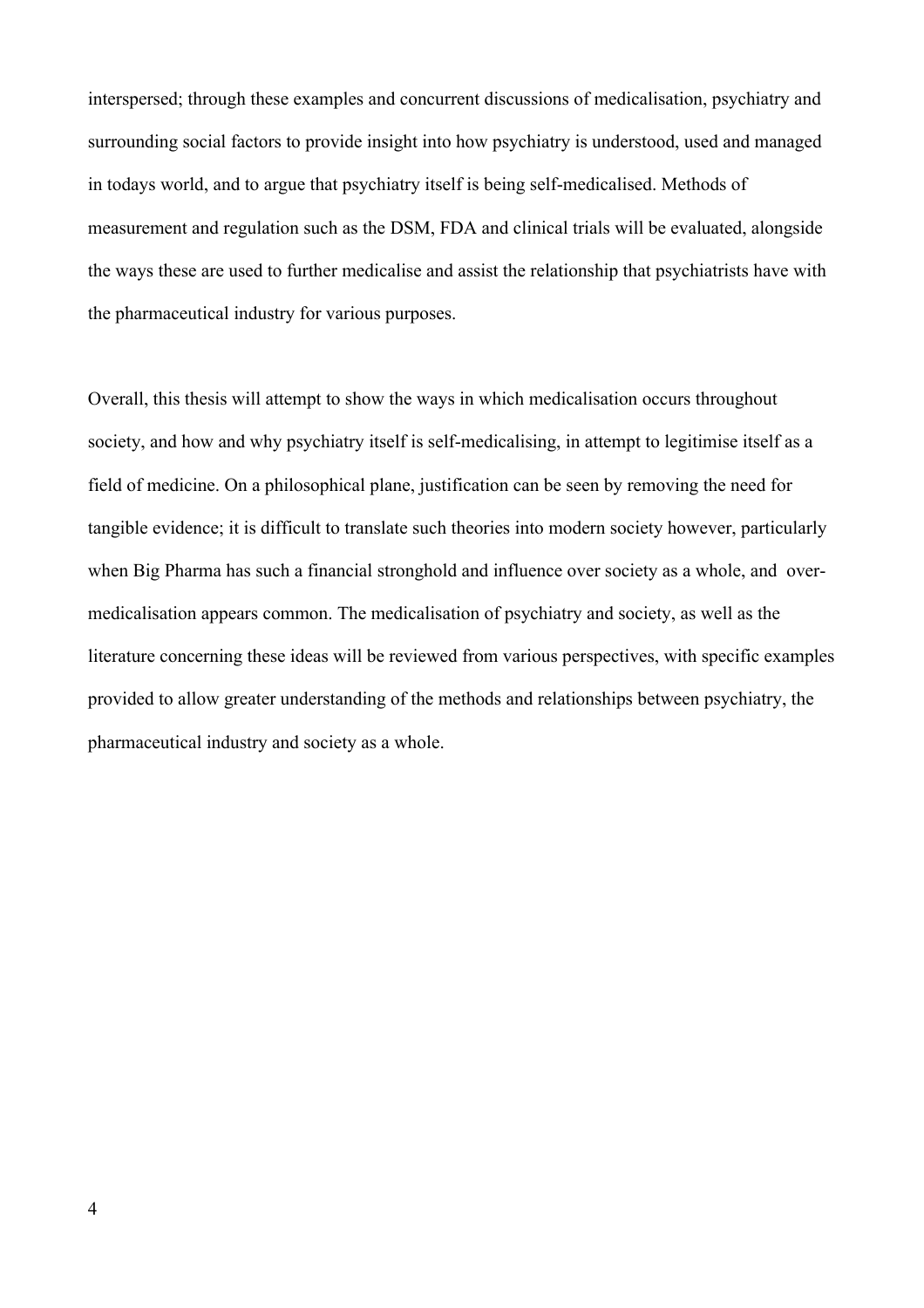interspersed; through these examples and concurrent discussions of medicalisation, psychiatry and surrounding social factors to provide insight into how psychiatry is understood, used and managed in todays world, and to argue that psychiatry itself is being self-medicalised. Methods of measurement and regulation such as the DSM, FDA and clinical trials will be evaluated, alongside the ways these are used to further medicalise and assist the relationship that psychiatrists have with the pharmaceutical industry for various purposes.

Overall, this thesis will attempt to show the ways in which medicalisation occurs throughout society, and how and why psychiatry itself is self-medicalising, in attempt to legitimise itself as a field of medicine. On a philosophical plane, justification can be seen by removing the need for tangible evidence; it is difficult to translate such theories into modern society however, particularly when Big Pharma has such a financial stronghold and influence over society as a whole, and over-medicalisation appears common. The medicalisation of psychiatry and society, as well as the literature concerning these ideas will be reviewed from various perspectives, with specific examples provided to allow greater understanding of the methods and relationships between psychiatry, the pharmaceutical industry and society as a whole.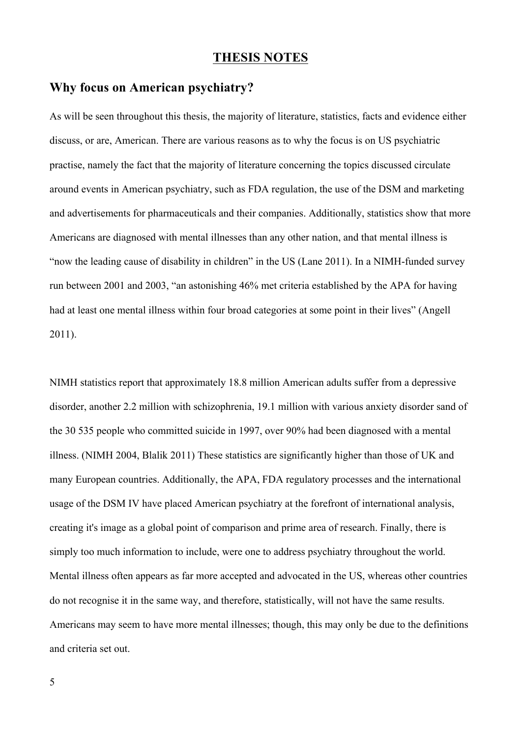# THESIS NOTES

## Why focus on American psychiatry?

As will be seen throughout this thesis, the majority of literature, statistics, facts and evidence either discuss, or are, American. There are various reasons as to why the focus is on US psychiatric practise, namely the fact that the majority of literature concerning the topics discussed circulate around events in American psychiatry, such as FDA regulation, the use of the DSM and marketing and advertisements for pharmaceuticals and their companies. Additionally, statistics show that more Americans are diagnosed with mental illnesses than any other nation, and that mental illness is "now the leading cause of disability in children" in the US (Lane 2011). In a NIMH-funded survey run between 2001 and 2003, "an astonishing 46% met criteria established by the APA for having had at least one mental illness within four broad categories at some point in their lives" (Angell 2011).

NIMH statistics report that approximately 18.8 million American adults suffer from a depressive disorder, another 2.2 million with schizophrenia, 19.1 million with various anxiety disorder sand of the 30 535 people who committed suicide in 1997, over 90% had been diagnosed with a mental illness. (NIMH 2004, Blalik 2011) These statistics are significantly higher than those of UK and many European countries. Additionally, the APA, FDA regulatory processes and the international usage of the DSM IV have placed American psychiatry at the forefront of international analysis, creating it's image as a global point of comparison and prime area of research. Finally, there is simply too much information to include, were one to address psychiatry throughout the world. Mental illness often appears as far more accepted and advocated in the US, whereas other countries do not recognise it in the same way, and therefore, statistically, will not have the same results. Americans may seem to have more mental illnesses; though, this may only be due to the definitions and criteria set out.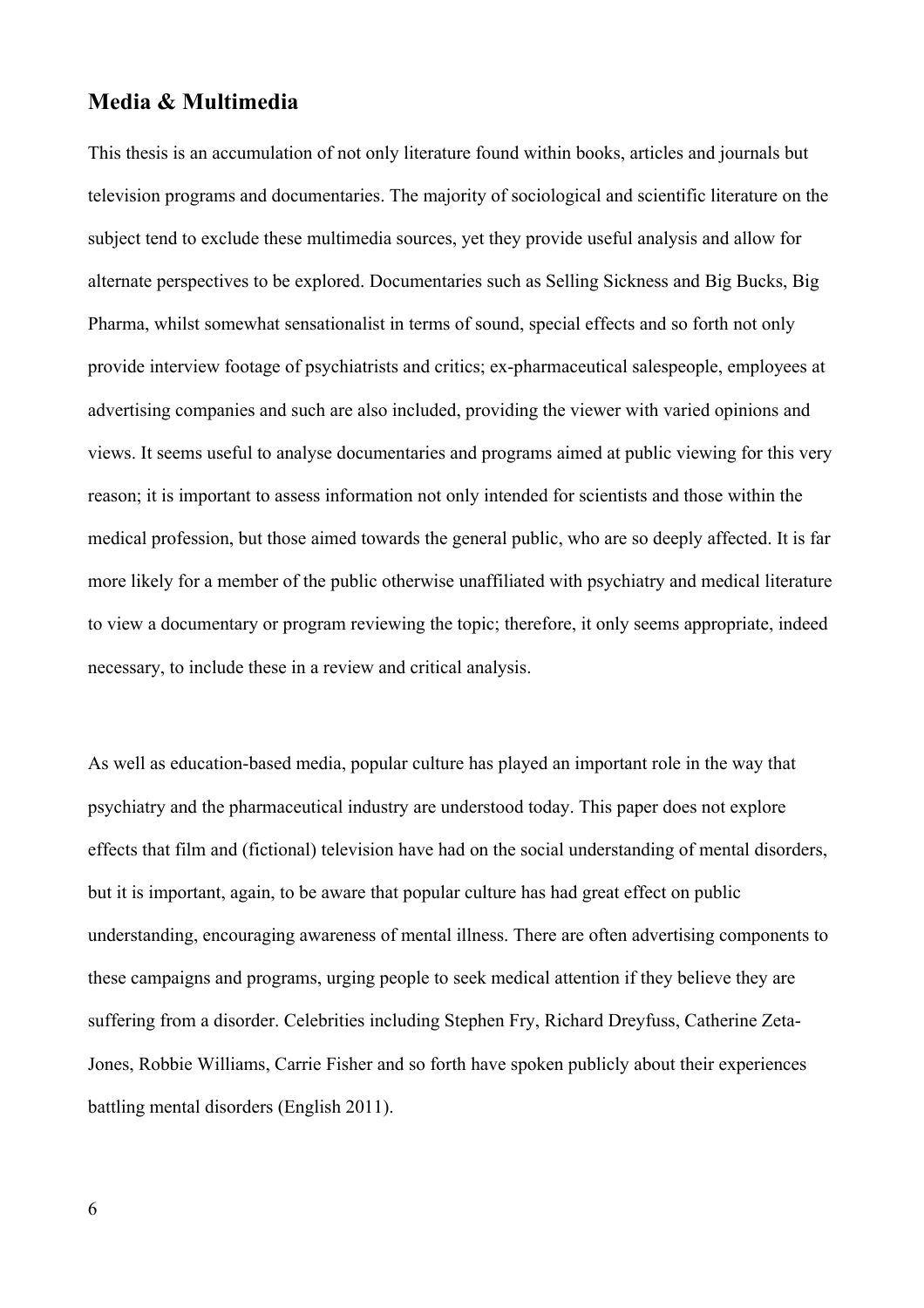## Media & Multimedia

This thesis is an accumulation of not only literature found within books, articles and journals but television programs and documentaries. The majority of sociological and scientific literature on the subject tend to exclude these multimedia sources, yet they provide useful analysis and allow for alternate perspectives to be explored. Documentaries such as Selling Sickness and Big Bucks, Big Pharma, whilst somewhat sensationalist in terms of sound, special effects and so forth not only provide interview footage of psychiatrists and critics; ex-pharmaceutical salespeople, employees at advertising companies and such are also included, providing the viewer with varied opinions and views. It seems useful to analyse documentaries and programs aimed at public viewing for this very reason; it is important to assess information not only intended for scientists and those within the medical profession, but those aimed towards the general public, who are so deeply affected. It is far more likely for a member of the public otherwise unaffiliated with psychiatry and medical literature to view a documentary or program reviewing the topic; therefore, it only seems appropriate, indeed necessary, to include these in a review and critical analysis.

As well as education-based media, popular culture has played an important role in the way that psychiatry and the pharmaceutical industry are understood today. This paper does not explore effects that film and (fictional) television have had on the social understanding of mental disorders, but it is important, again, to be aware that popular culture has had great effect on public understanding, encouraging awareness of mental illness. There are often advertising components to these campaigns and programs, urging people to seek medical attention if they believe they are suffering from a disorder. Celebrities including Stephen Fry, Richard Dreyfuss, Catherine Zeta-Jones, Robbie Williams, Carrie Fisher and so forth have spoken publicly about their experiences battling mental disorders (English 2011).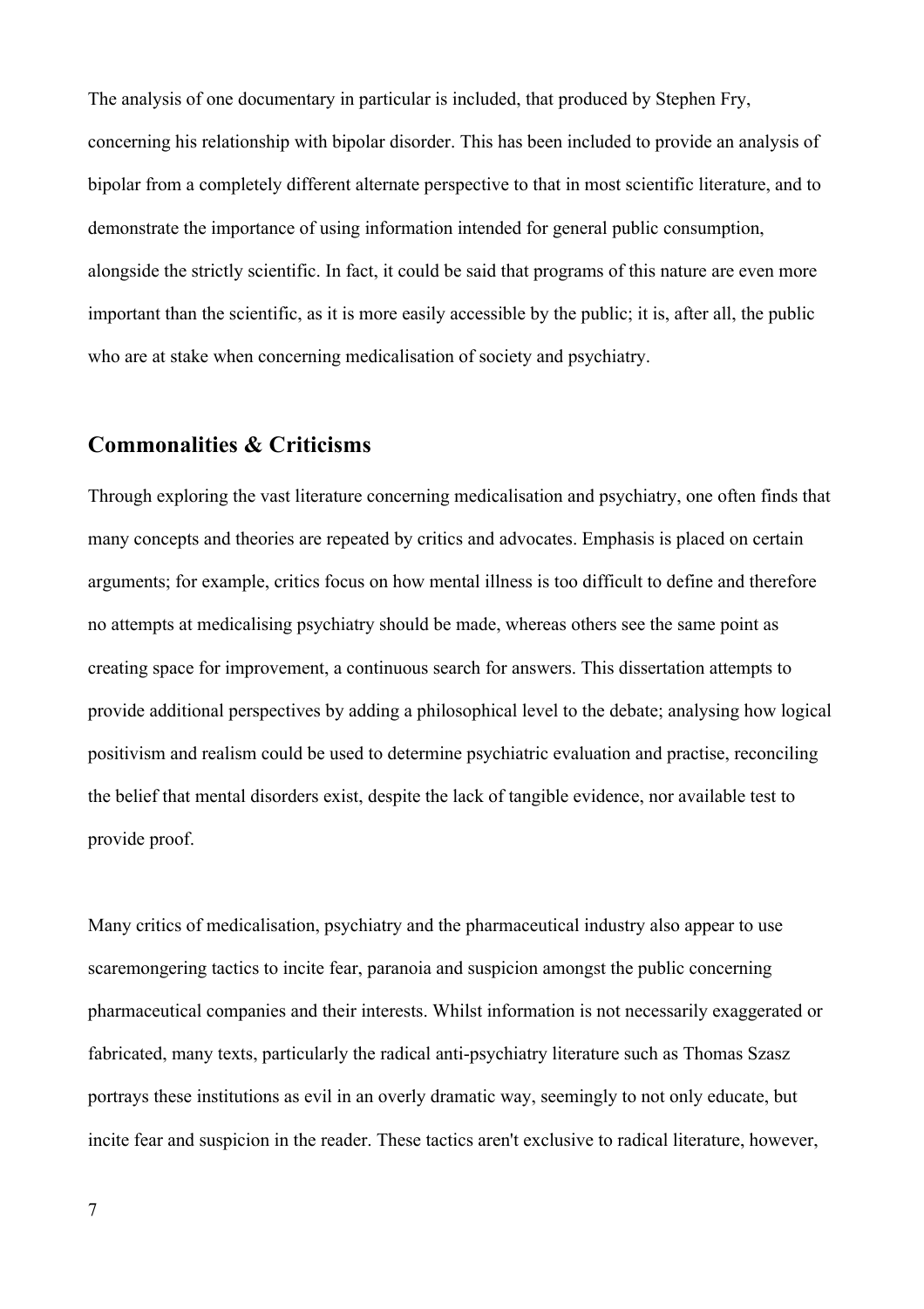The analysis of one documentary in particular is included, that produced by Stephen Fry, concerning his relationship with bipolar disorder. This has been included to provide an analysis of bipolar from a completely different alternate perspective to that in most scientific literature, and to demonstrate the importance of using information intended for general public consumption, alongside the strictly scientific. In fact, it could be said that programs of this nature are even more important than the scientific, as it is more easily accessible by the public; it is, after all, the public who are at stake when concerning medicalisation of society and psychiatry.

## Commonalities & Criticisms

Through exploring the vast literature concerning medicalisation and psychiatry, one often finds that many concepts and theories are repeated by critics and advocates. Emphasis is placed on certain arguments; for example, critics focus on how mental illness is too difficult to define and therefore no attempts at medicalising psychiatry should be made, whereas others see the same point as creating space for improvement, a continuous search for answers. This dissertation attempts to provide additional perspectives by adding a philosophical level to the debate; analysing how logical positivism and realism could be used to determine psychiatric evaluation and practise, reconciling the belief that mental disorders exist, despite the lack of tangible evidence, nor available test to provide proof.

Many critics of medicalisation, psychiatry and the pharmaceutical industry also appear to use scaremongering tactics to incite fear, paranoia and suspicion amongst the public concerning pharmaceutical companies and their interests. Whilst information is not necessarily exaggerated or fabricated, many texts, particularly the radical anti-psychiatry literature such as Thomas Szasz portrays these institutions as evil in an overly dramatic way, seemingly to not only educate, but incite fear and suspicion in the reader. These tactics aren't exclusive to radical literature, however,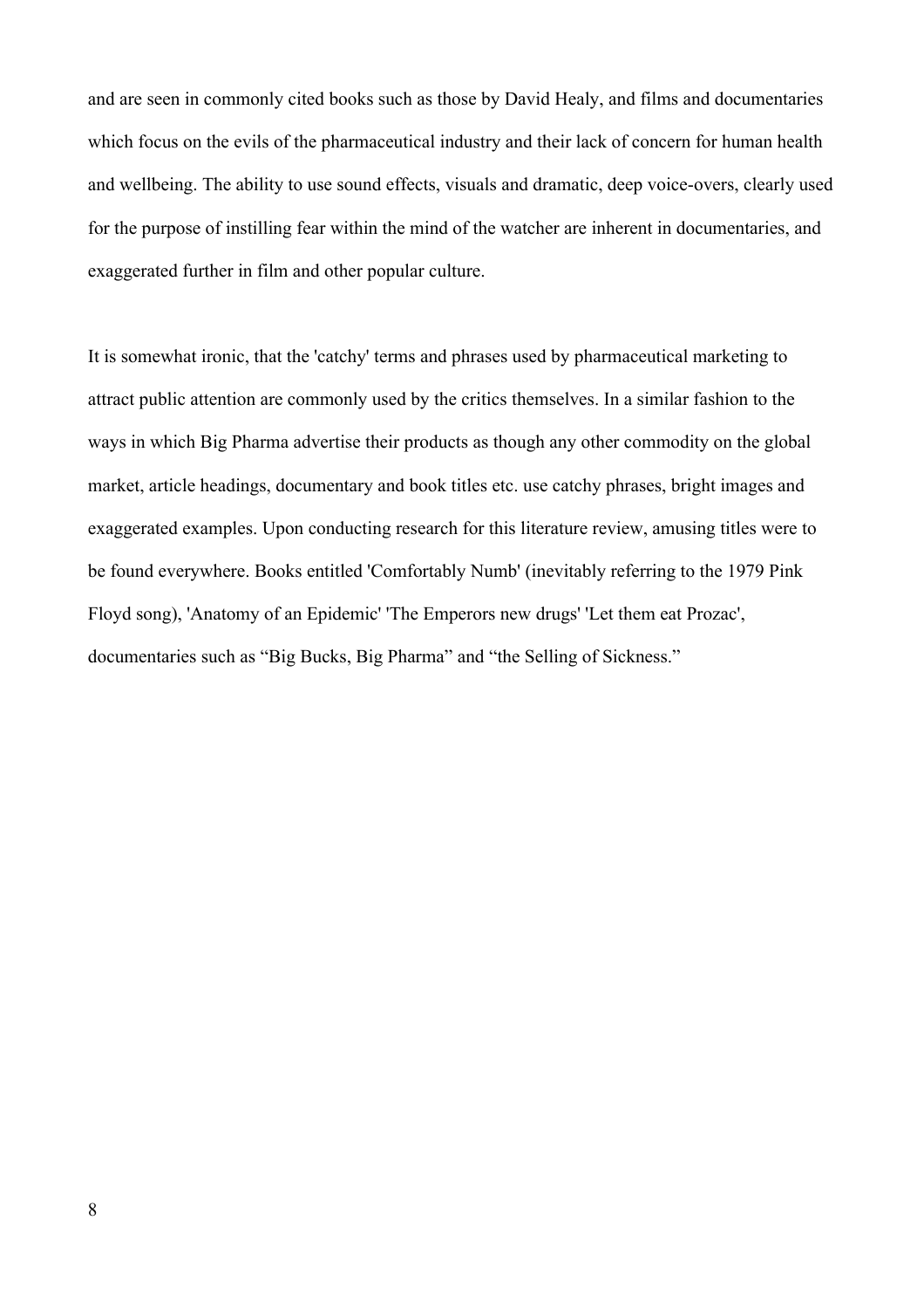and are seen in commonly cited books such as those by David Healy, and films and documentaries which focus on the evils of the pharmaceutical industry and their lack of concern for human health and wellbeing. The ability to use sound effects, visuals and dramatic, deep voice-overs, clearly used for the purpose of instilling fear within the mind of the watcher are inherent in documentaries, and exaggerated further in film and other popular culture.

It is somewhat ironic, that the 'catchy' terms and phrases used by pharmaceutical marketing to attract public attention are commonly used by the critics themselves. In a similar fashion to the ways in which Big Pharma advertise their products as though any other commodity on the global market, article headings, documentary and book titles etc. use catchy phrases, bright images and exaggerated examples. Upon conducting research for this literature review, amusing titles were to be found everywhere. Books entitled 'Comfortably Numb' (inevitably referring to the 1979 Pink Floyd song), 'Anatomy of an Epidemic' 'The Emperors new drugs' 'Let them eat Prozac', documentaries such as “Big Bucks, Big Pharma” and “the Selling of Sickness.”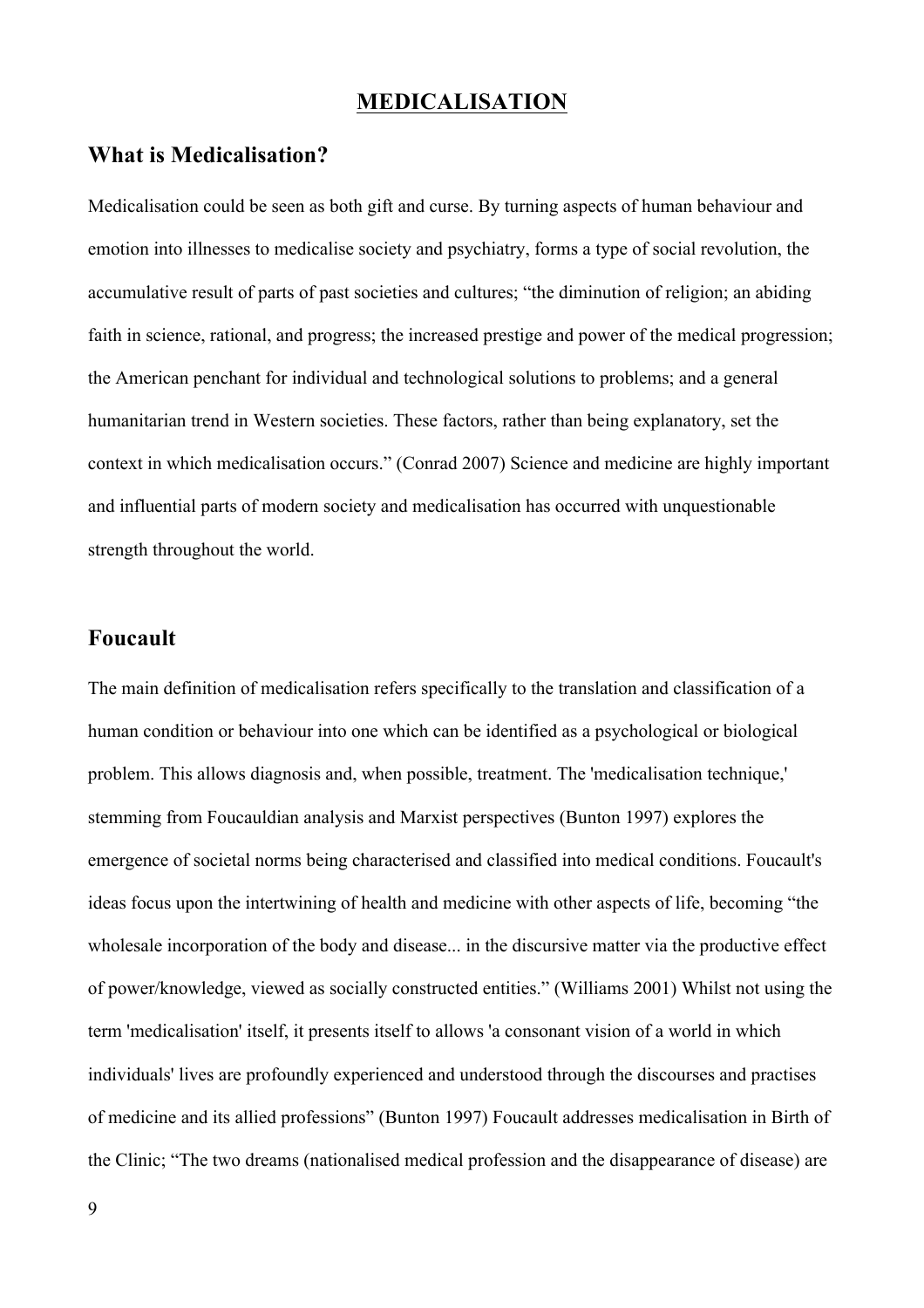# MEDICALISATION

## What is Medicalisation?

Medicalisation could be seen as both gift and curse. By turning aspects of human behaviour and emotion into illnesses to medicalise society and psychiatry, forms a type of social revolution, the accumulative result of parts of past societies and cultures; "the diminution of religion; an abiding faith in science, rational, and progress; the increased prestige and power of the medical progression; the American penchant for individual and technological solutions to problems; and a general humanitarian trend in Western societies. These factors, rather than being explanatory, set the context in which medicalisation occurs." (Conrad 2007) Science and medicine are highly important and influential parts of modern society and medicalisation has occurred with unquestionable strength throughout the world.

## Foucault

The main definition of medicalisation refers specifically to the translation and classification of a human condition or behaviour into one which can be identified as a psychological or biological problem. This allows diagnosis and, when possible, treatment. The 'medicalisation technique,' stemming from Foucauldian analysis and Marxist perspectives (Bunton 1997) explores the emergence of societal norms being characterised and classified into medical conditions. Foucault's ideas focus upon the intertwining of health and medicine with other aspects of life, becoming "the wholesale incorporation of the body and disease... in the discursive matter via the productive effect of power/knowledge, viewed as socially constructed entities." (Williams 2001) Whilst not using the term 'medicalisation' itself, it presents itself to allows 'a consonant vision of a world in which individuals' lives are profoundly experienced and understood through the discourses and practises of medicine and its allied professions" (Bunton 1997) Foucault addresses medicalisation in Birth of the Clinic; "The two dreams (nationalised medical profession and the disappearance of disease) are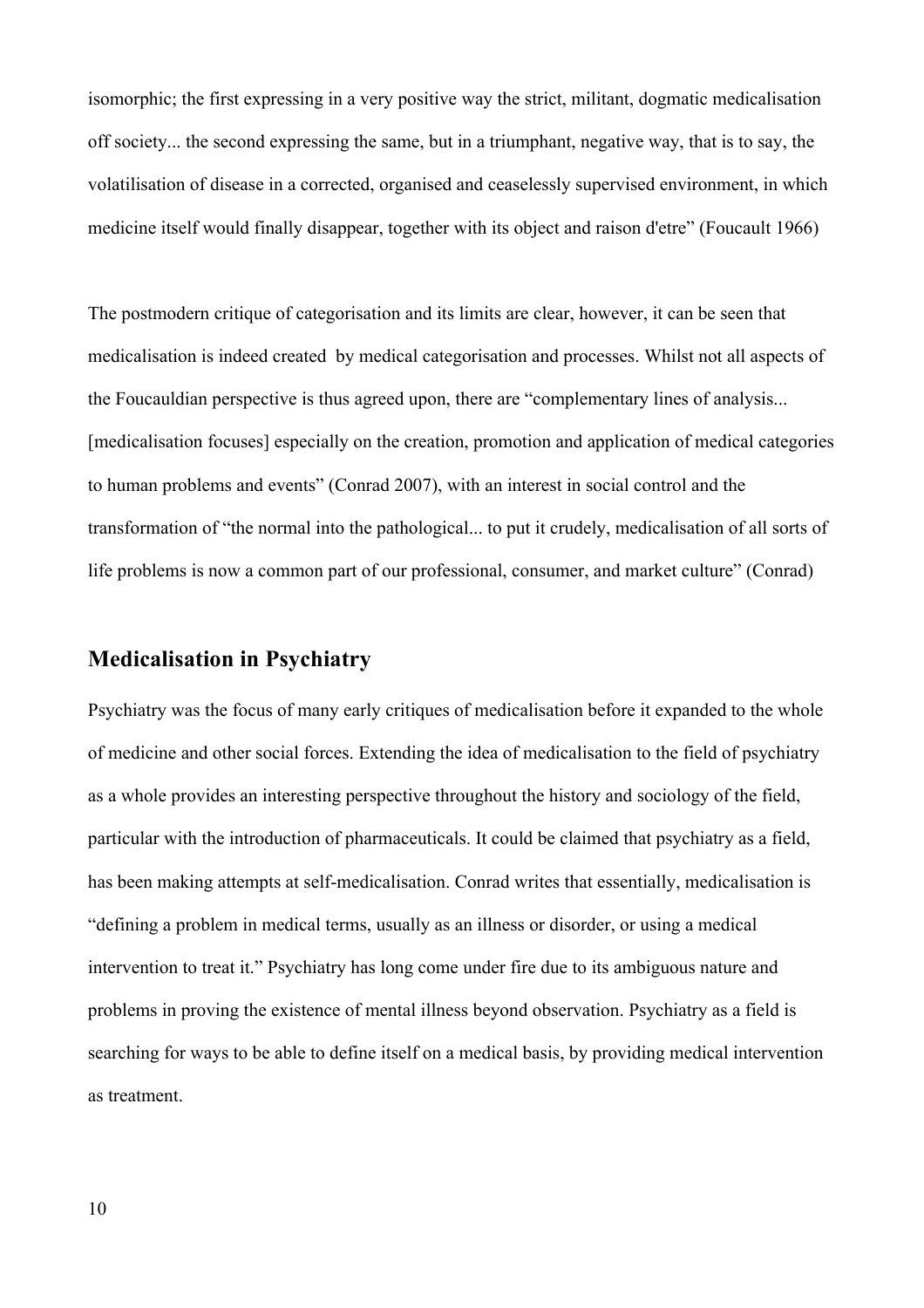isomorphic; the first expressing in a very positive way the strict, militant, dogmatic medicalisation off society... the second expressing the same, but in a triumphant, negative way, that is to say, the volatilisation of disease in a corrected, organised and ceaselessly supervised environment, in which medicine itself would finally disappear, together with its object and raison d'etre" (Foucault 1966)

The postmodern critique of categorisation and its limits are clear, however, it can be seen that medicalisation is indeed created by medical categorisation and processes. Whilst not all aspects of the Foucauldian perspective is thus agreed upon, there are "complementary lines of analysis... [medicalisation focuses] especially on the creation, promotion and application of medical categories to human problems and events" (Conrad 2007), with an interest in social control and the transformation of "the normal into the pathological... to put it crudely, medicalisation of all sorts of life problems is now a common part of our professional, consumer, and market culture" (Conrad)

## Medicalisation in Psychiatry

Psychiatry was the focus of many early critiques of medicalisation before it expanded to the whole of medicine and other social forces. Extending the idea of medicalisation to the field of psychiatry as a whole provides an interesting perspective throughout the history and sociology of the field, particular with the introduction of pharmaceuticals. It could be claimed that psychiatry as a field, has been making attempts at self-medicalisation. Conrad writes that essentially, medicalisation is "defining a problem in medical terms, usually as an illness or disorder, or using a medical intervention to treat it." Psychiatry has long come under fire due to its ambiguous nature and problems in proving the existence of mental illness beyond observation. Psychiatry as a field is searching for ways to be able to define itself on a medical basis, by providing medical intervention as treatment.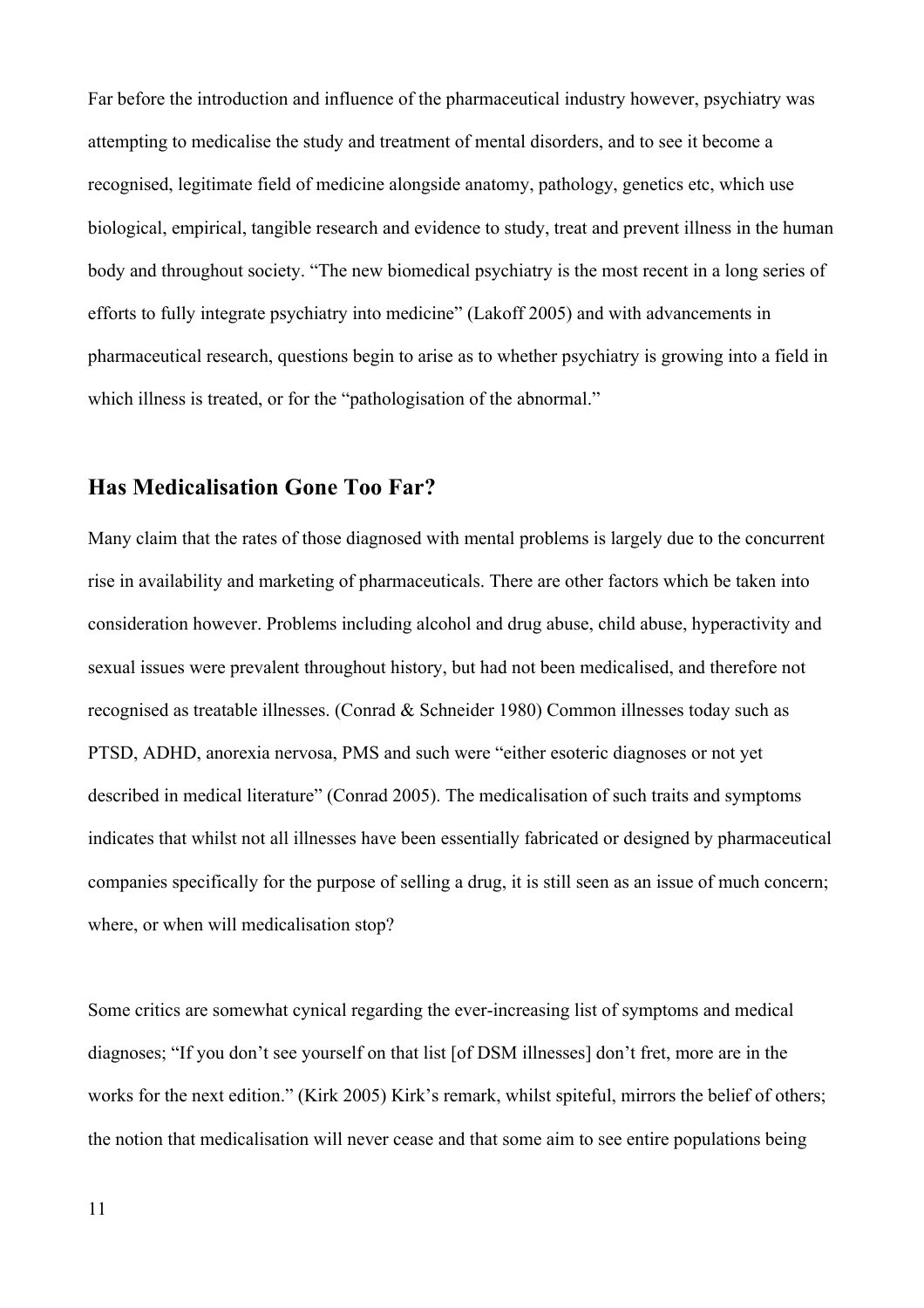Far before the introduction and influence of the pharmaceutical industry however, psychiatry was attempting to medicalise the study and treatment of mental disorders, and to see it become a recognised, legitimate field of medicine alongside anatomy, pathology, genetics etc, which use biological, empirical, tangible research and evidence to study, treat and prevent illness in the human body and throughout society. "The new biomedical psychiatry is the most recent in a long series of efforts to fully integrate psychiatry into medicine" (Lakoff 2005) and with advancements in pharmaceutical research, questions begin to arise as to whether psychiatry is growing into a field in which illness is treated, or for the "pathologisation of the abnormal."

## Has Medicalisation Gone Too Far?

Many claim that the rates of those diagnosed with mental problems is largely due to the concurrent rise in availability and marketing of pharmaceuticals. There are other factors which be taken into consideration however. Problems including alcohol and drug abuse, child abuse, hyperactivity and sexual issues were prevalent throughout history, but had not been medicalised, and therefore not recognised as treatable illnesses. (Conrad & Schneider 1980) Common illnesses today such as PTSD, ADHD, anorexia nervosa, PMS and such were "either esoteric diagnoses or not yet described in medical literature" (Conrad 2005). The medicalisation of such traits and symptoms indicates that whilst not all illnesses have been essentially fabricated or designed by pharmaceutical companies specifically for the purpose of selling a drug, it is still seen as an issue of much concern; where, or when will medicalisation stop?

Some critics are somewhat cynical regarding the ever-increasing list of symptoms and medical diagnoses; "If you don't see yourself on that list [of DSM illnesses] don't fret, more are in the works for the next edition." (Kirk 2005) Kirk's remark, whilst spiteful, mirrors the belief of others; the notion that medicalisation will never cease and that some aim to see entire populations being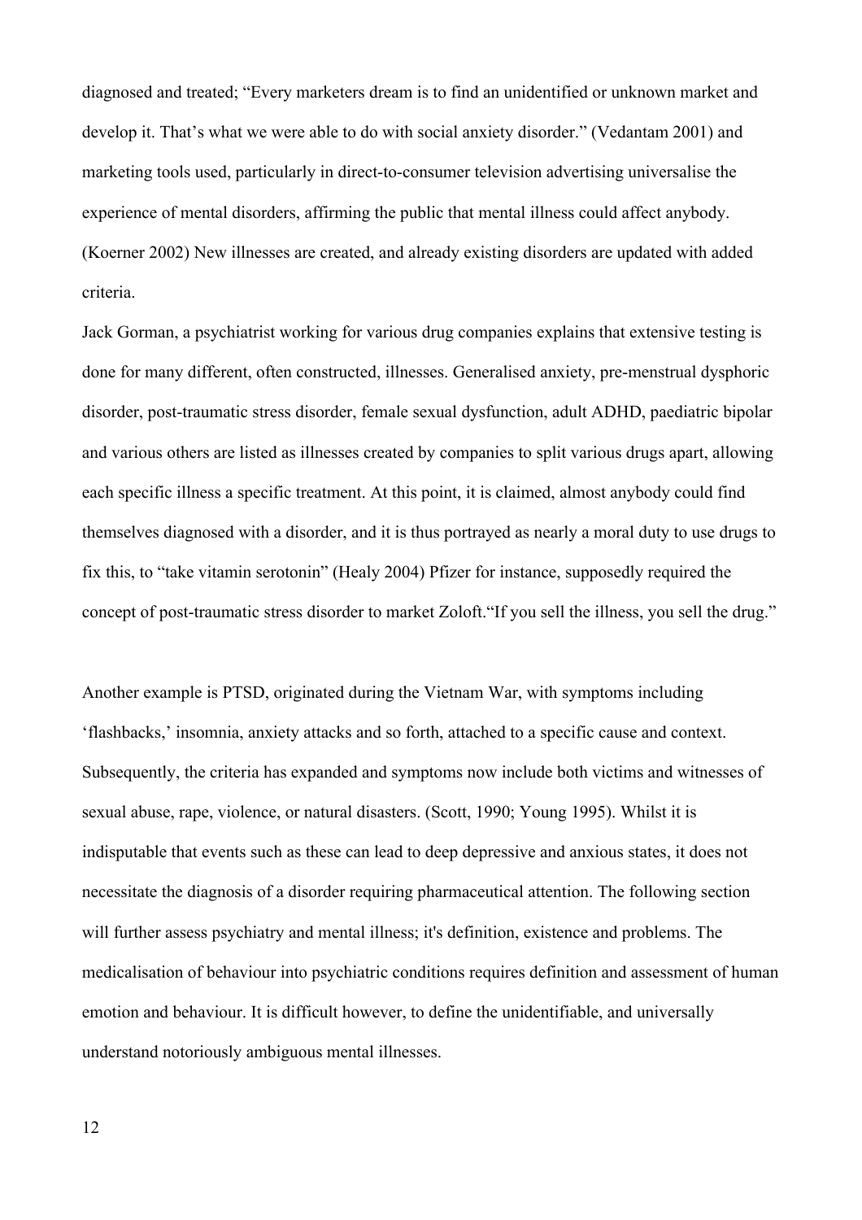diagnosed and treated; "Every marketers dream is to find an unidentified or unknown market and develop it. That's what we were able to do with social anxiety disorder." (Vedantam 2001) and marketing tools used, particularly in direct-to-consumer television advertising universalise the experience of mental disorders, affirming the public that mental illness could affect anybody. (Koerner 2002) New illnesses are created, and already existing disorders are updated with added criteria.

Jack Gorman, a psychiatrist working for various drug companies explains that extensive testing is done for many different, often constructed, illnesses. Generalised anxiety, pre-menstrual dysphoric disorder, post-traumatic stress disorder, female sexual dysfunction, adult ADHD, paediatric bipolar and various others are listed as illnesses created by companies to split various drugs apart, allowing each specific illness a specific treatment. At this point, it is claimed, almost anybody could find themselves diagnosed with a disorder, and it is thus portrayed as nearly a moral duty to use drugs to fix this, to "take vitamin serotonin" (Healy 2004) Pfizer for instance, supposedly required the concept of post-traumatic stress disorder to market Zoloft."If you sell the illness, you sell the drug."

Another example is PTSD, originated during the Vietnam War, with symptoms including 'flashbacks,' insomnia, anxiety attacks and so forth, attached to a specific cause and context. Subsequently, the criteria has expanded and symptoms now include both victims and witnesses of sexual abuse, rape, violence, or natural disasters. (Scott, 1990; Young 1995). Whilst it is indisputable that events such as these can lead to deep depressive and anxious states, it does not necessitate the diagnosis of a disorder requiring pharmaceutical attention. The following section will further assess psychiatry and mental illness; it's definition, existence and problems. The medicalisation of behaviour into psychiatric conditions requires definition and assessment of human emotion and behaviour. It is difficult however, to define the unidentifiable, and universally understand notoriously ambiguous mental illnesses.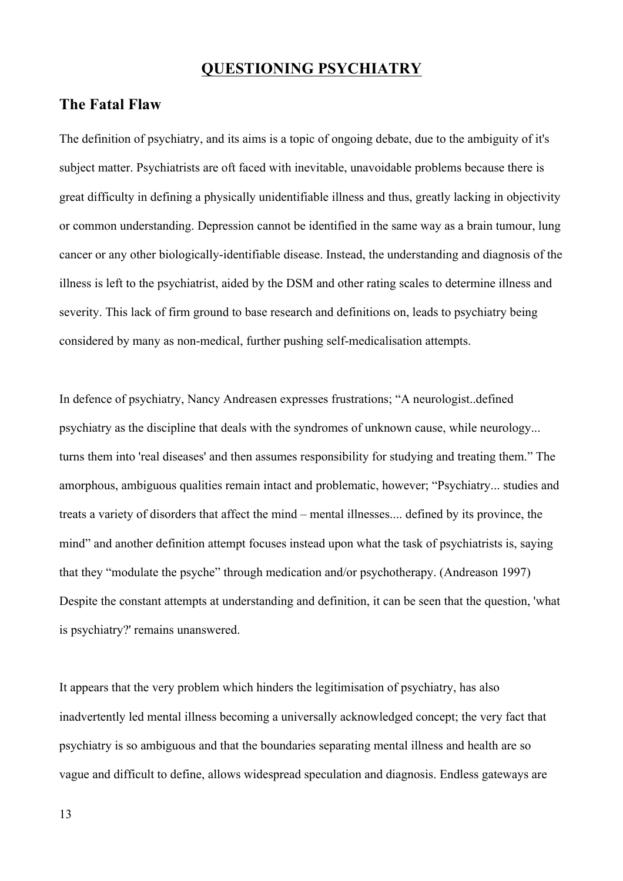## QUESTIONING PSYCHIATRY

### The Fatal Flaw

The definition of psychiatry, and its aims is a topic of ongoing debate, due to the ambiguity of it's subject matter. Psychiatrists are oft faced with inevitable, unavoidable problems because there is great difficulty in defining a physically unidentifiable illness and thus, greatly lacking in objectivity or common understanding. Depression cannot be identified in the same way as a brain tumour, lung cancer or any other biologically-identifiable disease. Instead, the understanding and diagnosis of the illness is left to the psychiatrist, aided by the DSM and other rating scales to determine illness and severity. This lack of firm ground to base research and definitions on, leads to psychiatry being considered by many as non-medical, further pushing self-medicalisation attempts.

In defence of psychiatry, Nancy Andreasen expresses frustrations; "A neurologist..defined psychiatry as the discipline that deals with the syndromes of unknown cause, while neurology... turns them into 'real diseases' and then assumes responsibility for studying and treating them." The amorphous, ambiguous qualities remain intact and problematic, however; "Psychiatry... studies and treats a variety of disorders that affect the mind – mental illnesses.... defined by its province, the mind" and another definition attempt focuses instead upon what the task of psychiatrists is, saying that they "modulate the psyche" through medication and/or psychotherapy. (Andreason 1997) Despite the constant attempts at understanding and definition, it can be seen that the question, 'what is psychiatry?' remains unanswered.

It appears that the very problem which hinders the legitimisation of psychiatry, has also inadvertently led mental illness becoming a universally acknowledged concept; the very fact that psychiatry is so ambiguous and that the boundaries separating mental illness and health are so vague and difficult to define, allows widespread speculation and diagnosis. Endless gateways are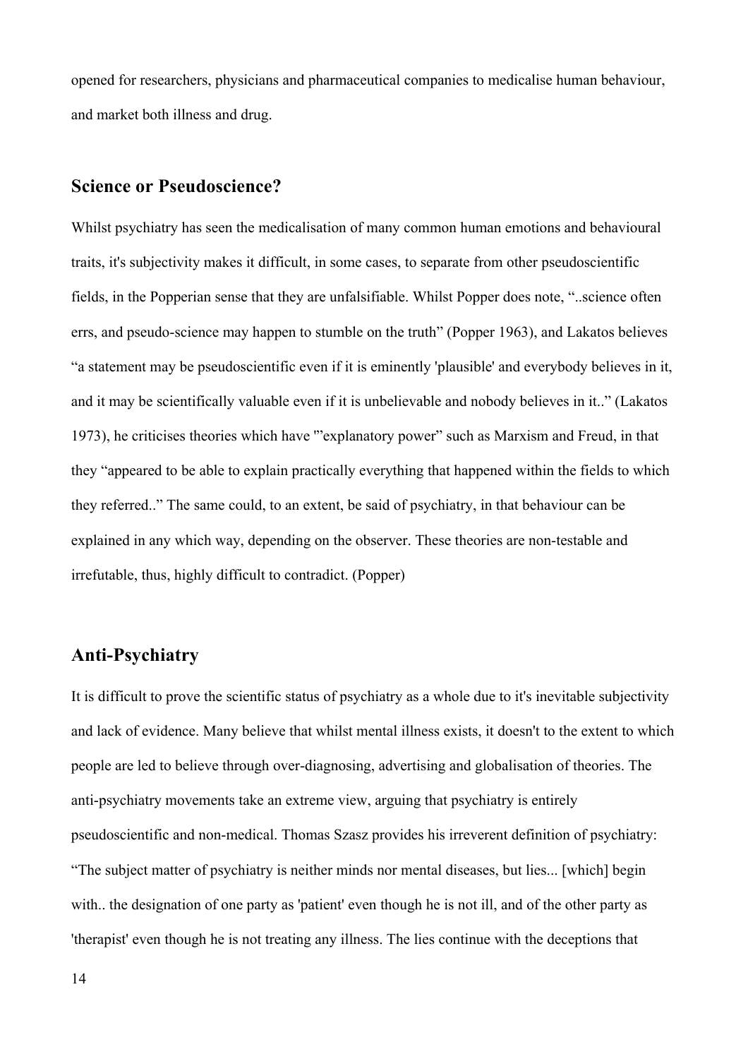opened for researchers, physicians and pharmaceutical companies to medicalise human behaviour, and market both illness and drug.

## Science or Pseudoscience?

Whilst psychiatry has seen the medicalisation of many common human emotions and behavioural traits, it's subjectivity makes it difficult, in some cases, to separate from other pseudoscientific fields, in the Popperian sense that they are unfalsifiable. Whilst Popper does note, "..science often errs, and pseudo-science may happen to stumble on the truth" (Popper 1963), and Lakatos believes "a statement may be pseudoscientific even if it is eminently 'plausible' and everybody believes in it, and it may be scientifically valuable even if it is unbelievable and nobody believes in it.." (Lakatos 1973), he criticises theories which have '"explanatory power" such as Marxism and Freud, in that they "appeared to be able to explain practically everything that happened within the fields to which they referred.." The same could, to an extent, be said of psychiatry, in that behaviour can be explained in any which way, depending on the observer. These theories are non-testable and irrefutable, thus, highly difficult to contradict. (Popper)

## Anti-Psychiatry

It is difficult to prove the scientific status of psychiatry as a whole due to it's inevitable subjectivity and lack of evidence. Many believe that whilst mental illness exists, it doesn't to the extent to which people are led to believe through over-diagnosing, advertising and globalisation of theories. The anti-psychiatry movements take an extreme view, arguing that psychiatry is entirely pseudoscientific and non-medical. Thomas Szasz provides his irreverent definition of psychiatry: "The subject matter of psychiatry is neither minds nor mental diseases, but lies... [which] begin with.. the designation of one party as 'patient' even though he is not ill, and of the other party as 'therapist' even though he is not treating any illness. The lies continue with the deceptions that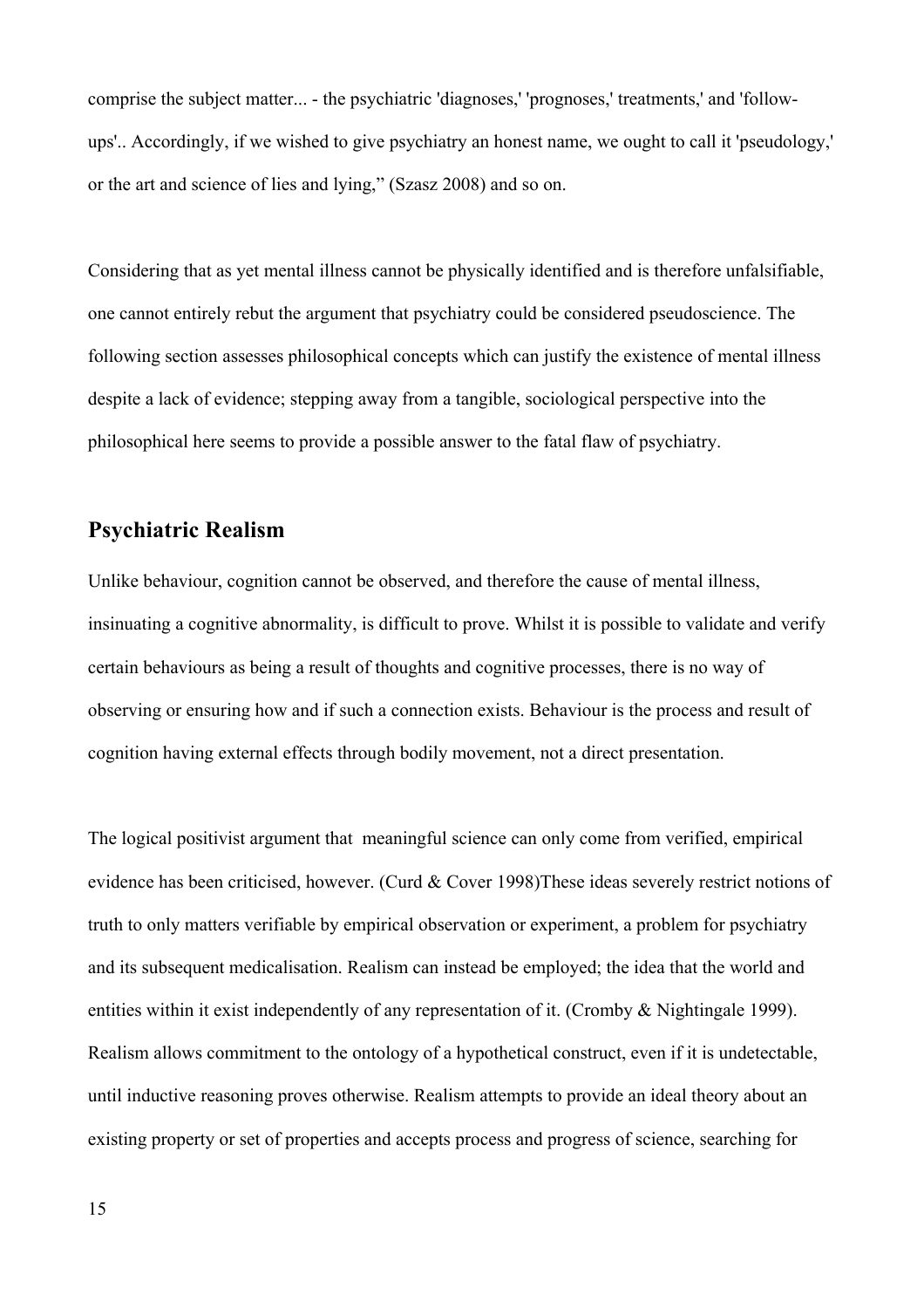comprise the subject matter... - the psychiatric 'diagnoses,' 'prognoses,' treatments,' and 'follow-ups'.. Accordingly, if we wished to give psychiatry an honest name, we ought to call it 'pseudology,' or the art and science of lies and lying," (Szasz 2008) and so on.

Considering that as yet mental illness cannot be physically identified and is therefore unfalsifiable, one cannot entirely rebut the argument that psychiatry could be considered pseudoscience. The following section assesses philosophical concepts which can justify the existence of mental illness despite a lack of evidence; stepping away from a tangible, sociological perspective into the philosophical here seems to provide a possible answer to the fatal flaw of psychiatry.

## Psychiatric Realism

Unlike behaviour, cognition cannot be observed, and therefore the cause of mental illness, insinuating a cognitive abnormality, is difficult to prove. Whilst it is possible to validate and verify certain behaviours as being a result of thoughts and cognitive processes, there is no way of observing or ensuring how and if such a connection exists. Behaviour is the process and result of cognition having external effects through bodily movement, not a direct presentation.

The logical positivist argument that meaningful science can only come from verified, empirical evidence has been criticised, however. (Curd & Cover 1998)These ideas severely restrict notions of truth to only matters verifiable by empirical observation or experiment, a problem for psychiatry and its subsequent medicalisation. Realism can instead be employed; the idea that the world and entities within it exist independently of any representation of it. (Cromby & Nightingale 1999). Realism allows commitment to the ontology of a hypothetical construct, even if it is undetectable, until inductive reasoning proves otherwise. Realism attempts to provide an ideal theory about an existing property or set of properties and accepts process and progress of science, searching for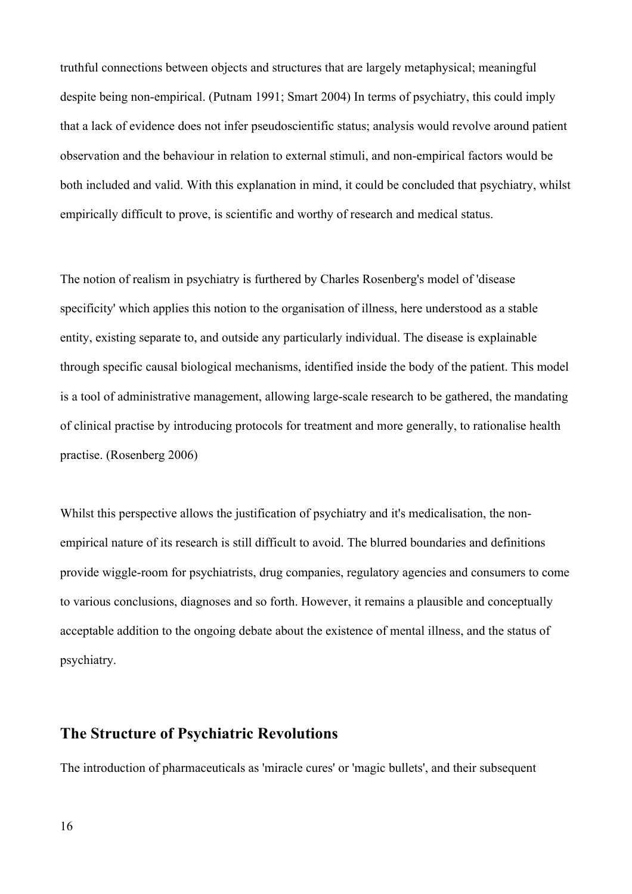truthful connections between objects and structures that are largely metaphysical; meaningful despite being non-empirical. (Putnam 1991; Smart 2004) In terms of psychiatry, this could imply that a lack of evidence does not infer pseudoscientific status; analysis would revolve around patient observation and the behaviour in relation to external stimuli, and non-empirical factors would be both included and valid. With this explanation in mind, it could be concluded that psychiatry, whilst empirically difficult to prove, is scientific and worthy of research and medical status.

The notion of realism in psychiatry is furthered by Charles Rosenberg's model of 'disease specificity' which applies this notion to the organisation of illness, here understood as a stable entity, existing separate to, and outside any particularly individual. The disease is explainable through specific causal biological mechanisms, identified inside the body of the patient. This model is a tool of administrative management, allowing large-scale research to be gathered, the mandating of clinical practise by introducing protocols for treatment and more generally, to rationalise health practise. (Rosenberg 2006)

Whilst this perspective allows the justification of psychiatry and it's medicalisation, the non-empirical nature of its research is still difficult to avoid. The blurred boundaries and definitions provide wiggle-room for psychiatrists, drug companies, regulatory agencies and consumers to come to various conclusions, diagnoses and so forth. However, it remains a plausible and conceptually acceptable addition to the ongoing debate about the existence of mental illness, and the status of psychiatry.

## The Structure of Psychiatric Revolutions

The introduction of pharmaceuticals as 'miracle cures' or 'magic bullets', and their subsequent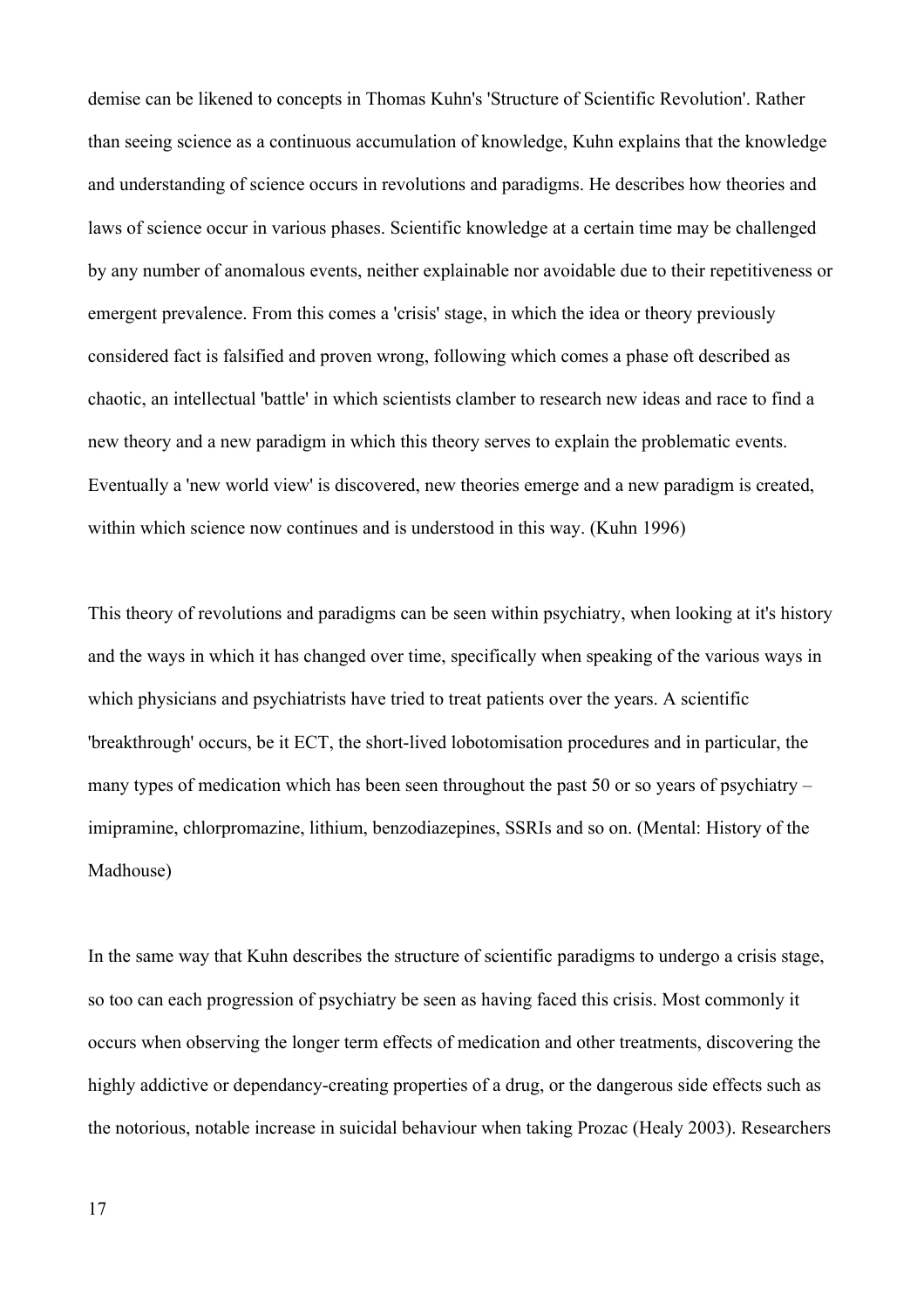demise can be likened to concepts in Thomas Kuhn's 'Structure of Scientific Revolution'. Rather than seeing science as a continuous accumulation of knowledge, Kuhn explains that the knowledge and understanding of science occurs in revolutions and paradigms. He describes how theories and laws of science occur in various phases. Scientific knowledge at a certain time may be challenged by any number of anomalous events, neither explainable nor avoidable due to their repetitiveness or emergent prevalence. From this comes a 'crisis' stage, in which the idea or theory previously considered fact is falsified and proven wrong, following which comes a phase oft described as chaotic, an intellectual 'battle' in which scientists clamber to research new ideas and race to find a new theory and a new paradigm in which this theory serves to explain the problematic events. Eventually a 'new world view' is discovered, new theories emerge and a new paradigm is created, within which science now continues and is understood in this way. (Kuhn 1996)

This theory of revolutions and paradigms can be seen within psychiatry, when looking at it's history and the ways in which it has changed over time, specifically when speaking of the various ways in which physicians and psychiatrists have tried to treat patients over the years. A scientific 'breakthrough' occurs, be it ECT, the short-lived lobotomisation procedures and in particular, the many types of medication which has been seen throughout the past 50 or so years of psychiatry – imipramine, chlorpromazine, lithium, benzodiazepines, SSRIs and so on. (Mental: History of the Madhouse)

In the same way that Kuhn describes the structure of scientific paradigms to undergo a crisis stage, so too can each progression of psychiatry be seen as having faced this crisis. Most commonly it occurs when observing the longer term effects of medication and other treatments, discovering the highly addictive or dependancy-creating properties of a drug, or the dangerous side effects such as the notorious, notable increase in suicidal behaviour when taking Prozac (Healy 2003). Researchers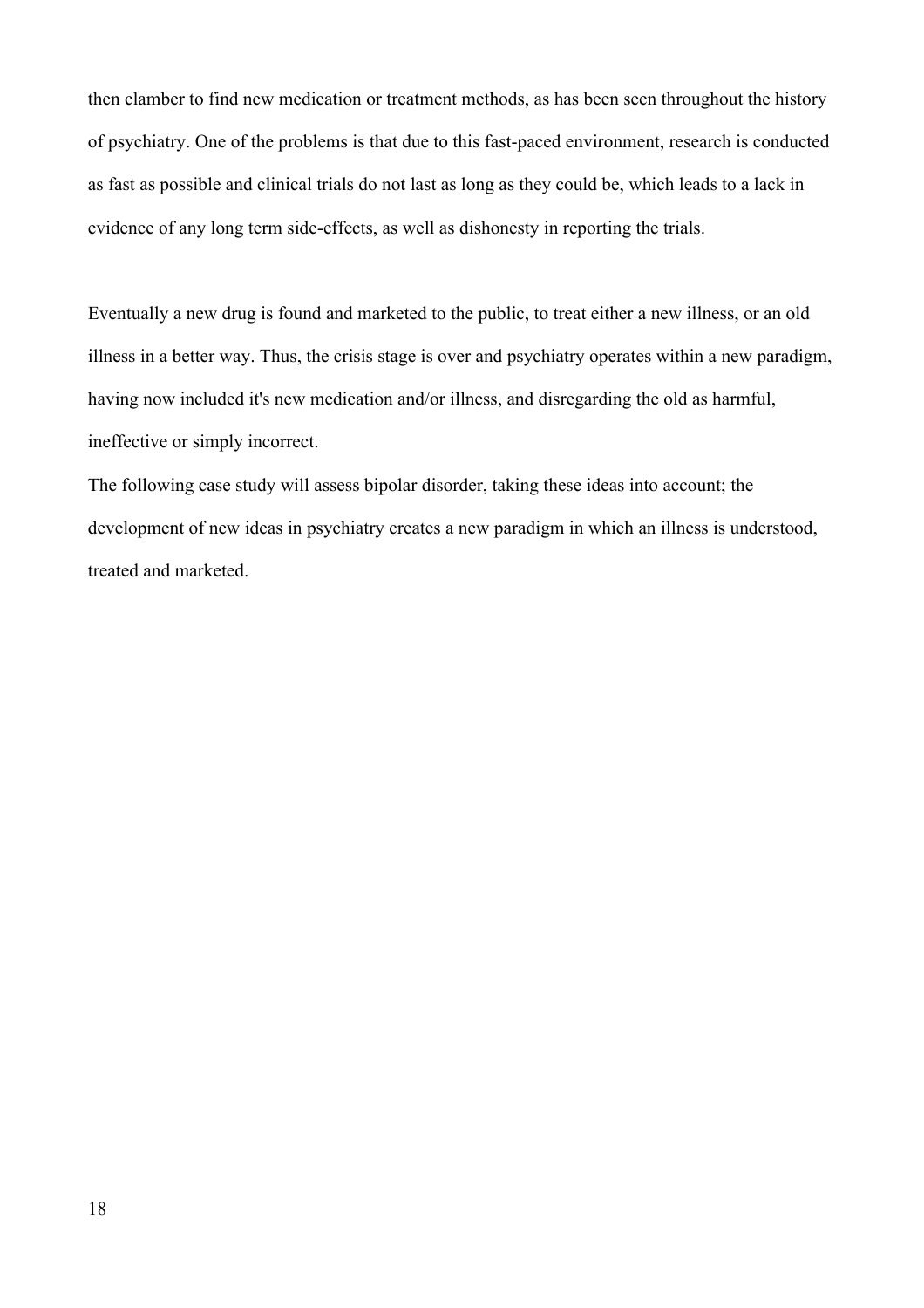then clamber to find new medication or treatment methods, as has been seen throughout the history of psychiatry. One of the problems is that due to this fast-paced environment, research is conducted as fast as possible and clinical trials do not last as long as they could be, which leads to a lack in evidence of any long term side-effects, as well as dishonesty in reporting the trials.

Eventually a new drug is found and marketed to the public, to treat either a new illness, or an old illness in a better way. Thus, the crisis stage is over and psychiatry operates within a new paradigm, having now included it's new medication and/or illness, and disregarding the old as harmful, ineffective or simply incorrect.

The following case study will assess bipolar disorder, taking these ideas into account; the development of new ideas in psychiatry creates a new paradigm in which an illness is understood, treated and marketed.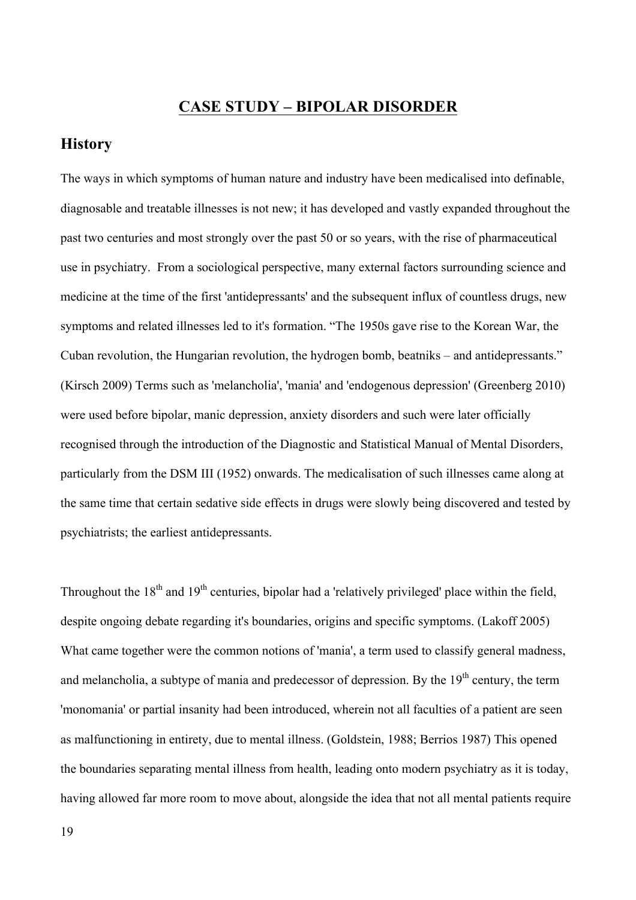## CASE STUDY – BIPOLAR DISORDER

### History

The ways in which symptoms of human nature and industry have been medicalised into definable, diagnosable and treatable illnesses is not new; it has developed and vastly expanded throughout the past two centuries and most strongly over the past 50 or so years, with the rise of pharmaceutical use in psychiatry. From a sociological perspective, many external factors surrounding science and medicine at the time of the first 'antidepressants' and the subsequent influx of countless drugs, new symptoms and related illnesses led to it's formation. "The 1950s gave rise to the Korean War, the Cuban revolution, the Hungarian revolution, the hydrogen bomb, beatniks – and antidepressants." (Kirsch 2009) Terms such as 'melancholia', 'mania' and 'endogenous depression' (Greenberg 2010) were used before bipolar, manic depression, anxiety disorders and such were later officially recognised through the introduction of the Diagnostic and Statistical Manual of Mental Disorders, particularly from the DSM III (1952) onwards. The medicalisation of such illnesses came along at the same time that certain sedative side effects in drugs were slowly being discovered and tested by psychiatrists; the earliest antidepressants.

Throughout the 18th and 19th centuries, bipolar had a 'relatively privileged' place within the field, despite ongoing debate regarding it's boundaries, origins and specific symptoms. (Lakoff 2005) What came together were the common notions of 'mania', a term used to classify general madness, and melancholia, a subtype of mania and predecessor of depression. By the 19th century, the term 'monomania' or partial insanity had been introduced, wherein not all faculties of a patient are seen as malfunctioning in entirety, due to mental illness. (Goldstein, 1988; Berrios 1987) This opened the boundaries separating mental illness from health, leading onto modern psychiatry as it is today, having allowed far more room to move about, alongside the idea that not all mental patients require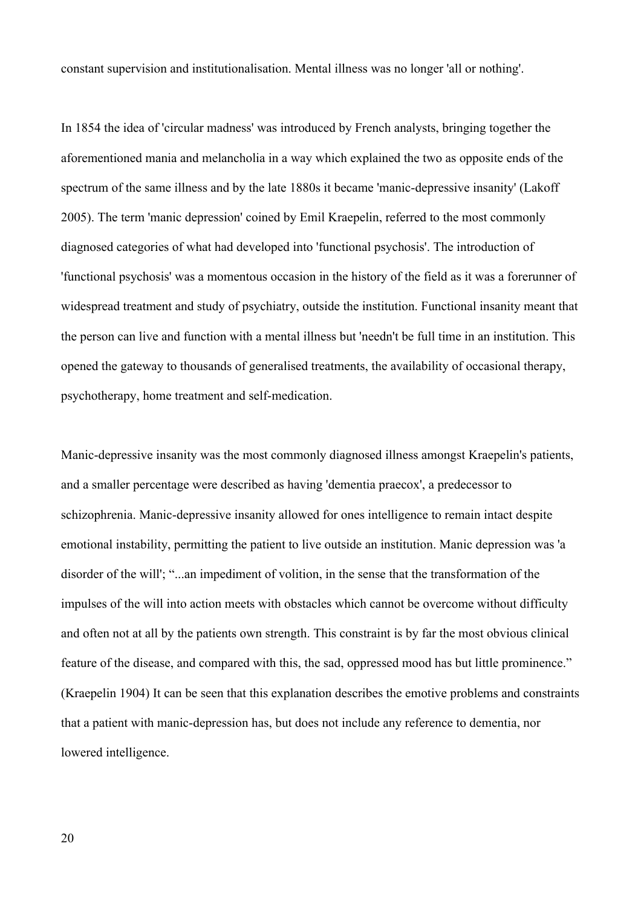constant supervision and institutionalisation. Mental illness was no longer 'all or nothing'.

In 1854 the idea of 'circular madness' was introduced by French analysts, bringing together the aforementioned mania and melancholia in a way which explained the two as opposite ends of the spectrum of the same illness and by the late 1880s it became 'manic-depressive insanity' (Lakoff 2005). The term 'manic depression' coined by Emil Kraepelin, referred to the most commonly diagnosed categories of what had developed into 'functional psychosis'. The introduction of 'functional psychosis' was a momentous occasion in the history of the field as it was a forerunner of widespread treatment and study of psychiatry, outside the institution. Functional insanity meant that the person can live and function with a mental illness but 'needn't be full time in an institution. This opened the gateway to thousands of generalised treatments, the availability of occasional therapy, psychotherapy, home treatment and self-medication.

Manic-depressive insanity was the most commonly diagnosed illness amongst Kraepelin's patients, and a smaller percentage were described as having 'dementia praecox', a predecessor to schizophrenia. Manic-depressive insanity allowed for ones intelligence to remain intact despite emotional instability, permitting the patient to live outside an institution. Manic depression was 'a disorder of the will'; "...an impediment of volition, in the sense that the transformation of the impulses of the will into action meets with obstacles which cannot be overcome without difficulty and often not at all by the patients own strength. This constraint is by far the most obvious clinical feature of the disease, and compared with this, the sad, oppressed mood has but little prominence." (Kraepelin 1904) It can be seen that this explanation describes the emotive problems and constraints that a patient with manic-depression has, but does not include any reference to dementia, nor lowered intelligence.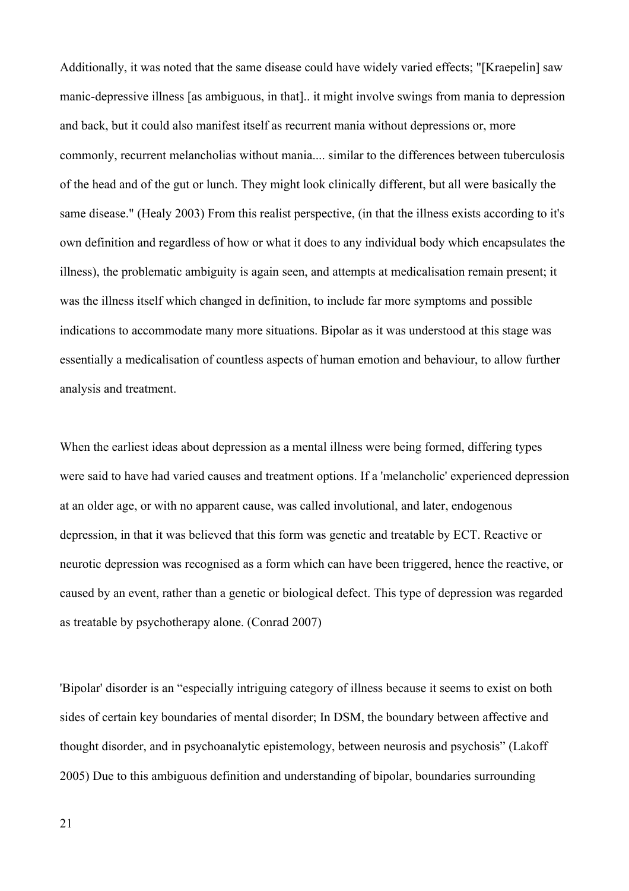Additionally, it was noted that the same disease could have widely varied effects; "[Kraepelin] saw manic-depressive illness [as ambiguous, in that].. it might involve swings from mania to depression and back, but it could also manifest itself as recurrent mania without depressions or, more commonly, recurrent melancholias without mania.... similar to the differences between tuberculosis of the head and of the gut or lunch. They might look clinically different, but all were basically the same disease." (Healy 2003) From this realist perspective, (in that the illness exists according to it's own definition and regardless of how or what it does to any individual body which encapsulates the illness), the problematic ambiguity is again seen, and attempts at medicalisation remain present; it was the illness itself which changed in definition, to include far more symptoms and possible indications to accommodate many more situations. Bipolar as it was understood at this stage was essentially a medicalisation of countless aspects of human emotion and behaviour, to allow further analysis and treatment.

When the earliest ideas about depression as a mental illness were being formed, differing types were said to have had varied causes and treatment options. If a 'melancholic' experienced depression at an older age, or with no apparent cause, was called involutional, and later, endogenous depression, in that it was believed that this form was genetic and treatable by ECT. Reactive or neurotic depression was recognised as a form which can have been triggered, hence the reactive, or caused by an event, rather than a genetic or biological defect. This type of depression was regarded as treatable by psychotherapy alone. (Conrad 2007)

'Bipolar' disorder is an "especially intriguing category of illness because it seems to exist on both sides of certain key boundaries of mental disorder; In DSM, the boundary between affective and thought disorder, and in psychoanalytic epistemology, between neurosis and psychosis" (Lakoff 2005) Due to this ambiguous definition and understanding of bipolar, boundaries surrounding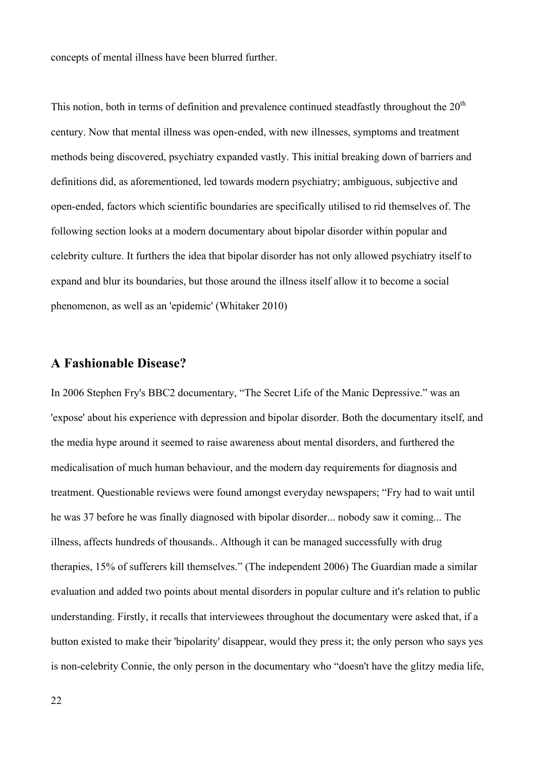concepts of mental illness have been blurred further.

This notion, both in terms of definition and prevalence continued steadfastly throughout the 20th century. Now that mental illness was open-ended, with new illnesses, symptoms and treatment methods being discovered, psychiatry expanded vastly. This initial breaking down of barriers and definitions did, as aforementioned, led towards modern psychiatry; ambiguous, subjective and open-ended, factors which scientific boundaries are specifically utilised to rid themselves of. The following section looks at a modern documentary about bipolar disorder within popular and celebrity culture. It furthers the idea that bipolar disorder has not only allowed psychiatry itself to expand and blur its boundaries, but those around the illness itself allow it to become a social phenomenon, as well as an 'epidemic' (Whitaker 2010)

## A Fashionable Disease?

In 2006 Stephen Fry's BBC2 documentary, "The Secret Life of the Manic Depressive." was an 'expose' about his experience with depression and bipolar disorder. Both the documentary itself, and the media hype around it seemed to raise awareness about mental disorders, and furthered the medicalisation of much human behaviour, and the modern day requirements for diagnosis and treatment. Questionable reviews were found amongst everyday newspapers; "Fry had to wait until he was 37 before he was finally diagnosed with bipolar disorder... nobody saw it coming... The illness, affects hundreds of thousands.. Although it can be managed successfully with drug therapies, 15% of sufferers kill themselves." (The independent 2006) The Guardian made a similar evaluation and added two points about mental disorders in popular culture and it's relation to public understanding. Firstly, it recalls that interviewees throughout the documentary were asked that, if a button existed to make their 'bipolarity' disappear, would they press it; the only person who says yes is non-celebrity Connie, the only person in the documentary who "doesn't have the glitzy media life,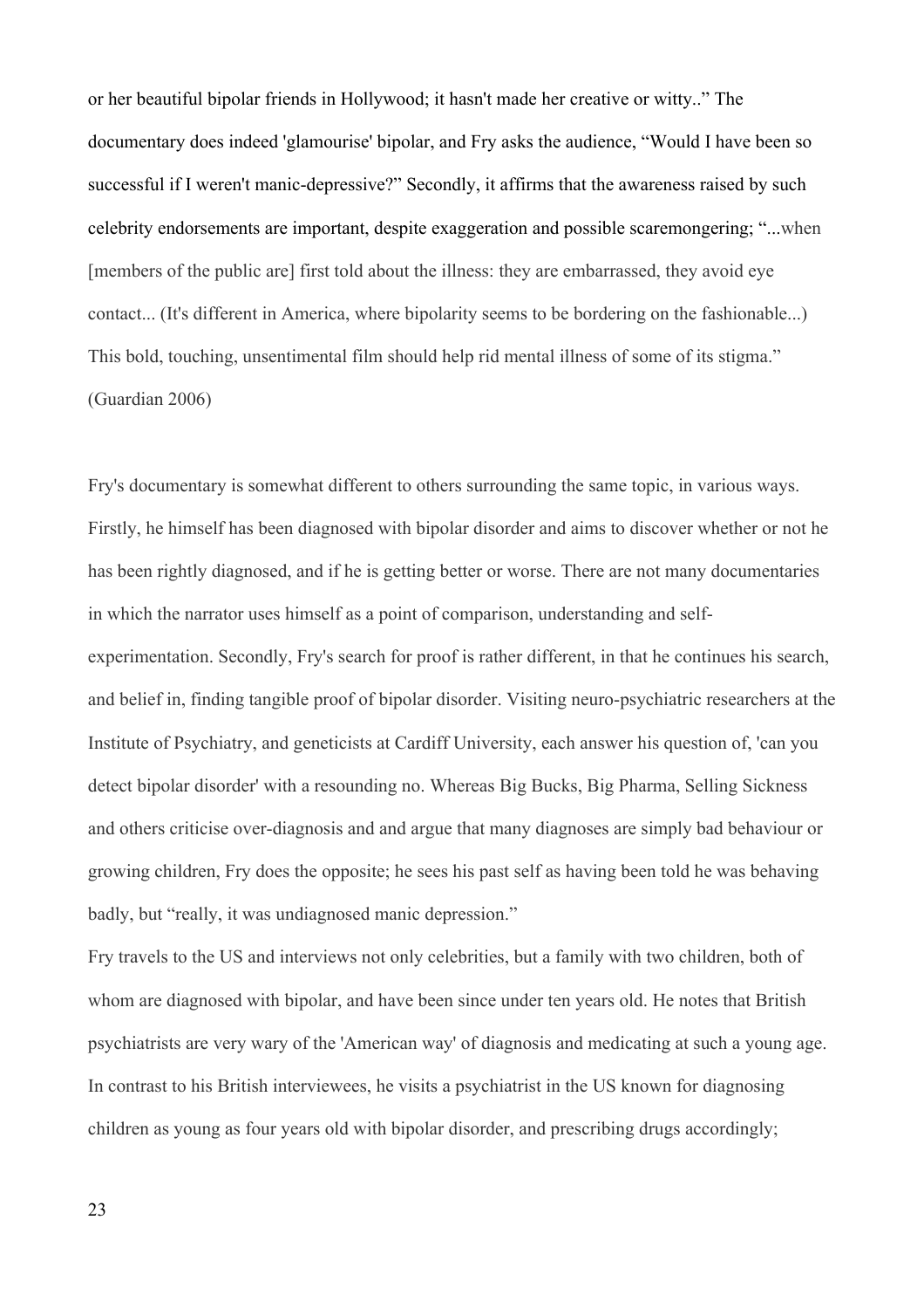or her beautiful bipolar friends in Hollywood; it hasn't made her creative or witty..” The documentary does indeed 'glamourise' bipolar, and Fry asks the audience, “Would I have been so successful if I weren't manic-depressive?” Secondly, it affirms that the awareness raised by such celebrity endorsements are important, despite exaggeration and possible scaremongering; “...when [members of the public are] first told about the illness: they are embarrassed, they avoid eye contact... (It's different in America, where bipolarity seems to be bordering on the fashionable...) This bold, touching, unsentimental film should help rid mental illness of some of its stigma.” (Guardian 2006)

Fry's documentary is somewhat different to others surrounding the same topic, in various ways. Firstly, he himself has been diagnosed with bipolar disorder and aims to discover whether or not he has been rightly diagnosed, and if he is getting better or worse. There are not many documentaries in which the narrator uses himself as a point of comparison, understanding and self-experimentation. Secondly, Fry's search for proof is rather different, in that he continues his search, and belief in, finding tangible proof of bipolar disorder. Visiting neuro-psychiatric researchers at the Institute of Psychiatry, and geneticists at Cardiff University, each answer his question of, 'can you detect bipolar disorder' with a resounding no. Whereas Big Bucks, Big Pharma, Selling Sickness and others criticise over-diagnosis and and argue that many diagnoses are simply bad behaviour or growing children, Fry does the opposite; he sees his past self as having been told he was behaving badly, but “really, it was undiagnosed manic depression.”

Fry travels to the US and interviews not only celebrities, but a family with two children, both of whom are diagnosed with bipolar, and have been since under ten years old. He notes that British psychiatrists are very wary of the 'American way' of diagnosis and medicating at such a young age. In contrast to his British interviewees, he visits a psychiatrist in the US known for diagnosing children as young as four years old with bipolar disorder, and prescribing drugs accordingly;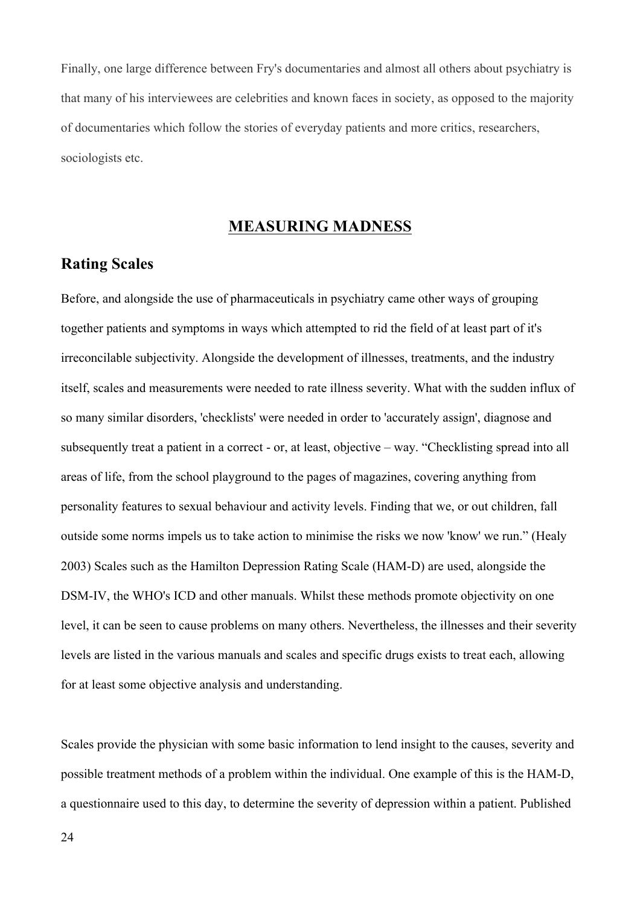Finally, one large difference between Fry's documentaries and almost all others about psychiatry is that many of his interviewees are celebrities and known faces in society, as opposed to the majority of documentaries which follow the stories of everyday patients and more critics, researchers, sociologists etc.

## MEASURING MADNESS

### Rating Scales

Before, and alongside the use of pharmaceuticals in psychiatry came other ways of grouping together patients and symptoms in ways which attempted to rid the field of at least part of it's irreconcilable subjectivity. Alongside the development of illnesses, treatments, and the industry itself, scales and measurements were needed to rate illness severity. What with the sudden influx of so many similar disorders, 'checklists' were needed in order to 'accurately assign', diagnose and subsequently treat a patient in a correct - or, at least, objective – way. "Checklisting spread into all areas of life, from the school playground to the pages of magazines, covering anything from personality features to sexual behaviour and activity levels. Finding that we, or out children, fall outside some norms impels us to take action to minimise the risks we now 'know' we run." (Healy 2003) Scales such as the Hamilton Depression Rating Scale (HAM-D) are used, alongside the DSM-IV, the WHO's ICD and other manuals. Whilst these methods promote objectivity on one level, it can be seen to cause problems on many others. Nevertheless, the illnesses and their severity levels are listed in the various manuals and scales and specific drugs exists to treat each, allowing for at least some objective analysis and understanding.

Scales provide the physician with some basic information to lend insight to the causes, severity and possible treatment methods of a problem within the individual. One example of this is the HAM-D, a questionnaire used to this day, to determine the severity of depression within a patient. Published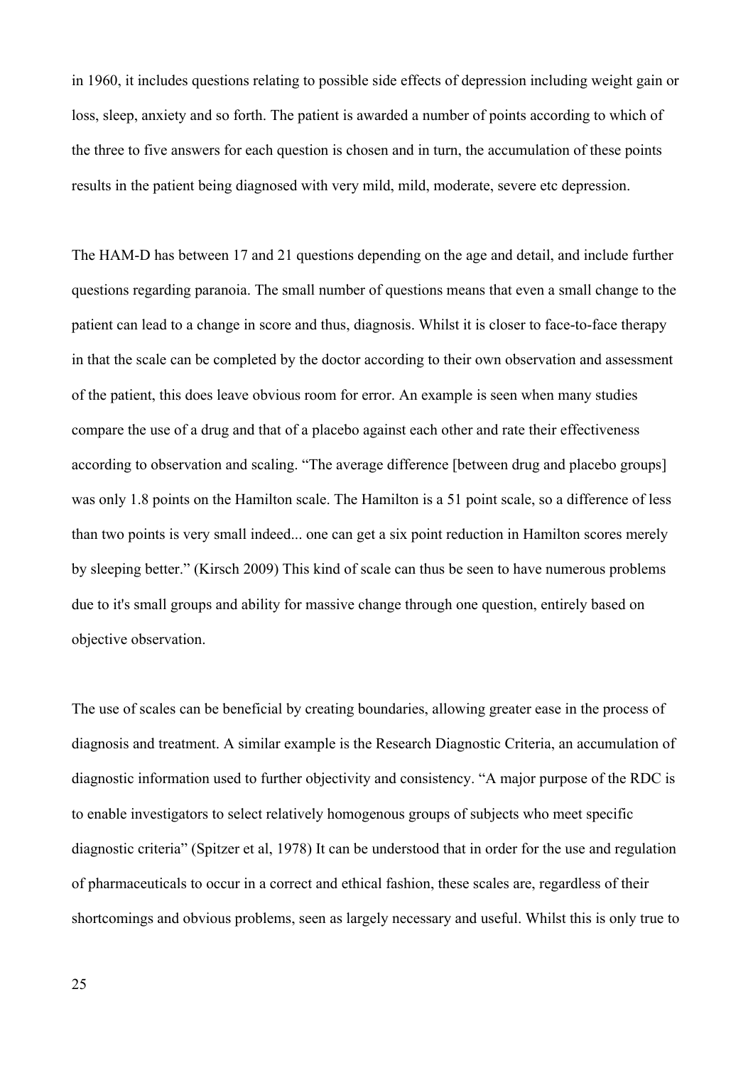in 1960, it includes questions relating to possible side effects of depression including weight gain or loss, sleep, anxiety and so forth. The patient is awarded a number of points according to which of the three to five answers for each question is chosen and in turn, the accumulation of these points results in the patient being diagnosed with very mild, mild, moderate, severe etc depression.

The HAM-D has between 17 and 21 questions depending on the age and detail, and include further questions regarding paranoia. The small number of questions means that even a small change to the patient can lead to a change in score and thus, diagnosis. Whilst it is closer to face-to-face therapy in that the scale can be completed by the doctor according to their own observation and assessment of the patient, this does leave obvious room for error. An example is seen when many studies compare the use of a drug and that of a placebo against each other and rate their effectiveness according to observation and scaling. "The average difference [between drug and placebo groups] was only 1.8 points on the Hamilton scale. The Hamilton is a 51 point scale, so a difference of less than two points is very small indeed... one can get a six point reduction in Hamilton scores merely by sleeping better." (Kirsch 2009) This kind of scale can thus be seen to have numerous problems due to it's small groups and ability for massive change through one question, entirely based on objective observation.

The use of scales can be beneficial by creating boundaries, allowing greater ease in the process of diagnosis and treatment. A similar example is the Research Diagnostic Criteria, an accumulation of diagnostic information used to further objectivity and consistency. "A major purpose of the RDC is to enable investigators to select relatively homogenous groups of subjects who meet specific diagnostic criteria" (Spitzer et al, 1978) It can be understood that in order for the use and regulation of pharmaceuticals to occur in a correct and ethical fashion, these scales are, regardless of their shortcomings and obvious problems, seen as largely necessary and useful. Whilst this is only true to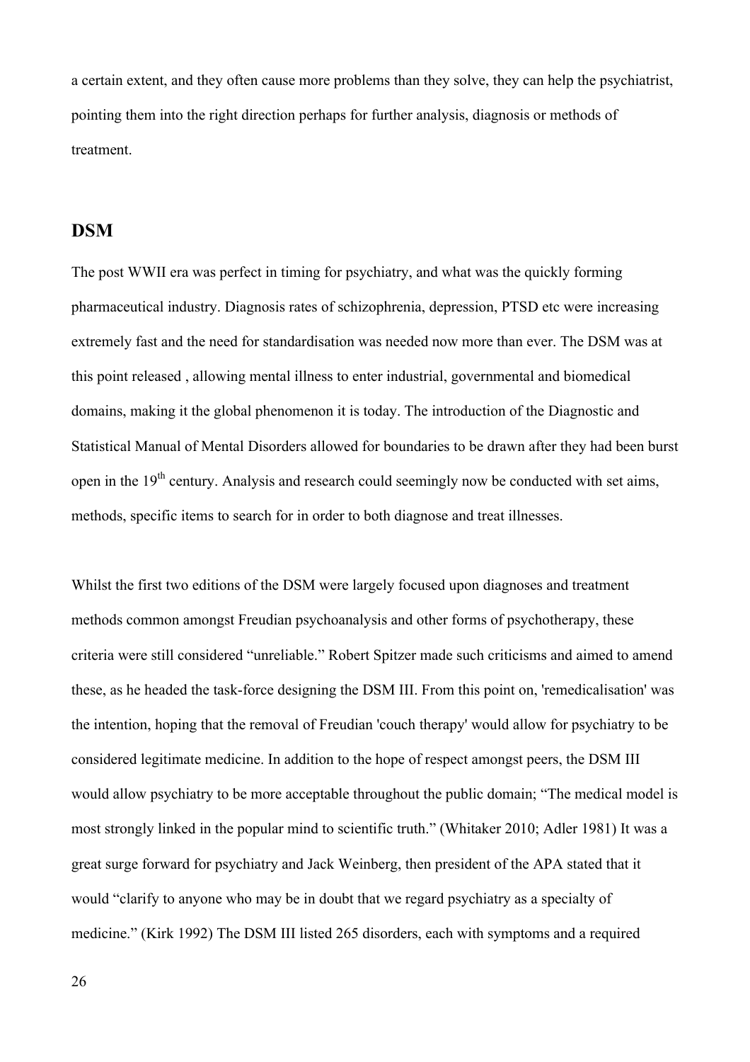a certain extent, and they often cause more problems than they solve, they can help the psychiatrist, pointing them into the right direction perhaps for further analysis, diagnosis or methods of treatment.

## DSM

The post WWII era was perfect in timing for psychiatry, and what was the quickly forming pharmaceutical industry. Diagnosis rates of schizophrenia, depression, PTSD etc were increasing extremely fast and the need for standardisation was needed now more than ever. The DSM was at this point released , allowing mental illness to enter industrial, governmental and biomedical domains, making it the global phenomenon it is today. The introduction of the Diagnostic and Statistical Manual of Mental Disorders allowed for boundaries to be drawn after they had been burst open in the 19th century. Analysis and research could seemingly now be conducted with set aims, methods, specific items to search for in order to both diagnose and treat illnesses.

Whilst the first two editions of the DSM were largely focused upon diagnoses and treatment methods common amongst Freudian psychoanalysis and other forms of psychotherapy, these criteria were still considered "unreliable." Robert Spitzer made such criticisms and aimed to amend these, as he headed the task-force designing the DSM III. From this point on, 'remedicalisation' was the intention, hoping that the removal of Freudian 'couch therapy' would allow for psychiatry to be considered legitimate medicine. In addition to the hope of respect amongst peers, the DSM III would allow psychiatry to be more acceptable throughout the public domain; "The medical model is most strongly linked in the popular mind to scientific truth." (Whitaker 2010; Adler 1981) It was a great surge forward for psychiatry and Jack Weinberg, then president of the APA stated that it would "clarify to anyone who may be in doubt that we regard psychiatry as a specialty of medicine." (Kirk 1992) The DSM III listed 265 disorders, each with symptoms and a required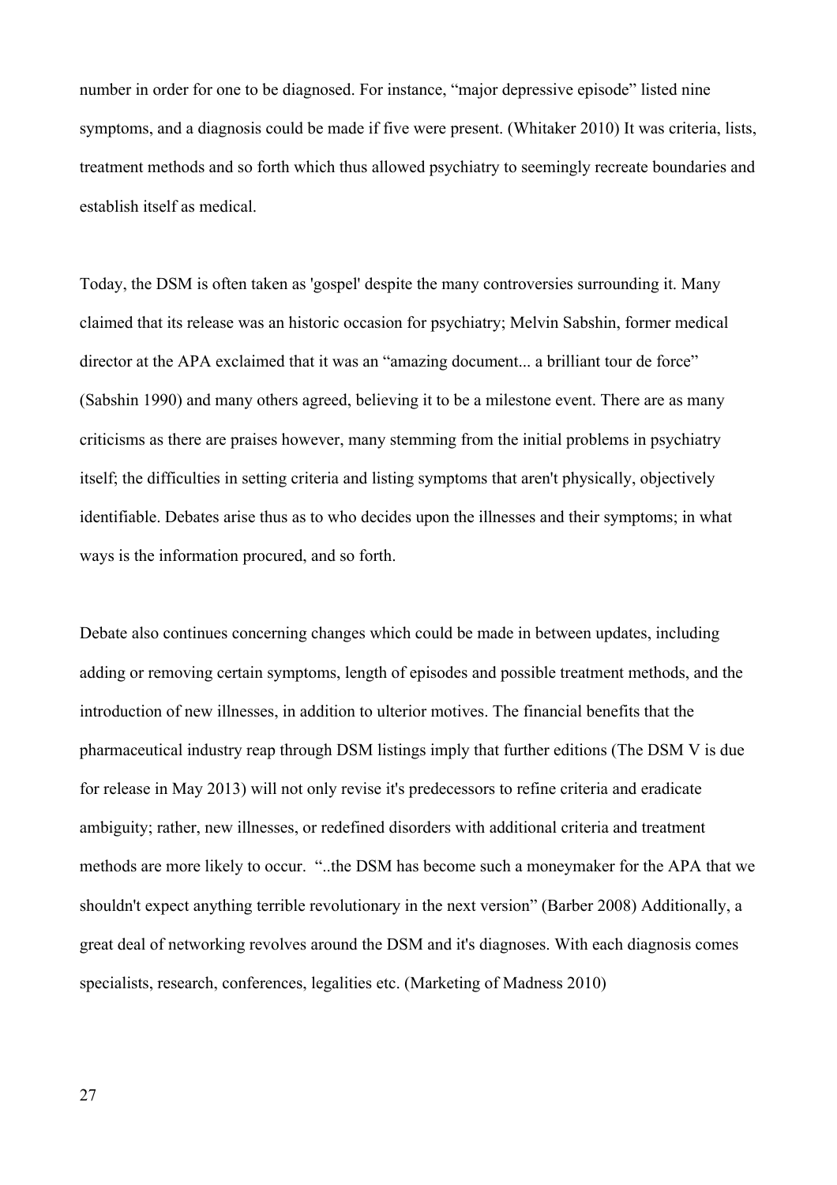number in order for one to be diagnosed. For instance, "major depressive episode" listed nine symptoms, and a diagnosis could be made if five were present. (Whitaker 2010) It was criteria, lists, treatment methods and so forth which thus allowed psychiatry to seemingly recreate boundaries and establish itself as medical.

Today, the DSM is often taken as 'gospel' despite the many controversies surrounding it. Many claimed that its release was an historic occasion for psychiatry; Melvin Sabshin, former medical director at the APA exclaimed that it was an "amazing document... a brilliant tour de force" (Sabshin 1990) and many others agreed, believing it to be a milestone event. There are as many criticisms as there are praises however, many stemming from the initial problems in psychiatry itself; the difficulties in setting criteria and listing symptoms that aren't physically, objectively identifiable. Debates arise thus as to who decides upon the illnesses and their symptoms; in what ways is the information procured, and so forth.

Debate also continues concerning changes which could be made in between updates, including adding or removing certain symptoms, length of episodes and possible treatment methods, and the introduction of new illnesses, in addition to ulterior motives. The financial benefits that the pharmaceutical industry reap through DSM listings imply that further editions (The DSM V is due for release in May 2013) will not only revise it's predecessors to refine criteria and eradicate ambiguity; rather, new illnesses, or redefined disorders with additional criteria and treatment methods are more likely to occur. "..the DSM has become such a moneymaker for the APA that we shouldn't expect anything terrible revolutionary in the next version" (Barber 2008) Additionally, a great deal of networking revolves around the DSM and it's diagnoses. With each diagnosis comes specialists, research, conferences, legalities etc. (Marketing of Madness 2010)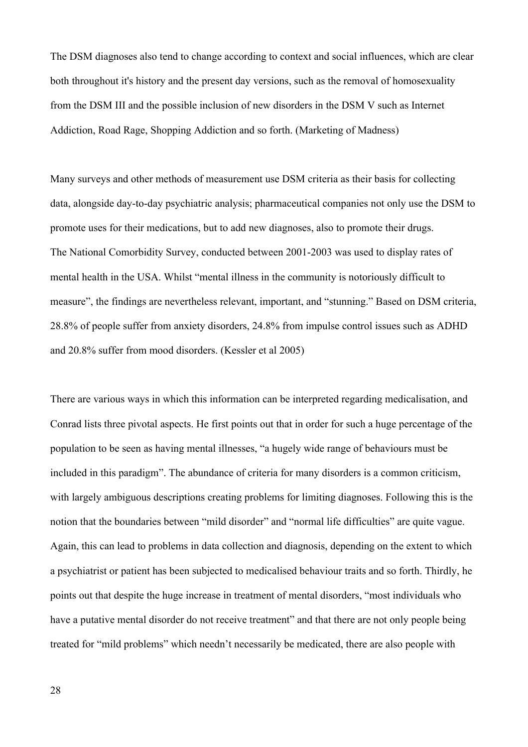The DSM diagnoses also tend to change according to context and social influences, which are clear both throughout it's history and the present day versions, such as the removal of homosexuality from the DSM III and the possible inclusion of new disorders in the DSM V such as Internet Addiction, Road Rage, Shopping Addiction and so forth. (Marketing of Madness)

Many surveys and other methods of measurement use DSM criteria as their basis for collecting data, alongside day-to-day psychiatric analysis; pharmaceutical companies not only use the DSM to promote uses for their medications, but to add new diagnoses, also to promote their drugs.
The National Comorbidity Survey, conducted between 2001-2003 was used to display rates of mental health in the USA. Whilst "mental illness in the community is notoriously difficult to measure", the findings are nevertheless relevant, important, and "stunning." Based on DSM criteria, 28.8% of people suffer from anxiety disorders, 24.8% from impulse control issues such as ADHD and 20.8% suffer from mood disorders. (Kessler et al 2005)

There are various ways in which this information can be interpreted regarding medicalisation, and Conrad lists three pivotal aspects. He first points out that in order for such a huge percentage of the population to be seen as having mental illnesses, "a hugely wide range of behaviours must be included in this paradigm". The abundance of criteria for many disorders is a common criticism, with largely ambiguous descriptions creating problems for limiting diagnoses. Following this is the notion that the boundaries between "mild disorder" and "normal life difficulties" are quite vague. Again, this can lead to problems in data collection and diagnosis, depending on the extent to which a psychiatrist or patient has been subjected to medicalised behaviour traits and so forth. Thirdly, he points out that despite the huge increase in treatment of mental disorders, "most individuals who have a putative mental disorder do not receive treatment" and that there are not only people being treated for "mild problems" which needn't necessarily be medicated, there are also people with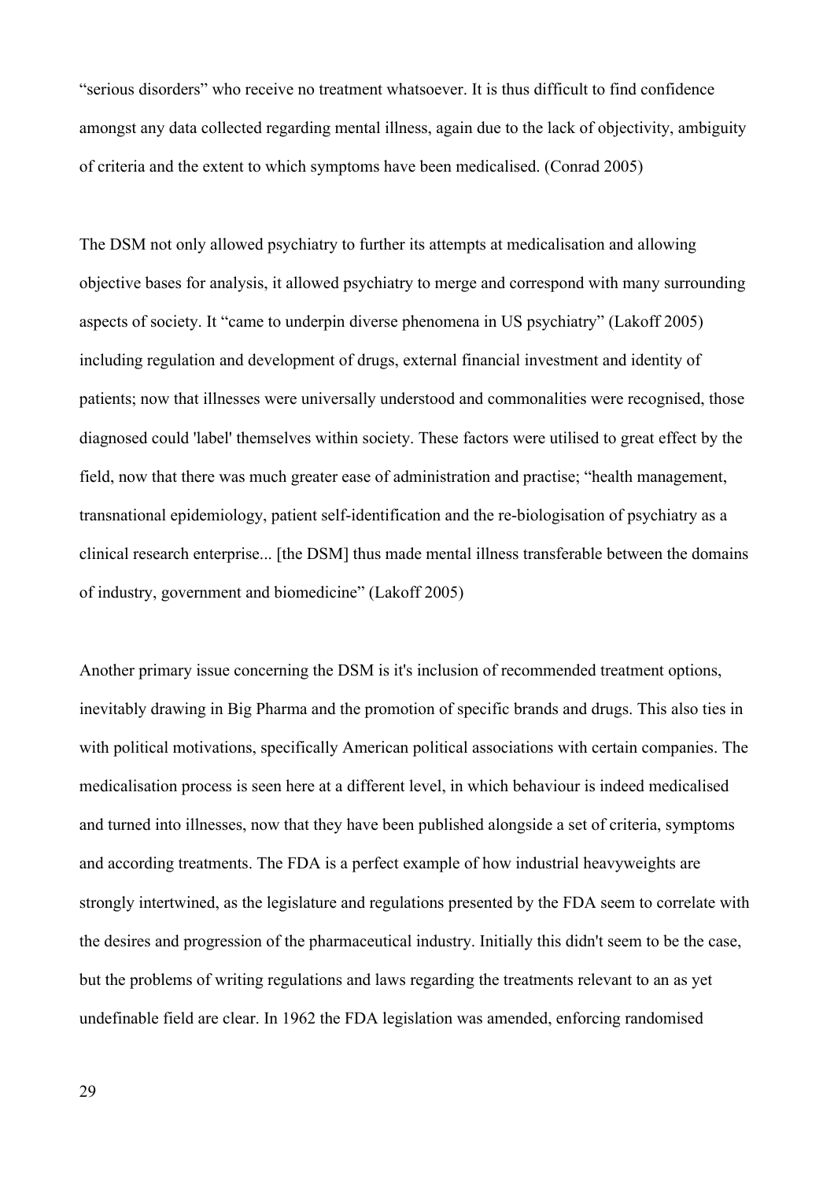"serious disorders" who receive no treatment whatsoever. It is thus difficult to find confidence amongst any data collected regarding mental illness, again due to the lack of objectivity, ambiguity of criteria and the extent to which symptoms have been medicalised. (Conrad 2005)

The DSM not only allowed psychiatry to further its attempts at medicalisation and allowing objective bases for analysis, it allowed psychiatry to merge and correspond with many surrounding aspects of society. It "came to underpin diverse phenomena in US psychiatry" (Lakoff 2005) including regulation and development of drugs, external financial investment and identity of patients; now that illnesses were universally understood and commonalities were recognised, those diagnosed could 'label' themselves within society. These factors were utilised to great effect by the field, now that there was much greater ease of administration and practise; "health management, transnational epidemiology, patient self-identification and the re-biologisation of psychiatry as a clinical research enterprise... [the DSM] thus made mental illness transferable between the domains of industry, government and biomedicine" (Lakoff 2005)

Another primary issue concerning the DSM is it's inclusion of recommended treatment options, inevitably drawing in Big Pharma and the promotion of specific brands and drugs. This also ties in with political motivations, specifically American political associations with certain companies. The medicalisation process is seen here at a different level, in which behaviour is indeed medicalised and turned into illnesses, now that they have been published alongside a set of criteria, symptoms and according treatments. The FDA is a perfect example of how industrial heavyweights are strongly intertwined, as the legislature and regulations presented by the FDA seem to correlate with the desires and progression of the pharmaceutical industry. Initially this didn't seem to be the case, but the problems of writing regulations and laws regarding the treatments relevant to an as yet undefinable field are clear. In 1962 the FDA legislation was amended, enforcing randomised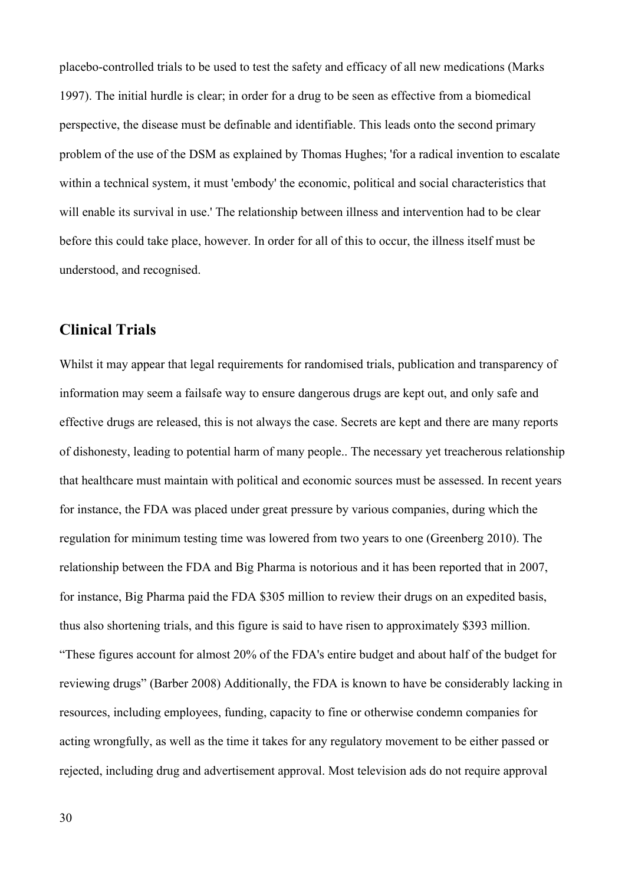placebo-controlled trials to be used to test the safety and efficacy of all new medications (Marks 1997). The initial hurdle is clear; in order for a drug to be seen as effective from a biomedical perspective, the disease must be definable and identifiable. This leads onto the second primary problem of the use of the DSM as explained by Thomas Hughes; 'for a radical invention to escalate within a technical system, it must 'embody' the economic, political and social characteristics that will enable its survival in use.' The relationship between illness and intervention had to be clear before this could take place, however. In order for all of this to occur, the illness itself must be understood, and recognised.

## Clinical Trials

Whilst it may appear that legal requirements for randomised trials, publication and transparency of information may seem a failsafe way to ensure dangerous drugs are kept out, and only safe and effective drugs are released, this is not always the case. Secrets are kept and there are many reports of dishonesty, leading to potential harm of many people.. The necessary yet treacherous relationship that healthcare must maintain with political and economic sources must be assessed. In recent years for instance, the FDA was placed under great pressure by various companies, during which the regulation for minimum testing time was lowered from two years to one (Greenberg 2010). The relationship between the FDA and Big Pharma is notorious and it has been reported that in 2007, for instance, Big Pharma paid the FDA $305 million to review their drugs on an expedited basis, thus also shortening trials, and this figure is said to have risen to approximately $393 million. "These figures account for almost 20% of the FDA's entire budget and about half of the budget for reviewing drugs" (Barber 2008) Additionally, the FDA is known to have be considerably lacking in resources, including employees, funding, capacity to fine or otherwise condemn companies for acting wrongfully, as well as the time it takes for any regulatory movement to be either passed or rejected, including drug and advertisement approval. Most television ads do not require approval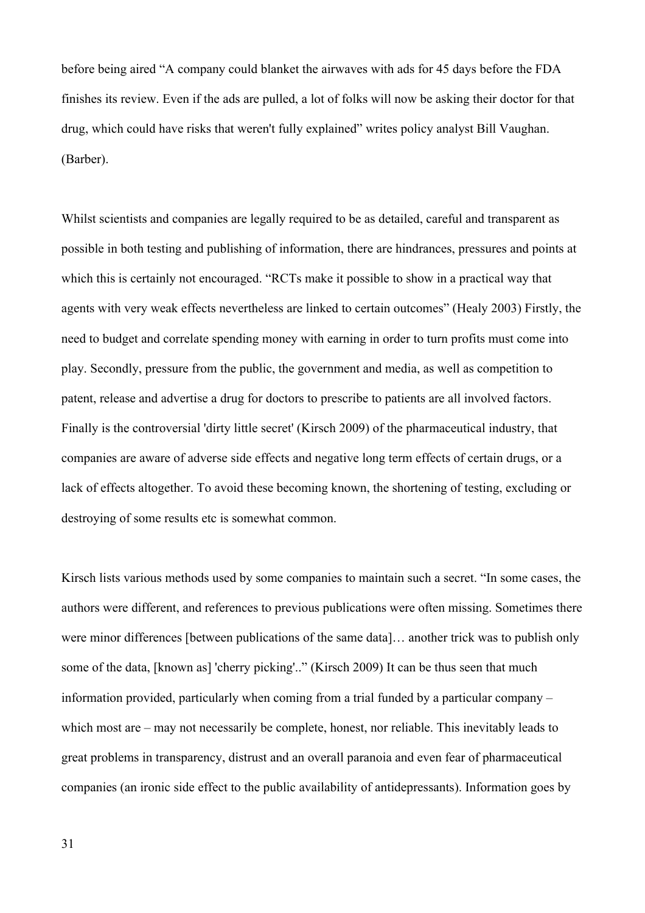before being aired "A company could blanket the airwaves with ads for 45 days before the FDA finishes its review. Even if the ads are pulled, a lot of folks will now be asking their doctor for that drug, which could have risks that weren't fully explained" writes policy analyst Bill Vaughan. (Barber).

Whilst scientists and companies are legally required to be as detailed, careful and transparent as possible in both testing and publishing of information, there are hindrances, pressures and points at which this is certainly not encouraged. "RCTs make it possible to show in a practical way that agents with very weak effects nevertheless are linked to certain outcomes" (Healy 2003) Firstly, the need to budget and correlate spending money with earning in order to turn profits must come into play. Secondly, pressure from the public, the government and media, as well as competition to patent, release and advertise a drug for doctors to prescribe to patients are all involved factors. Finally is the controversial 'dirty little secret' (Kirsch 2009) of the pharmaceutical industry, that companies are aware of adverse side effects and negative long term effects of certain drugs, or a lack of effects altogether. To avoid these becoming known, the shortening of testing, excluding or destroying of some results etc is somewhat common.

Kirsch lists various methods used by some companies to maintain such a secret. "In some cases, the authors were different, and references to previous publications were often missing. Sometimes there were minor differences [between publications of the same data]… another trick was to publish only some of the data, [known as] 'cherry picking'.." (Kirsch 2009) It can be thus seen that much information provided, particularly when coming from a trial funded by a particular company – which most are – may not necessarily be complete, honest, nor reliable. This inevitably leads to great problems in transparency, distrust and an overall paranoia and even fear of pharmaceutical companies (an ironic side effect to the public availability of antidepressants). Information goes by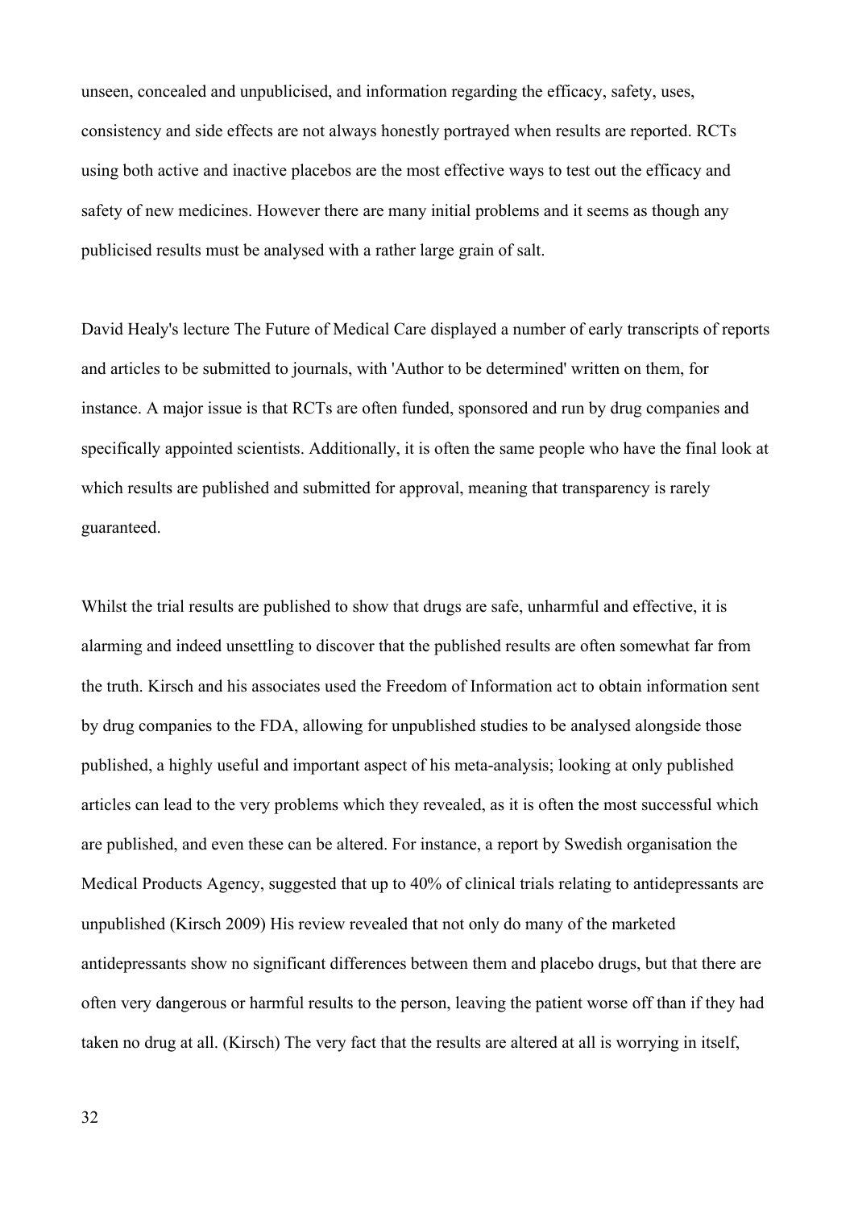unseen, concealed and unpublicised, and information regarding the efficacy, safety, uses, consistency and side effects are not always honestly portrayed when results are reported. RCTs using both active and inactive placebos are the most effective ways to test out the efficacy and safety of new medicines. However there are many initial problems and it seems as though any publicised results must be analysed with a rather large grain of salt.

David Healy's lecture The Future of Medical Care displayed a number of early transcripts of reports and articles to be submitted to journals, with 'Author to be determined' written on them, for instance. A major issue is that RCTs are often funded, sponsored and run by drug companies and specifically appointed scientists. Additionally, it is often the same people who have the final look at which results are published and submitted for approval, meaning that transparency is rarely guaranteed.

Whilst the trial results are published to show that drugs are safe, unharmful and effective, it is alarming and indeed unsettling to discover that the published results are often somewhat far from the truth. Kirsch and his associates used the Freedom of Information act to obtain information sent by drug companies to the FDA, allowing for unpublished studies to be analysed alongside those published, a highly useful and important aspect of his meta-analysis; looking at only published articles can lead to the very problems which they revealed, as it is often the most successful which are published, and even these can be altered. For instance, a report by Swedish organisation the Medical Products Agency, suggested that up to 40% of clinical trials relating to antidepressants are unpublished (Kirsch 2009) His review revealed that not only do many of the marketed antidepressants show no significant differences between them and placebo drugs, but that there are often very dangerous or harmful results to the person, leaving the patient worse off than if they had taken no drug at all. (Kirsch) The very fact that the results are altered at all is worrying in itself,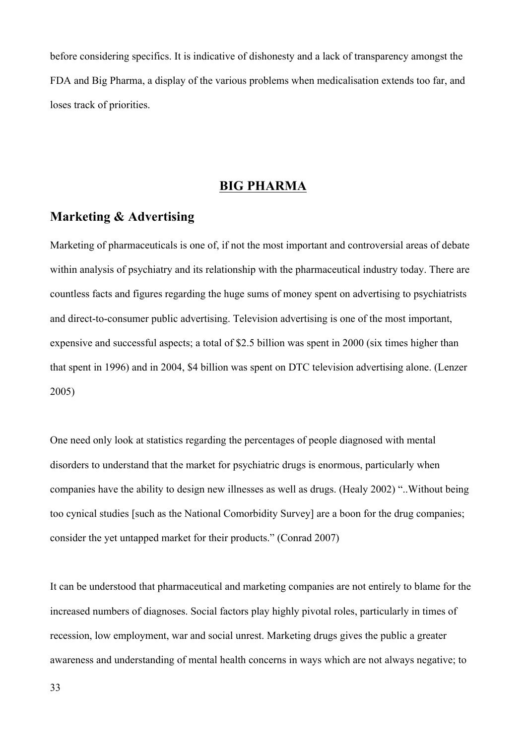before considering specifics. It is indicative of dishonesty and a lack of transparency amongst the FDA and Big Pharma, a display of the various problems when medicalisation extends too far, and loses track of priorities.

# BIG PHARMA

## Marketing & Advertising

Marketing of pharmaceuticals is one of, if not the most important and controversial areas of debate within analysis of psychiatry and its relationship with the pharmaceutical industry today. There are countless facts and figures regarding the huge sums of money spent on advertising to psychiatrists and direct-to-consumer public advertising. Television advertising is one of the most important, expensive and successful aspects; a total of $2.5 billion was spent in 2000 (six times higher than that spent in 1996) and in 2004, $4 billion was spent on DTC television advertising alone. (Lenzer 2005)

One need only look at statistics regarding the percentages of people diagnosed with mental disorders to understand that the market for psychiatric drugs is enormous, particularly when companies have the ability to design new illnesses as well as drugs. (Healy 2002) "..Without being too cynical studies [such as the National Comorbidity Survey] are a boon for the drug companies; consider the yet untapped market for their products." (Conrad 2007)

It can be understood that pharmaceutical and marketing companies are not entirely to blame for the increased numbers of diagnoses. Social factors play highly pivotal roles, particularly in times of recession, low employment, war and social unrest. Marketing drugs gives the public a greater awareness and understanding of mental health concerns in ways which are not always negative; to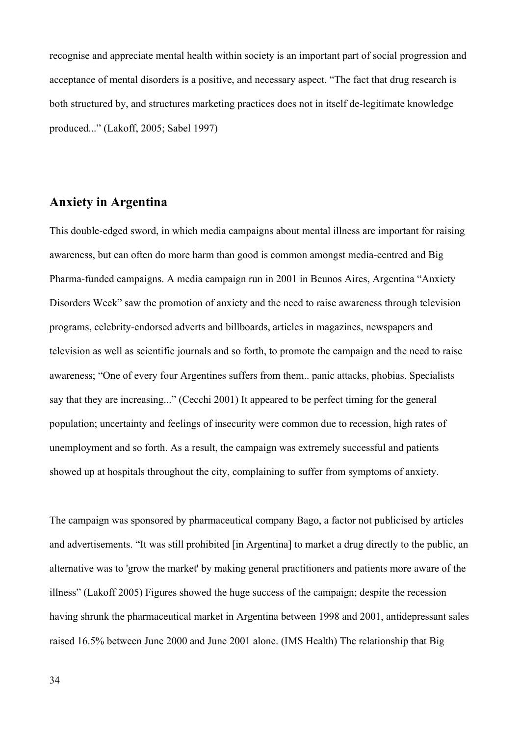recognise and appreciate mental health within society is an important part of social progression and acceptance of mental disorders is a positive, and necessary aspect. "The fact that drug research is both structured by, and structures marketing practices does not in itself de-legitimate knowledge produced..." (Lakoff, 2005; Sabel 1997)

## Anxiety in Argentina

This double-edged sword, in which media campaigns about mental illness are important for raising awareness, but can often do more harm than good is common amongst media-centred and Big Pharma-funded campaigns. A media campaign run in 2001 in Beunos Aires, Argentina "Anxiety Disorders Week" saw the promotion of anxiety and the need to raise awareness through television programs, celebrity-endorsed adverts and billboards, articles in magazines, newspapers and television as well as scientific journals and so forth, to promote the campaign and the need to raise awareness; "One of every four Argentines suffers from them.. panic attacks, phobias. Specialists say that they are increasing..." (Cecchi 2001) It appeared to be perfect timing for the general population; uncertainty and feelings of insecurity were common due to recession, high rates of unemployment and so forth. As a result, the campaign was extremely successful and patients showed up at hospitals throughout the city, complaining to suffer from symptoms of anxiety.

The campaign was sponsored by pharmaceutical company Bago, a factor not publicised by articles and advertisements. "It was still prohibited [in Argentina] to market a drug directly to the public, an alternative was to 'grow the market' by making general practitioners and patients more aware of the illness" (Lakoff 2005) Figures showed the huge success of the campaign; despite the recession having shrunk the pharmaceutical market in Argentina between 1998 and 2001, antidepressant sales raised 16.5% between June 2000 and June 2001 alone. (IMS Health) The relationship that Big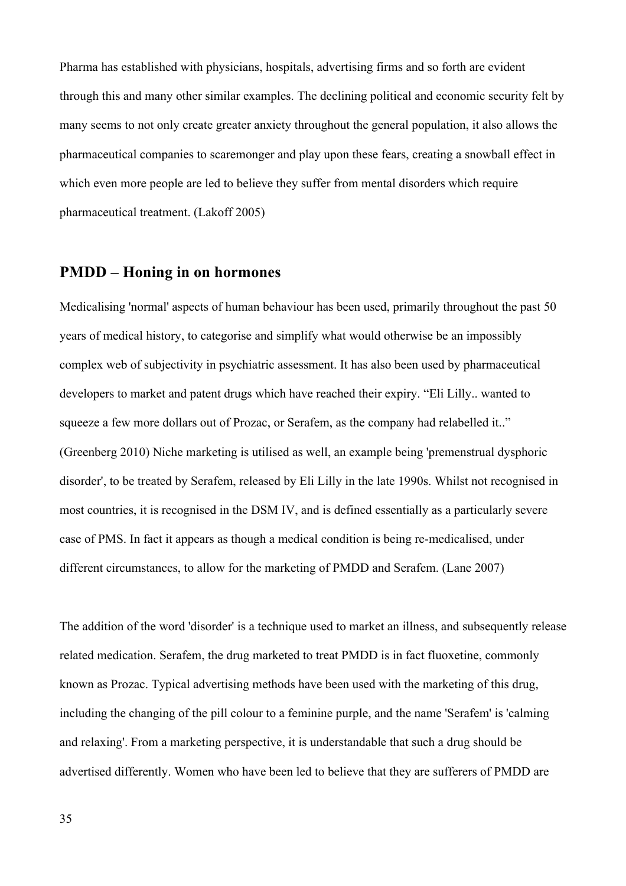Pharma has established with physicians, hospitals, advertising firms and so forth are evident through this and many other similar examples. The declining political and economic security felt by many seems to not only create greater anxiety throughout the general population, it also allows the pharmaceutical companies to scaremonger and play upon these fears, creating a snowball effect in which even more people are led to believe they suffer from mental disorders which require pharmaceutical treatment. (Lakoff 2005)

## PMDD – Honing in on hormones

Medicalising 'normal' aspects of human behaviour has been used, primarily throughout the past 50 years of medical history, to categorise and simplify what would otherwise be an impossibly complex web of subjectivity in psychiatric assessment. It has also been used by pharmaceutical developers to market and patent drugs which have reached their expiry. "Eli Lilly.. wanted to squeeze a few more dollars out of Prozac, or Serafem, as the company had relabelled it.." (Greenberg 2010) Niche marketing is utilised as well, an example being 'premenstrual dysphoric disorder', to be treated by Serafem, released by Eli Lilly in the late 1990s. Whilst not recognised in most countries, it is recognised in the DSM IV, and is defined essentially as a particularly severe case of PMS. In fact it appears as though a medical condition is being re-medicalised, under different circumstances, to allow for the marketing of PMDD and Serafem. (Lane 2007)

The addition of the word 'disorder' is a technique used to market an illness, and subsequently release related medication. Serafem, the drug marketed to treat PMDD is in fact fluoxetine, commonly known as Prozac. Typical advertising methods have been used with the marketing of this drug, including the changing of the pill colour to a feminine purple, and the name 'Serafem' is 'calming and relaxing'. From a marketing perspective, it is understandable that such a drug should be advertised differently. Women who have been led to believe that they are sufferers of PMDD are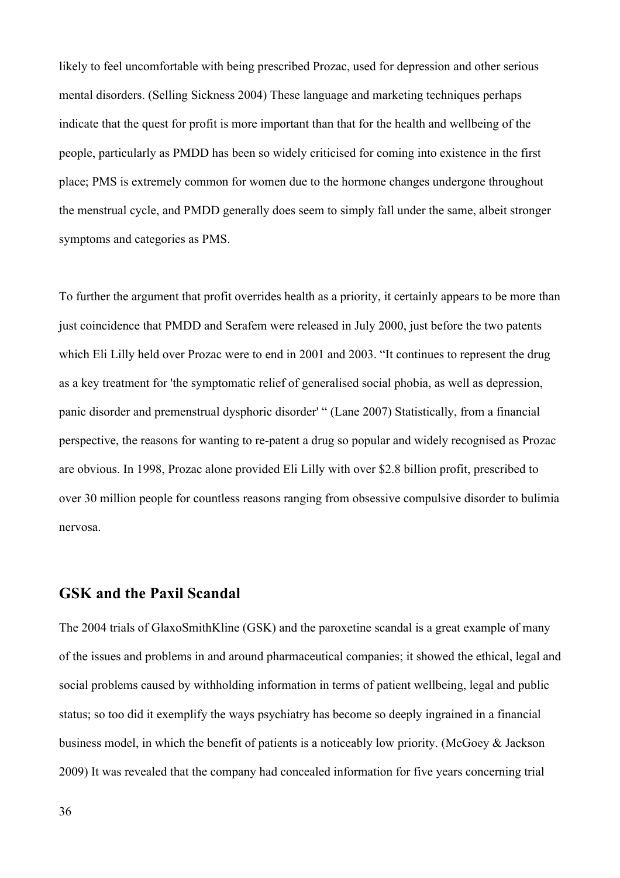likely to feel uncomfortable with being prescribed Prozac, used for depression and other serious mental disorders. (Selling Sickness 2004) These language and marketing techniques perhaps indicate that the quest for profit is more important than that for the health and wellbeing of the people, particularly as PMDD has been so widely criticised for coming into existence in the first place; PMS is extremely common for women due to the hormone changes undergone throughout the menstrual cycle, and PMDD generally does seem to simply fall under the same, albeit stronger symptoms and categories as PMS.

To further the argument that profit overrides health as a priority, it certainly appears to be more than just coincidence that PMDD and Serafem were released in July 2000, just before the two patents which Eli Lilly held over Prozac were to end in 2001 and 2003. "It continues to represent the drug as a key treatment for 'the symptomatic relief of generalised social phobia, as well as depression, panic disorder and premenstrual dysphoric disorder' " (Lane 2007) Statistically, from a financial perspective, the reasons for wanting to re-patent a drug so popular and widely recognised as Prozac are obvious. In 1998, Prozac alone provided Eli Lilly with over $2.8 billion profit, prescribed to over 30 million people for countless reasons ranging from obsessive compulsive disorder to bulimia nervosa.

## GSK and the Paxil Scandal

The 2004 trials of GlaxoSmithKline (GSK) and the paroxetine scandal is a great example of many of the issues and problems in and around pharmaceutical companies; it showed the ethical, legal and social problems caused by withholding information in terms of patient wellbeing, legal and public status; so too did it exemplify the ways psychiatry has become so deeply ingrained in a financial business model, in which the benefit of patients is a noticeably low priority. (McGoey & Jackson 2009) It was revealed that the company had concealed information for five years concerning trial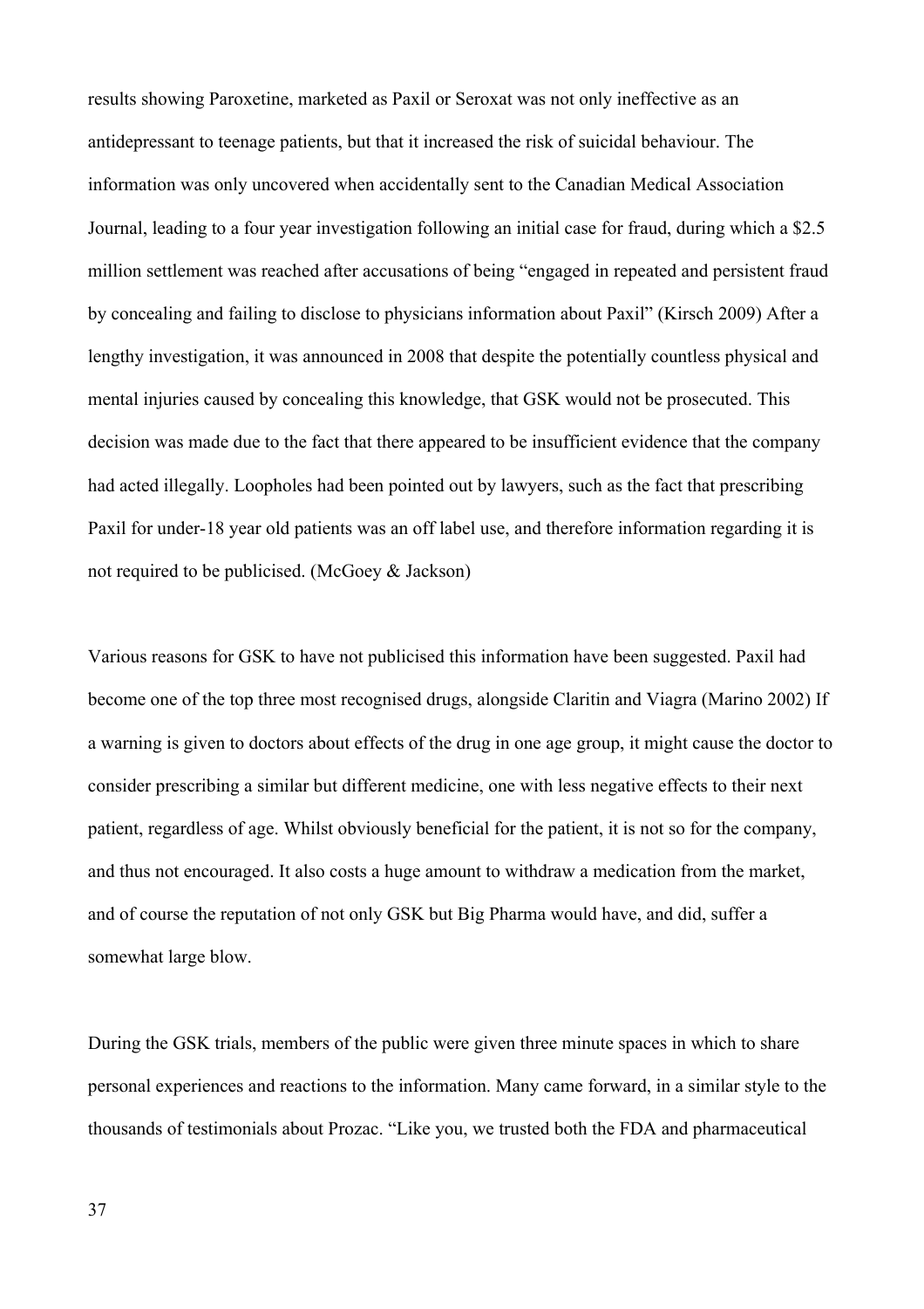results showing Paroxetine, marketed as Paxil or Seroxat was not only ineffective as an antidepressant to teenage patients, but that it increased the risk of suicidal behaviour. The information was only uncovered when accidentally sent to the Canadian Medical Association Journal, leading to a four year investigation following an initial case for fraud, during which a $2.5 million settlement was reached after accusations of being "engaged in repeated and persistent fraud by concealing and failing to disclose to physicians information about Paxil" (Kirsch 2009) After a lengthy investigation, it was announced in 2008 that despite the potentially countless physical and mental injuries caused by concealing this knowledge, that GSK would not be prosecuted. This decision was made due to the fact that there appeared to be insufficient evidence that the company had acted illegally. Loopholes had been pointed out by lawyers, such as the fact that prescribing Paxil for under-18 year old patients was an off label use, and therefore information regarding it is not required to be publicised. (McGoey & Jackson)

Various reasons for GSK to have not publicised this information have been suggested. Paxil had become one of the top three most recognised drugs, alongside Claritin and Viagra (Marino 2002) If a warning is given to doctors about effects of the drug in one age group, it might cause the doctor to consider prescribing a similar but different medicine, one with less negative effects to their next patient, regardless of age. Whilst obviously beneficial for the patient, it is not so for the company, and thus not encouraged. It also costs a huge amount to withdraw a medication from the market, and of course the reputation of not only GSK but Big Pharma would have, and did, suffer a somewhat large blow.

During the GSK trials, members of the public were given three minute spaces in which to share personal experiences and reactions to the information. Many came forward, in a similar style to the thousands of testimonials about Prozac. "Like you, we trusted both the FDA and pharmaceutical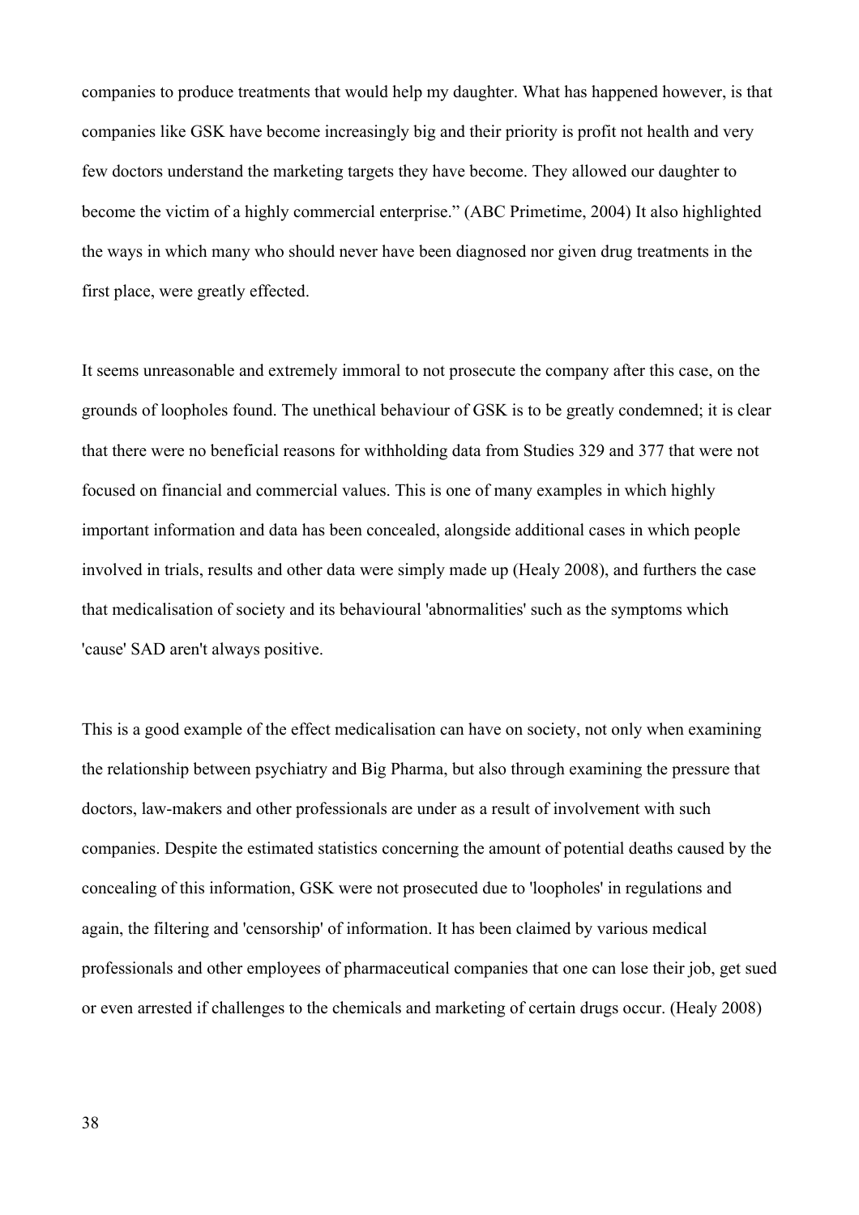companies to produce treatments that would help my daughter. What has happened however, is that companies like GSK have become increasingly big and their priority is profit not health and very few doctors understand the marketing targets they have become. They allowed our daughter to become the victim of a highly commercial enterprise." (ABC Primetime, 2004) It also highlighted the ways in which many who should never have been diagnosed nor given drug treatments in the first place, were greatly effected.

It seems unreasonable and extremely immoral to not prosecute the company after this case, on the grounds of loopholes found. The unethical behaviour of GSK is to be greatly condemned; it is clear that there were no beneficial reasons for withholding data from Studies 329 and 377 that were not focused on financial and commercial values. This is one of many examples in which highly important information and data has been concealed, alongside additional cases in which people involved in trials, results and other data were simply made up (Healy 2008), and furthers the case that medicalisation of society and its behavioural 'abnormalities' such as the symptoms which 'cause' SAD aren't always positive.

This is a good example of the effect medicalisation can have on society, not only when examining the relationship between psychiatry and Big Pharma, but also through examining the pressure that doctors, law-makers and other professionals are under as a result of involvement with such companies. Despite the estimated statistics concerning the amount of potential deaths caused by the concealing of this information, GSK were not prosecuted due to 'loopholes' in regulations and again, the filtering and 'censorship' of information. It has been claimed by various medical professionals and other employees of pharmaceutical companies that one can lose their job, get sued or even arrested if challenges to the chemicals and marketing of certain drugs occur. (Healy 2008)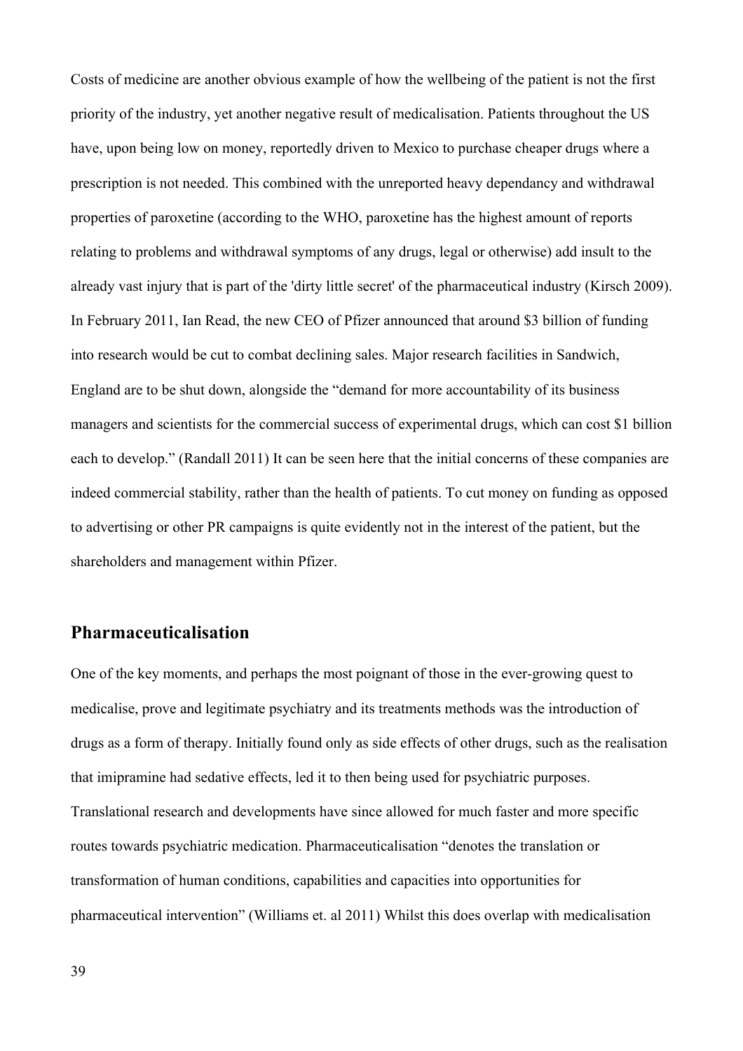Costs of medicine are another obvious example of how the wellbeing of the patient is not the first priority of the industry, yet another negative result of medicalisation. Patients throughout the US have, upon being low on money, reportedly driven to Mexico to purchase cheaper drugs where a prescription is not needed. This combined with the unreported heavy dependancy and withdrawal properties of paroxetine (according to the WHO, paroxetine has the highest amount of reports relating to problems and withdrawal symptoms of any drugs, legal or otherwise) add insult to the already vast injury that is part of the 'dirty little secret' of the pharmaceutical industry (Kirsch 2009). In February 2011, Ian Read, the new CEO of Pfizer announced that around $3 billion of funding into research would be cut to combat declining sales. Major research facilities in Sandwich, England are to be shut down, alongside the "demand for more accountability of its business managers and scientists for the commercial success of experimental drugs, which can cost $1 billion each to develop." (Randall 2011) It can be seen here that the initial concerns of these companies are indeed commercial stability, rather than the health of patients. To cut money on funding as opposed to advertising or other PR campaigns is quite evidently not in the interest of the patient, but the shareholders and management within Pfizer.

## Pharmaceuticalisation

One of the key moments, and perhaps the most poignant of those in the ever-growing quest to medicalise, prove and legitimate psychiatry and its treatments methods was the introduction of drugs as a form of therapy. Initially found only as side effects of other drugs, such as the realisation that imipramine had sedative effects, led it to then being used for psychiatric purposes. Translational research and developments have since allowed for much faster and more specific routes towards psychiatric medication. Pharmaceuticalisation "denotes the translation or transformation of human conditions, capabilities and capacities into opportunities for pharmaceutical intervention" (Williams et. al 2011) Whilst this does overlap with medicalisation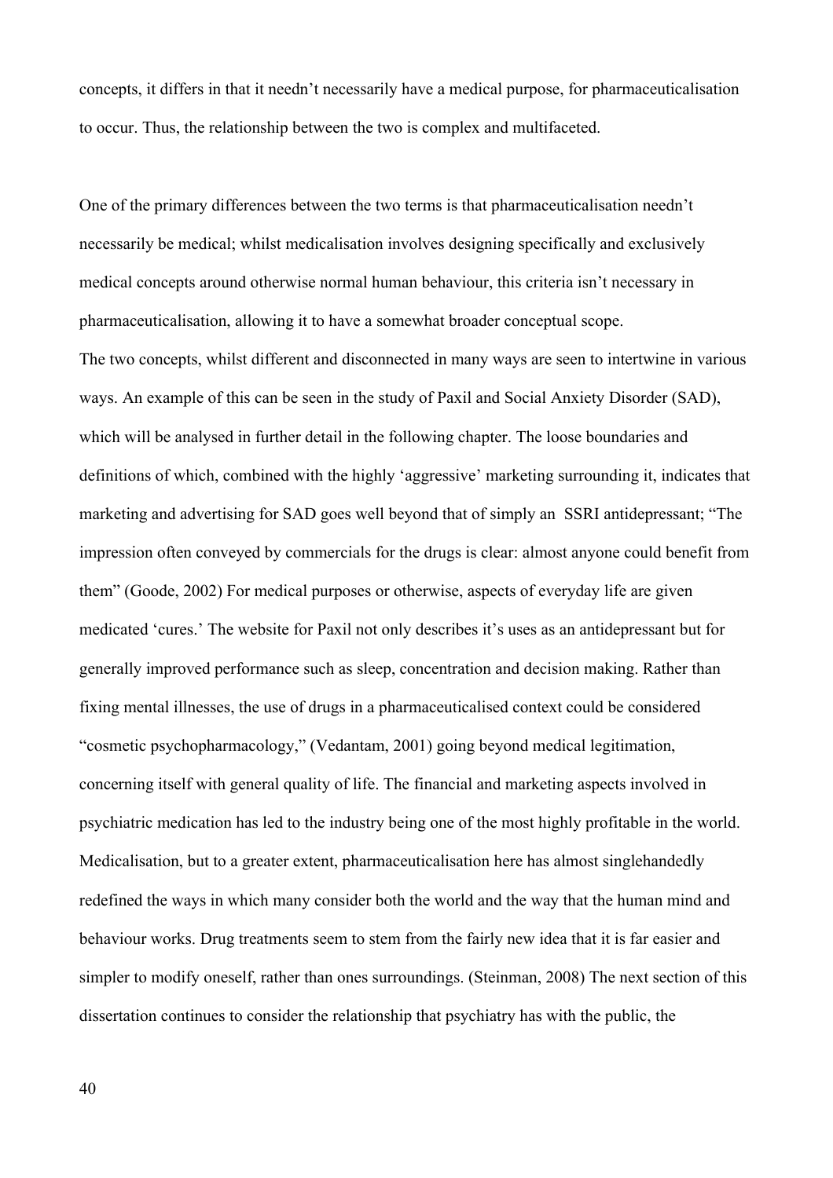concepts, it differs in that it needn't necessarily have a medical purpose, for pharmaceuticalisation to occur. Thus, the relationship between the two is complex and multifaceted.

One of the primary differences between the two terms is that pharmaceuticalisation needn't necessarily be medical; whilst medicalisation involves designing specifically and exclusively medical concepts around otherwise normal human behaviour, this criteria isn't necessary in pharmaceuticalisation, allowing it to have a somewhat broader conceptual scope.
The two concepts, whilst different and disconnected in many ways are seen to intertwine in various ways. An example of this can be seen in the study of Paxil and Social Anxiety Disorder (SAD), which will be analysed in further detail in the following chapter. The loose boundaries and definitions of which, combined with the highly 'aggressive' marketing surrounding it, indicates that marketing and advertising for SAD goes well beyond that of simply an  SSRI antidepressant; "The impression often conveyed by commercials for the drugs is clear: almost anyone could benefit from them" (Goode, 2002) For medical purposes or otherwise, aspects of everyday life are given medicated 'cures.' The website for Paxil not only describes it's uses as an antidepressant but for generally improved performance such as sleep, concentration and decision making. Rather than fixing mental illnesses, the use of drugs in a pharmaceuticalised context could be considered "cosmetic psychopharmacology," (Vedantam, 2001) going beyond medical legitimation, concerning itself with general quality of life. The financial and marketing aspects involved in psychiatric medication has led to the industry being one of the most highly profitable in the world. Medicalisation, but to a greater extent, pharmaceuticalisation here has almost singlehandedly redefined the ways in which many consider both the world and the way that the human mind and behaviour works. Drug treatments seem to stem from the fairly new idea that it is far easier and simpler to modify oneself, rather than ones surroundings. (Steinman, 2008) The next section of this dissertation continues to consider the relationship that psychiatry has with the public, the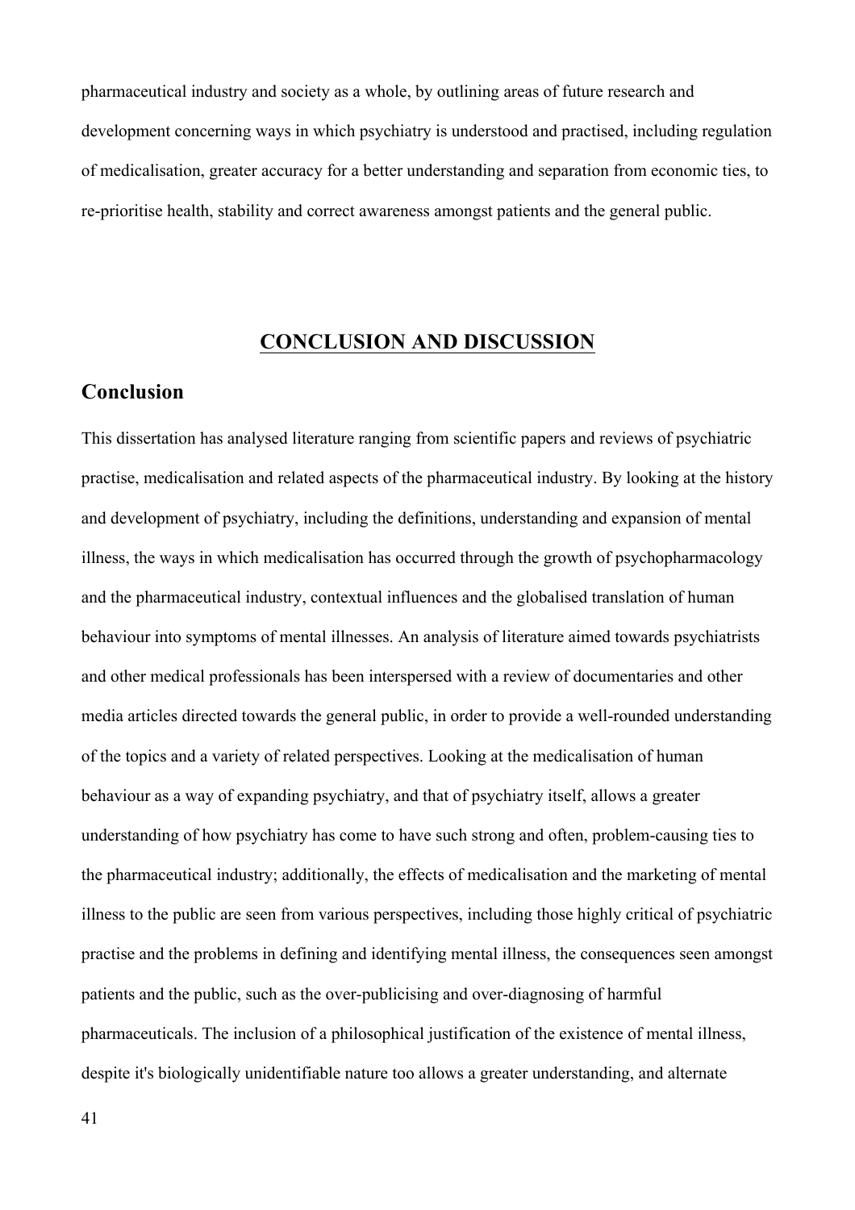pharmaceutical industry and society as a whole, by outlining areas of future research and development concerning ways in which psychiatry is understood and practised, including regulation of medicalisation, greater accuracy for a better understanding and separation from economic ties, to re-prioritise health, stability and correct awareness amongst patients and the general public.

# CONCLUSION AND DISCUSSION

## Conclusion

This dissertation has analysed literature ranging from scientific papers and reviews of psychiatric practise, medicalisation and related aspects of the pharmaceutical industry. By looking at the history and development of psychiatry, including the definitions, understanding and expansion of mental illness, the ways in which medicalisation has occurred through the growth of psychopharmacology and the pharmaceutical industry, contextual influences and the globalised translation of human behaviour into symptoms of mental illnesses. An analysis of literature aimed towards psychiatrists and other medical professionals has been interspersed with a review of documentaries and other media articles directed towards the general public, in order to provide a well-rounded understanding of the topics and a variety of related perspectives. Looking at the medicalisation of human behaviour as a way of expanding psychiatry, and that of psychiatry itself, allows a greater understanding of how psychiatry has come to have such strong and often, problem-causing ties to the pharmaceutical industry; additionally, the effects of medicalisation and the marketing of mental illness to the public are seen from various perspectives, including those highly critical of psychiatric practise and the problems in defining and identifying mental illness, the consequences seen amongst patients and the public, such as the over-publicising and over-diagnosing of harmful pharmaceuticals. The inclusion of a philosophical justification of the existence of mental illness, despite it's biologically unidentifiable nature too allows a greater understanding, and alternate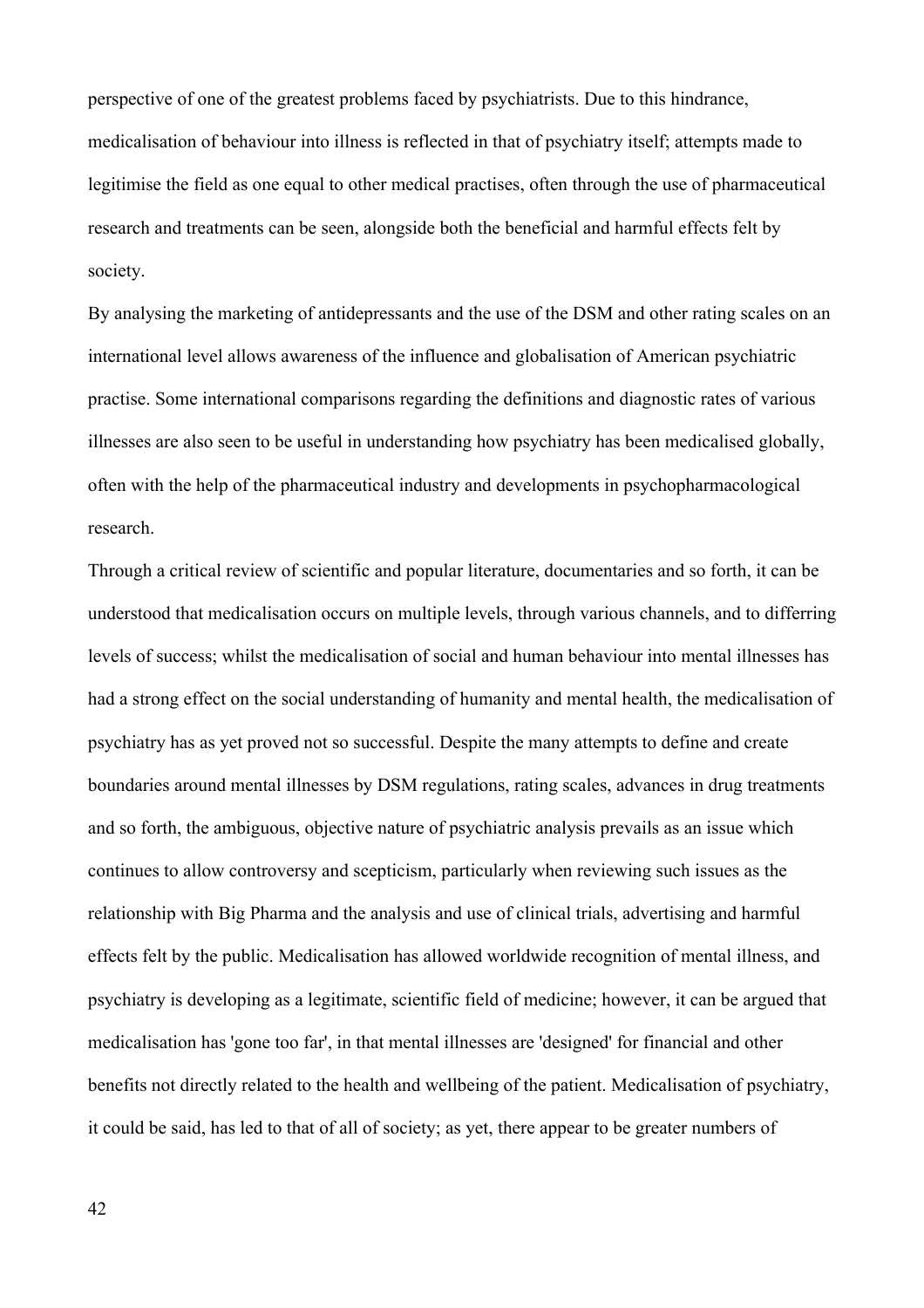perspective of one of the greatest problems faced by psychiatrists. Due to this hindrance, medicalisation of behaviour into illness is reflected in that of psychiatry itself; attempts made to legitimise the field as one equal to other medical practises, often through the use of pharmaceutical research and treatments can be seen, alongside both the beneficial and harmful effects felt by society.

By analysing the marketing of antidepressants and the use of the DSM and other rating scales on an international level allows awareness of the influence and globalisation of American psychiatric practise. Some international comparisons regarding the definitions and diagnostic rates of various illnesses are also seen to be useful in understanding how psychiatry has been medicalised globally, often with the help of the pharmaceutical industry and developments in psychopharmacological research.

Through a critical review of scientific and popular literature, documentaries and so forth, it can be understood that medicalisation occurs on multiple levels, through various channels, and to differring levels of success; whilst the medicalisation of social and human behaviour into mental illnesses has had a strong effect on the social understanding of humanity and mental health, the medicalisation of psychiatry has as yet proved not so successful. Despite the many attempts to define and create boundaries around mental illnesses by DSM regulations, rating scales, advances in drug treatments and so forth, the ambiguous, objective nature of psychiatric analysis prevails as an issue which continues to allow controversy and scepticism, particularly when reviewing such issues as the relationship with Big Pharma and the analysis and use of clinical trials, advertising and harmful effects felt by the public. Medicalisation has allowed worldwide recognition of mental illness, and psychiatry is developing as a legitimate, scientific field of medicine; however, it can be argued that medicalisation has 'gone too far', in that mental illnesses are 'designed' for financial and other benefits not directly related to the health and wellbeing of the patient. Medicalisation of psychiatry, it could be said, has led to that of all of society; as yet, there appear to be greater numbers of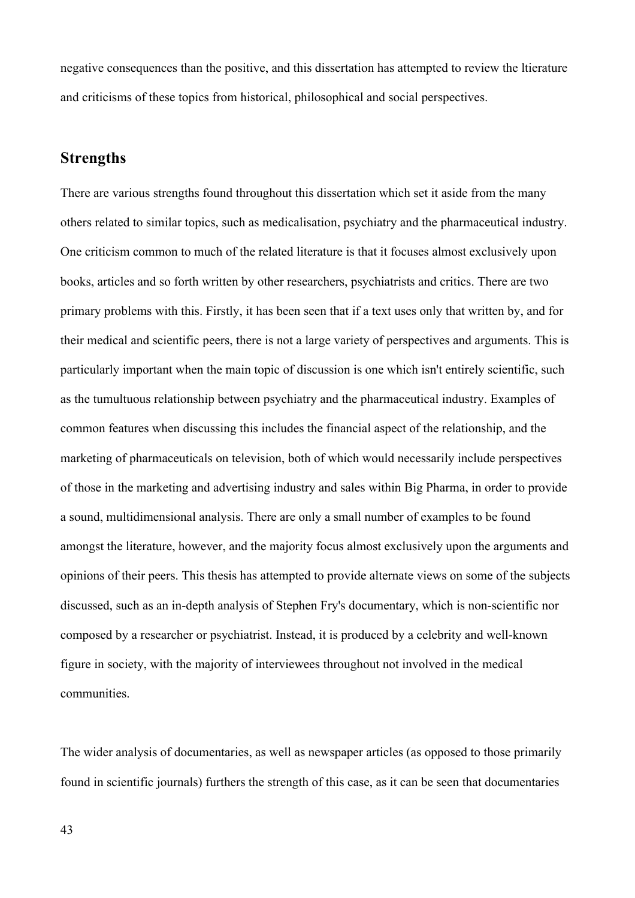negative consequences than the positive, and this dissertation has attempted to review the ltierature and criticisms of these topics from historical, philosophical and social perspectives.

## Strengths

There are various strengths found throughout this dissertation which set it aside from the many others related to similar topics, such as medicalisation, psychiatry and the pharmaceutical industry. One criticism common to much of the related literature is that it focuses almost exclusively upon books, articles and so forth written by other researchers, psychiatrists and critics. There are two primary problems with this. Firstly, it has been seen that if a text uses only that written by, and for their medical and scientific peers, there is not a large variety of perspectives and arguments. This is particularly important when the main topic of discussion is one which isn't entirely scientific, such as the tumultuous relationship between psychiatry and the pharmaceutical industry. Examples of common features when discussing this includes the financial aspect of the relationship, and the marketing of pharmaceuticals on television, both of which would necessarily include perspectives of those in the marketing and advertising industry and sales within Big Pharma, in order to provide a sound, multidimensional analysis. There are only a small number of examples to be found amongst the literature, however, and the majority focus almost exclusively upon the arguments and opinions of their peers. This thesis has attempted to provide alternate views on some of the subjects discussed, such as an in-depth analysis of Stephen Fry's documentary, which is non-scientific nor composed by a researcher or psychiatrist. Instead, it is produced by a celebrity and well-known figure in society, with the majority of interviewees throughout not involved in the medical communities.

The wider analysis of documentaries, as well as newspaper articles (as opposed to those primarily found in scientific journals) furthers the strength of this case, as it can be seen that documentaries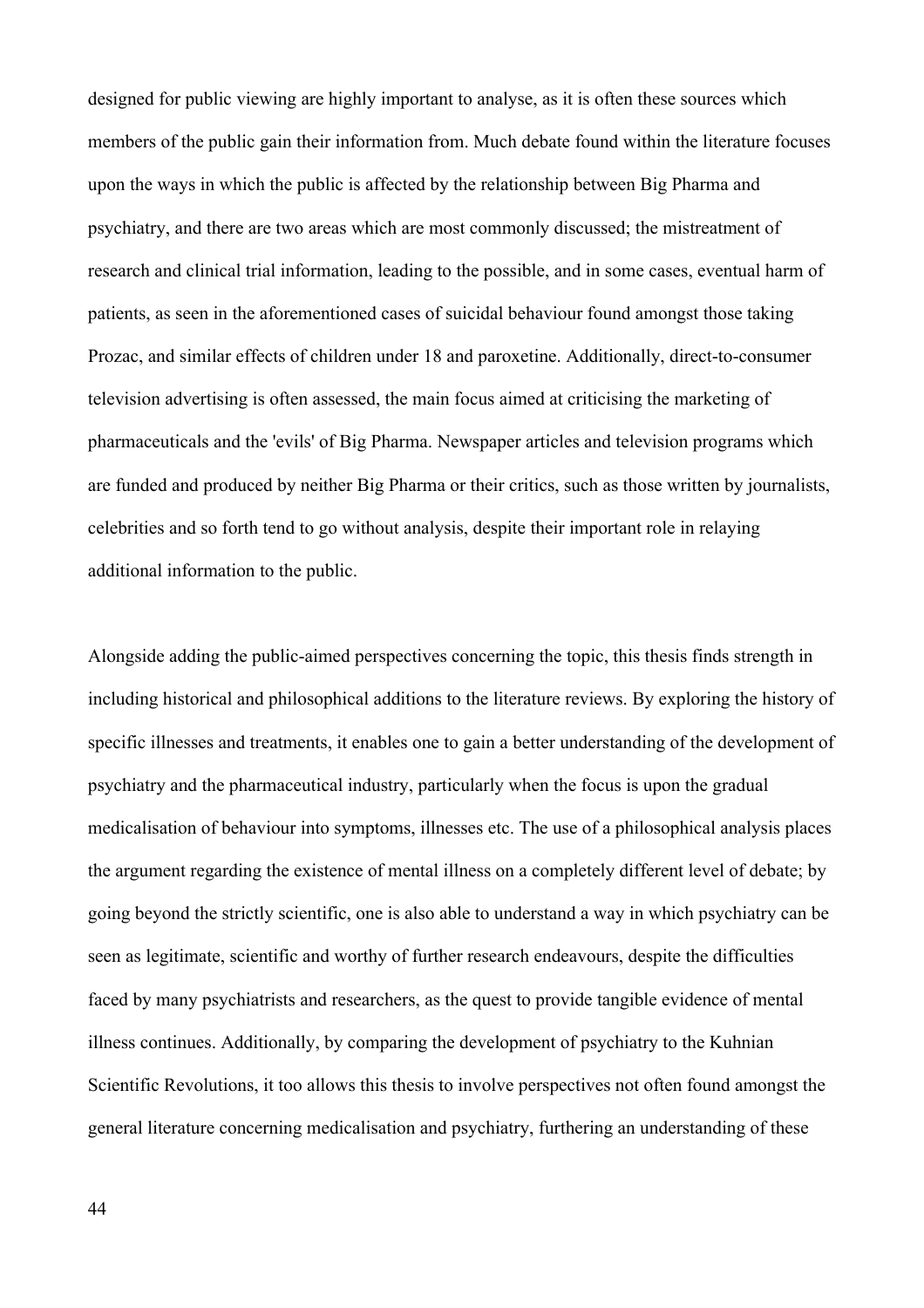designed for public viewing are highly important to analyse, as it is often these sources which members of the public gain their information from. Much debate found within the literature focuses upon the ways in which the public is affected by the relationship between Big Pharma and psychiatry, and there are two areas which are most commonly discussed; the mistreatment of research and clinical trial information, leading to the possible, and in some cases, eventual harm of patients, as seen in the aforementioned cases of suicidal behaviour found amongst those taking Prozac, and similar effects of children under 18 and paroxetine. Additionally, direct-to-consumer television advertising is often assessed, the main focus aimed at criticising the marketing of pharmaceuticals and the 'evils' of Big Pharma. Newspaper articles and television programs which are funded and produced by neither Big Pharma or their critics, such as those written by journalists, celebrities and so forth tend to go without analysis, despite their important role in relaying additional information to the public.

Alongside adding the public-aimed perspectives concerning the topic, this thesis finds strength in including historical and philosophical additions to the literature reviews. By exploring the history of specific illnesses and treatments, it enables one to gain a better understanding of the development of psychiatry and the pharmaceutical industry, particularly when the focus is upon the gradual medicalisation of behaviour into symptoms, illnesses etc. The use of a philosophical analysis places the argument regarding the existence of mental illness on a completely different level of debate; by going beyond the strictly scientific, one is also able to understand a way in which psychiatry can be seen as legitimate, scientific and worthy of further research endeavours, despite the difficulties faced by many psychiatrists and researchers, as the quest to provide tangible evidence of mental illness continues. Additionally, by comparing the development of psychiatry to the Kuhnian Scientific Revolutions, it too allows this thesis to involve perspectives not often found amongst the general literature concerning medicalisation and psychiatry, furthering an understanding of these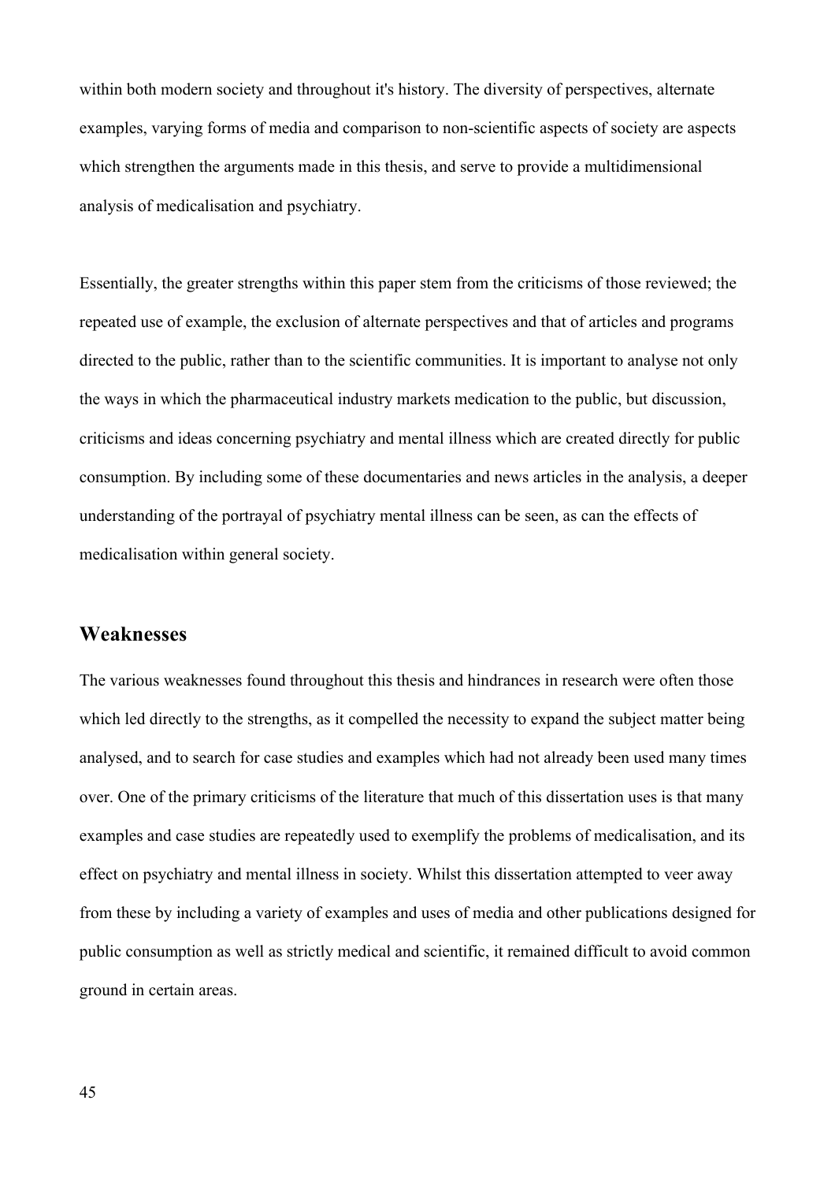within both modern society and throughout it's history. The diversity of perspectives, alternate examples, varying forms of media and comparison to non-scientific aspects of society are aspects which strengthen the arguments made in this thesis, and serve to provide a multidimensional analysis of medicalisation and psychiatry.

Essentially, the greater strengths within this paper stem from the criticisms of those reviewed; the repeated use of example, the exclusion of alternate perspectives and that of articles and programs directed to the public, rather than to the scientific communities. It is important to analyse not only the ways in which the pharmaceutical industry markets medication to the public, but discussion, criticisms and ideas concerning psychiatry and mental illness which are created directly for public consumption. By including some of these documentaries and news articles in the analysis, a deeper understanding of the portrayal of psychiatry mental illness can be seen, as can the effects of medicalisation within general society.

## Weaknesses

The various weaknesses found throughout this thesis and hindrances in research were often those which led directly to the strengths, as it compelled the necessity to expand the subject matter being analysed, and to search for case studies and examples which had not already been used many times over. One of the primary criticisms of the literature that much of this dissertation uses is that many examples and case studies are repeatedly used to exemplify the problems of medicalisation, and its effect on psychiatry and mental illness in society. Whilst this dissertation attempted to veer away from these by including a variety of examples and uses of media and other publications designed for public consumption as well as strictly medical and scientific, it remained difficult to avoid common ground in certain areas.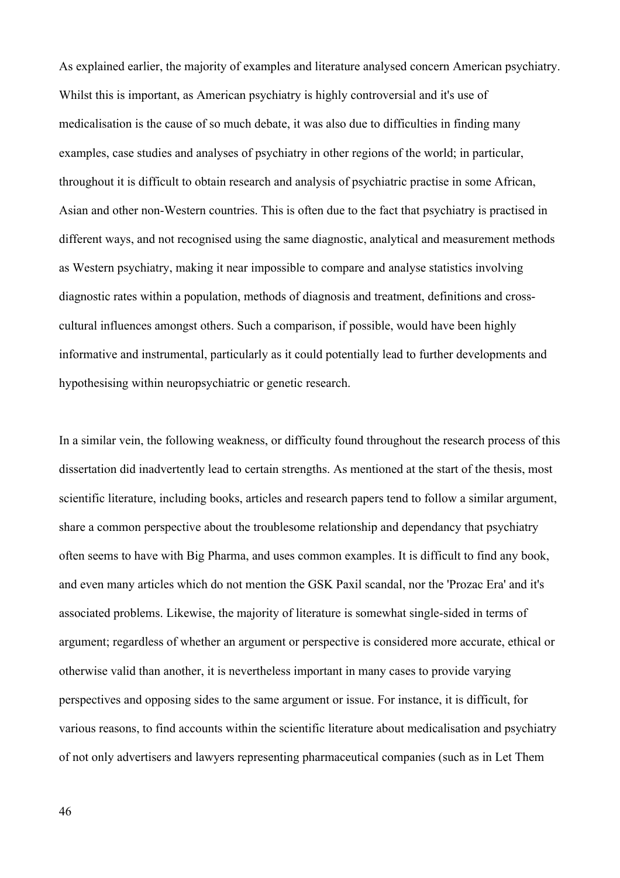As explained earlier, the majority of examples and literature analysed concern American psychiatry. Whilst this is important, as American psychiatry is highly controversial and it's use of medicalisation is the cause of so much debate, it was also due to difficulties in finding many examples, case studies and analyses of psychiatry in other regions of the world; in particular, throughout it is difficult to obtain research and analysis of psychiatric practise in some African, Asian and other non-Western countries. This is often due to the fact that psychiatry is practised in different ways, and not recognised using the same diagnostic, analytical and measurement methods as Western psychiatry, making it near impossible to compare and analyse statistics involving diagnostic rates within a population, methods of diagnosis and treatment, definitions and cross-cultural influences amongst others. Such a comparison, if possible, would have been highly informative and instrumental, particularly as it could potentially lead to further developments and hypothesising within neuropsychiatric or genetic research.

In a similar vein, the following weakness, or difficulty found throughout the research process of this dissertation did inadvertently lead to certain strengths. As mentioned at the start of the thesis, most scientific literature, including books, articles and research papers tend to follow a similar argument, share a common perspective about the troublesome relationship and dependancy that psychiatry often seems to have with Big Pharma, and uses common examples. It is difficult to find any book, and even many articles which do not mention the GSK Paxil scandal, nor the 'Prozac Era' and it's associated problems. Likewise, the majority of literature is somewhat single-sided in terms of argument; regardless of whether an argument or perspective is considered more accurate, ethical or otherwise valid than another, it is nevertheless important in many cases to provide varying perspectives and opposing sides to the same argument or issue. For instance, it is difficult, for various reasons, to find accounts within the scientific literature about medicalisation and psychiatry of not only advertisers and lawyers representing pharmaceutical companies (such as in Let Them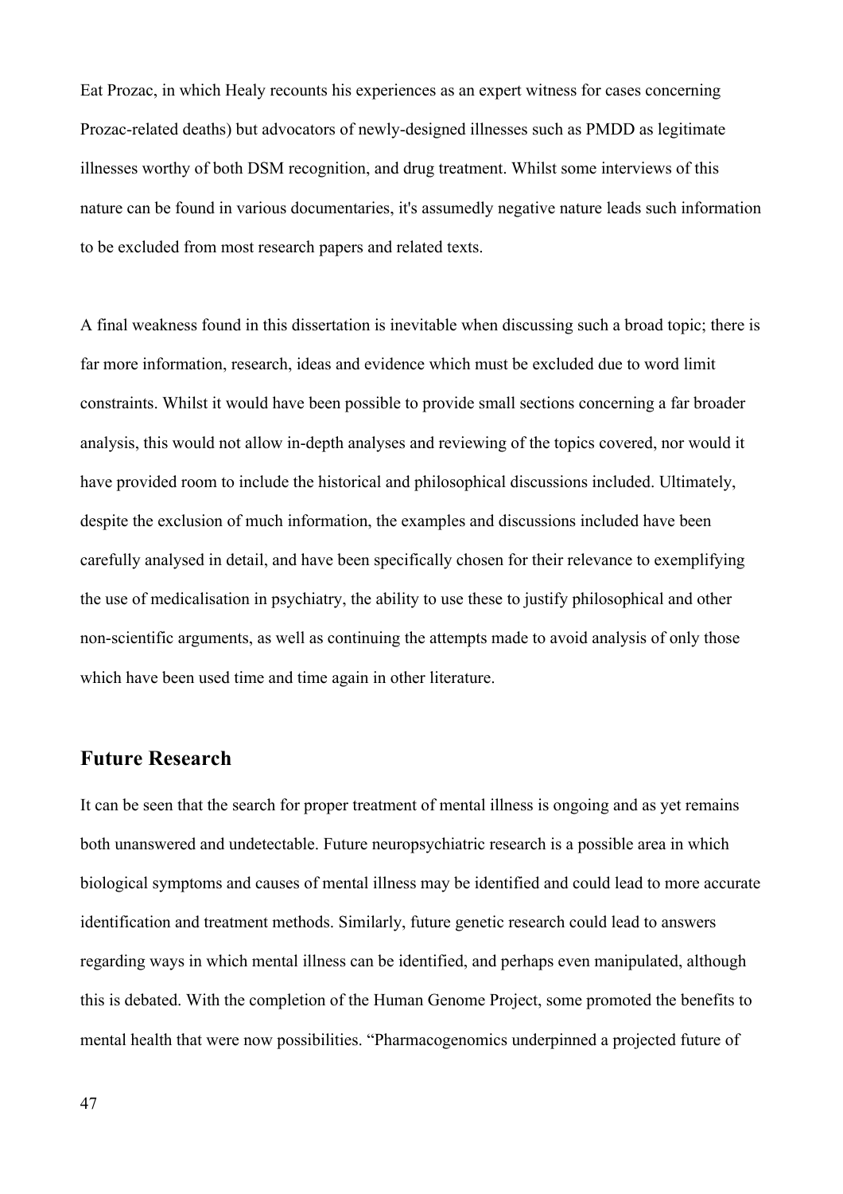Eat Prozac, in which Healy recounts his experiences as an expert witness for cases concerning Prozac-related deaths) but advocators of newly-designed illnesses such as PMDD as legitimate illnesses worthy of both DSM recognition, and drug treatment. Whilst some interviews of this nature can be found in various documentaries, it's assumedly negative nature leads such information to be excluded from most research papers and related texts.

A final weakness found in this dissertation is inevitable when discussing such a broad topic; there is far more information, research, ideas and evidence which must be excluded due to word limit constraints. Whilst it would have been possible to provide small sections concerning a far broader analysis, this would not allow in-depth analyses and reviewing of the topics covered, nor would it have provided room to include the historical and philosophical discussions included. Ultimately, despite the exclusion of much information, the examples and discussions included have been carefully analysed in detail, and have been specifically chosen for their relevance to exemplifying the use of medicalisation in psychiatry, the ability to use these to justify philosophical and other non-scientific arguments, as well as continuing the attempts made to avoid analysis of only those which have been used time and time again in other literature.

## Future Research

It can be seen that the search for proper treatment of mental illness is ongoing and as yet remains both unanswered and undetectable. Future neuropsychiatric research is a possible area in which biological symptoms and causes of mental illness may be identified and could lead to more accurate identification and treatment methods. Similarly, future genetic research could lead to answers regarding ways in which mental illness can be identified, and perhaps even manipulated, although this is debated. With the completion of the Human Genome Project, some promoted the benefits to mental health that were now possibilities. "Pharmacogenomics underpinned a projected future of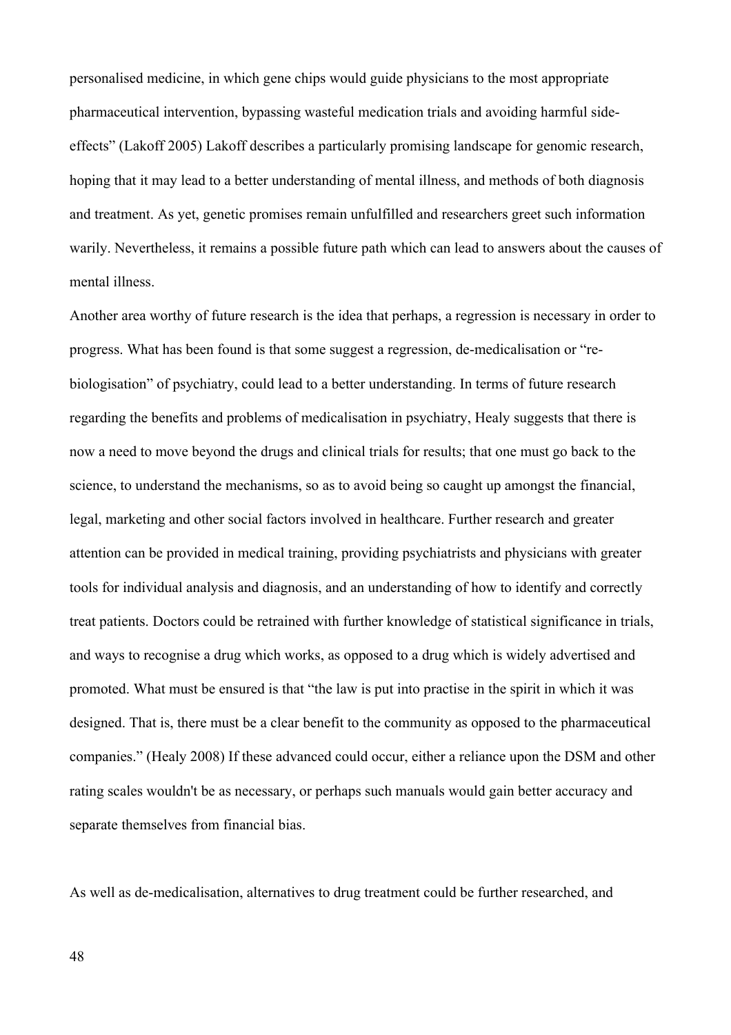personalised medicine, in which gene chips would guide physicians to the most appropriate pharmaceutical intervention, bypassing wasteful medication trials and avoiding harmful side-effects" (Lakoff 2005) Lakoff describes a particularly promising landscape for genomic research, hoping that it may lead to a better understanding of mental illness, and methods of both diagnosis and treatment. As yet, genetic promises remain unfulfilled and researchers greet such information warily. Nevertheless, it remains a possible future path which can lead to answers about the causes of mental illness.

Another area worthy of future research is the idea that perhaps, a regression is necessary in order to progress. What has been found is that some suggest a regression, de-medicalisation or "re-biologisation" of psychiatry, could lead to a better understanding. In terms of future research regarding the benefits and problems of medicalisation in psychiatry, Healy suggests that there is now a need to move beyond the drugs and clinical trials for results; that one must go back to the science, to understand the mechanisms, so as to avoid being so caught up amongst the financial, legal, marketing and other social factors involved in healthcare. Further research and greater attention can be provided in medical training, providing psychiatrists and physicians with greater tools for individual analysis and diagnosis, and an understanding of how to identify and correctly treat patients. Doctors could be retrained with further knowledge of statistical significance in trials, and ways to recognise a drug which works, as opposed to a drug which is widely advertised and promoted. What must be ensured is that "the law is put into practise in the spirit in which it was designed. That is, there must be a clear benefit to the community as opposed to the pharmaceutical companies." (Healy 2008) If these advanced could occur, either a reliance upon the DSM and other rating scales wouldn't be as necessary, or perhaps such manuals would gain better accuracy and separate themselves from financial bias.

As well as de-medicalisation, alternatives to drug treatment could be further researched, and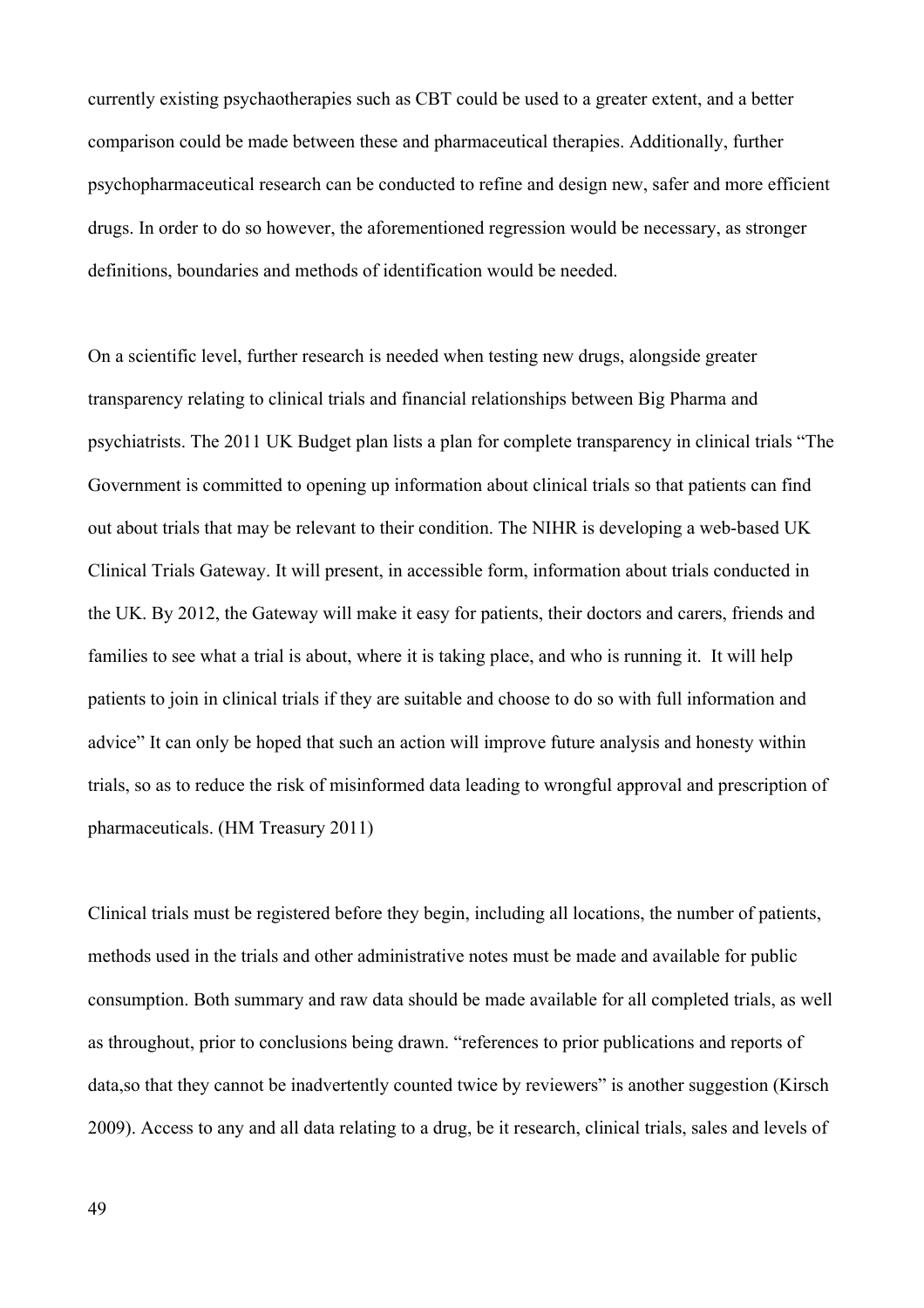currently existing psychaotherapies such as CBT could be used to a greater extent, and a better comparison could be made between these and pharmaceutical therapies. Additionally, further psychopharmaceutical research can be conducted to refine and design new, safer and more efficient drugs. In order to do so however, the aforementioned regression would be necessary, as stronger definitions, boundaries and methods of identification would be needed.

On a scientific level, further research is needed when testing new drugs, alongside greater transparency relating to clinical trials and financial relationships between Big Pharma and psychiatrists. The 2011 UK Budget plan lists a plan for complete transparency in clinical trials "The Government is committed to opening up information about clinical trials so that patients can find out about trials that may be relevant to their condition. The NIHR is developing a web-based UK Clinical Trials Gateway. It will present, in accessible form, information about trials conducted in the UK. By 2012, the Gateway will make it easy for patients, their doctors and carers, friends and families to see what a trial is about, where it is taking place, and who is running it. It will help patients to join in clinical trials if they are suitable and choose to do so with full information and advice" It can only be hoped that such an action will improve future analysis and honesty within trials, so as to reduce the risk of misinformed data leading to wrongful approval and prescription of pharmaceuticals. (HM Treasury 2011)

Clinical trials must be registered before they begin, including all locations, the number of patients, methods used in the trials and other administrative notes must be made and available for public consumption. Both summary and raw data should be made available for all completed trials, as well as throughout, prior to conclusions being drawn. "references to prior publications and reports of data,so that they cannot be inadvertently counted twice by reviewers" is another suggestion (Kirsch 2009). Access to any and all data relating to a drug, be it research, clinical trials, sales and levels of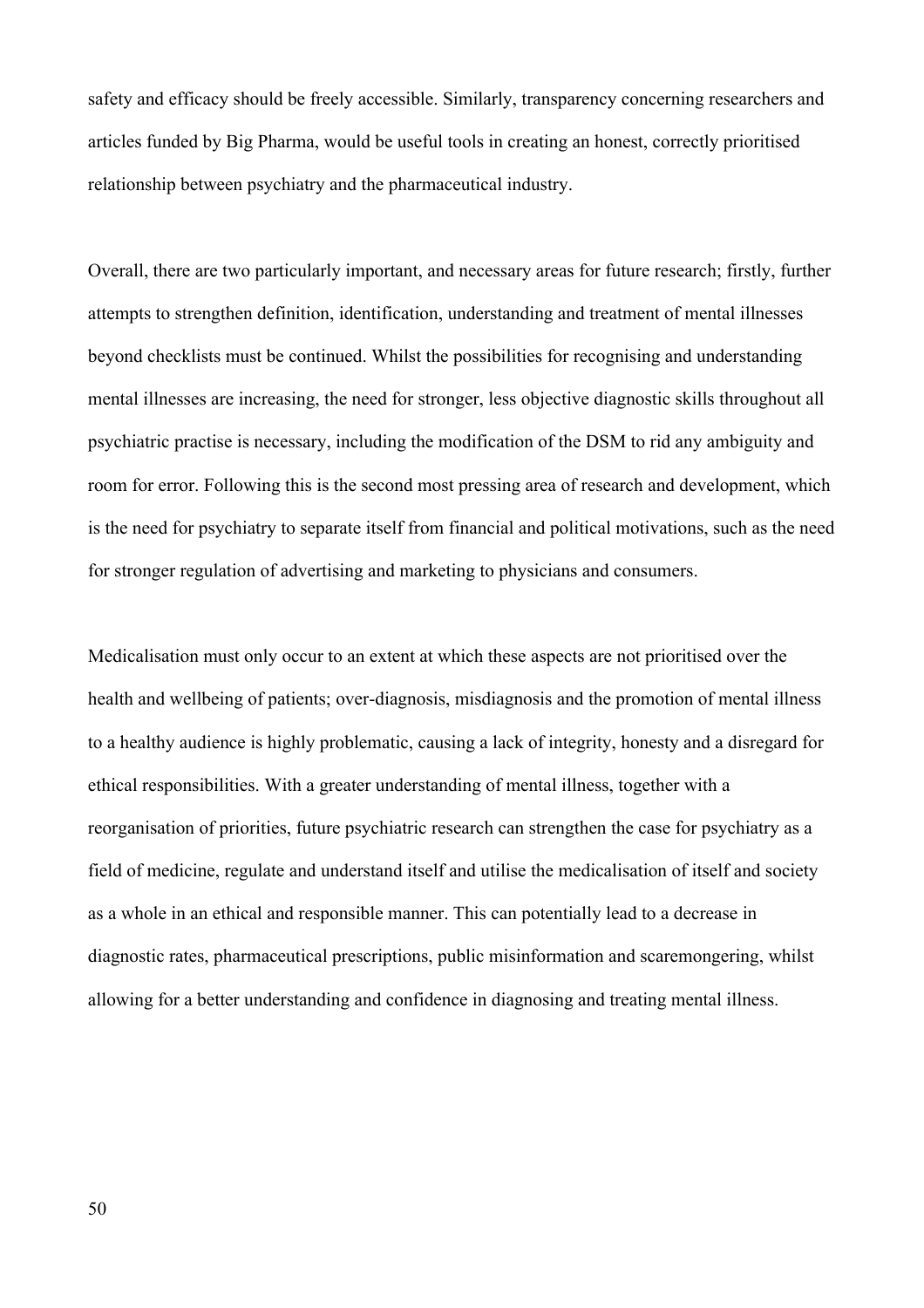safety and efficacy should be freely accessible. Similarly, transparency concerning researchers and articles funded by Big Pharma, would be useful tools in creating an honest, correctly prioritised relationship between psychiatry and the pharmaceutical industry.

Overall, there are two particularly important, and necessary areas for future research; firstly, further attempts to strengthen definition, identification, understanding and treatment of mental illnesses beyond checklists must be continued. Whilst the possibilities for recognising and understanding mental illnesses are increasing, the need for stronger, less objective diagnostic skills throughout all psychiatric practise is necessary, including the modification of the DSM to rid any ambiguity and room for error. Following this is the second most pressing area of research and development, which is the need for psychiatry to separate itself from financial and political motivations, such as the need for stronger regulation of advertising and marketing to physicians and consumers.

Medicalisation must only occur to an extent at which these aspects are not prioritised over the health and wellbeing of patients; over-diagnosis, misdiagnosis and the promotion of mental illness to a healthy audience is highly problematic, causing a lack of integrity, honesty and a disregard for ethical responsibilities. With a greater understanding of mental illness, together with a reorganisation of priorities, future psychiatric research can strengthen the case for psychiatry as a field of medicine, regulate and understand itself and utilise the medicalisation of itself and society as a whole in an ethical and responsible manner. This can potentially lead to a decrease in diagnostic rates, pharmaceutical prescriptions, public misinformation and scaremongering, whilst allowing for a better understanding and confidence in diagnosing and treating mental illness.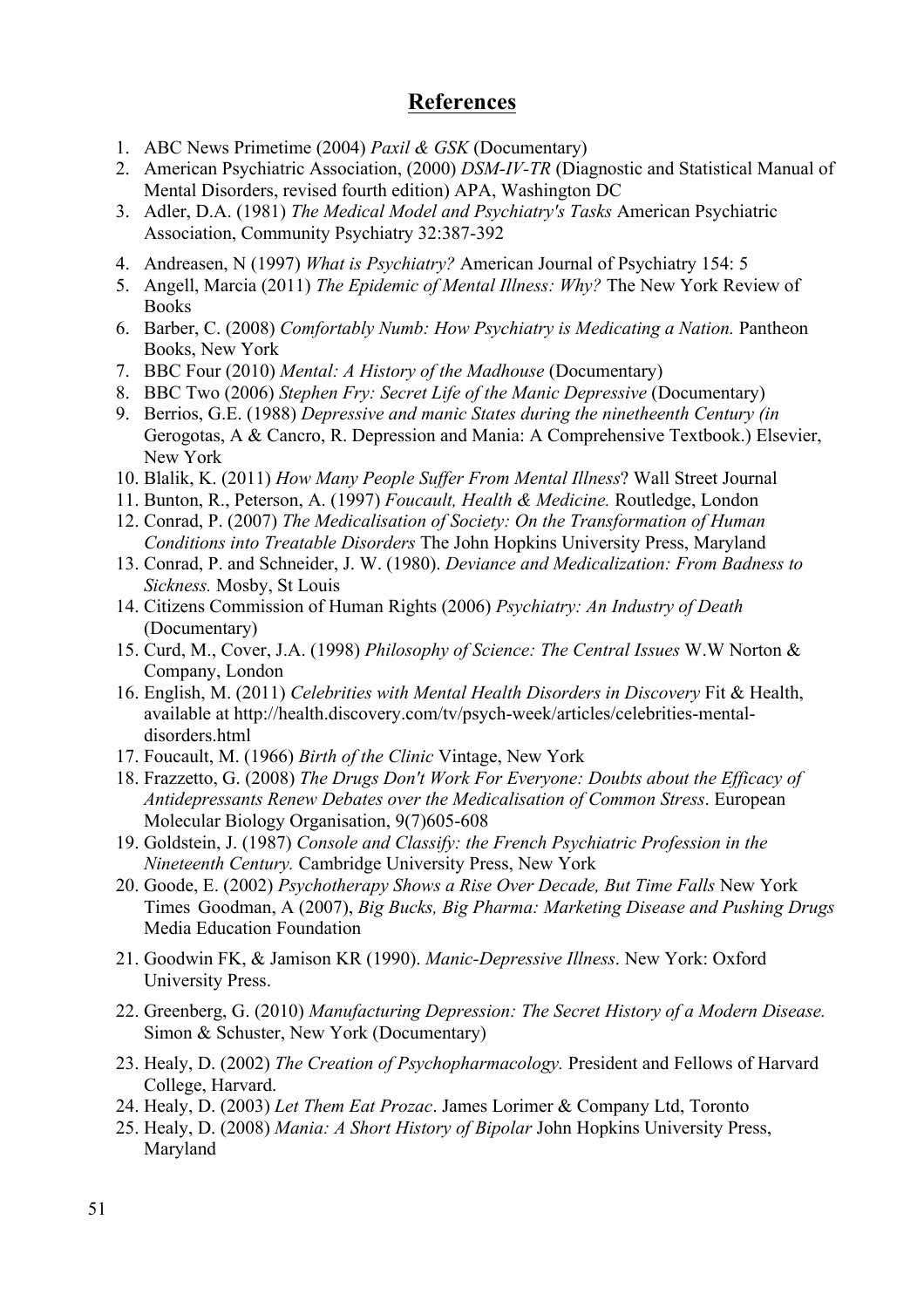## References

1. ABC News Primetime (2004) *Paxil & GSK* (Documentary)
2. American Psychiatric Association, (2000) *DSM-IV-TR* (Diagnostic and Statistical Manual of Mental Disorders, revised fourth edition) APA, Washington DC
3. Adler, D.A. (1981) *The Medical Model and Psychiatry's Tasks* American Psychiatric Association, Community Psychiatry 32:387-392
4. Andreasen, N (1997) *What is Psychiatry?* American Journal of Psychiatry 154: 5
5. Angell, Marcia (2011) *The Epidemic of Mental Illness: Why?* The New York Review of Books
6. Barber, C. (2008) *Comfortably Numb: How Psychiatry is Medicating a Nation.* Pantheon Books, New York
7. BBC Four (2010) *Mental: A History of the Madhouse* (Documentary)
8. BBC Two (2006) *Stephen Fry: Secret Life of the Manic Depressive* (Documentary)
9. Berrios, G.E. (1988) *Depressive and manic States during the ninetheenth Century (in* Gerogotas, A & Cancro, R. Depression and Mania: A Comprehensive Textbook.) Elsevier, New York
10. Blalik, K. (2011) *How Many People Suffer From Mental Illness*? Wall Street Journal
11. Bunton, R., Peterson, A. (1997) *Foucault, Health & Medicine.* Routledge, London
12. Conrad, P. (2007) *The Medicalisation of Society: On the Transformation of Human Conditions into Treatable Disorders* The John Hopkins University Press, Maryland
13. Conrad, P. and Schneider, J. W. (1980). *Deviance and Medicalization: From Badness to Sickness.* Mosby, St Louis
14. Citizens Commission of Human Rights (2006) *Psychiatry: An Industry of Death* (Documentary)
15. Curd, M., Cover, J.A. (1998) *Philosophy of Science: The Central Issues* W.W Norton & Company, London
16. English, M. (2011) *Celebrities with Mental Health Disorders in Discovery* Fit & Health, available at http://health.discovery.com/tv/psych-week/articles/celebrities-mental-disorders.html
17. Foucault, M. (1966) *Birth of the Clinic* Vintage, New York
18. Frazzetto, G. (2008) *The Drugs Don't Work For Everyone: Doubts about the Efficacy of Antidepressants Renew Debates over the Medicalisation of Common Stress*. European Molecular Biology Organisation, 9(7)605-608
19. Goldstein, J. (1987) *Console and Classify: the French Psychiatric Profession in the Nineteenth Century.* Cambridge University Press, New York
20. Goode, E. (2002) *Psychotherapy Shows a Rise Over Decade, But Time Falls* New York Times Goodman, A (2007), *Big Bucks, Big Pharma: Marketing Disease and Pushing Drugs* Media Education Foundation
21. Goodwin FK, & Jamison KR (1990). *Manic-Depressive Illness*. New York: Oxford University Press.
22. Greenberg, G. (2010) *Manufacturing Depression: The Secret History of a Modern Disease.* Simon & Schuster, New York (Documentary)
23. Healy, D. (2002) *The Creation of Psychopharmacology.* President and Fellows of Harvard College, Harvard.
24. Healy, D. (2003) *Let Them Eat Prozac*. James Lorimer & Company Ltd, Toronto
25. Healy, D. (2008) *Mania: A Short History of Bipolar* John Hopkins University Press, Maryland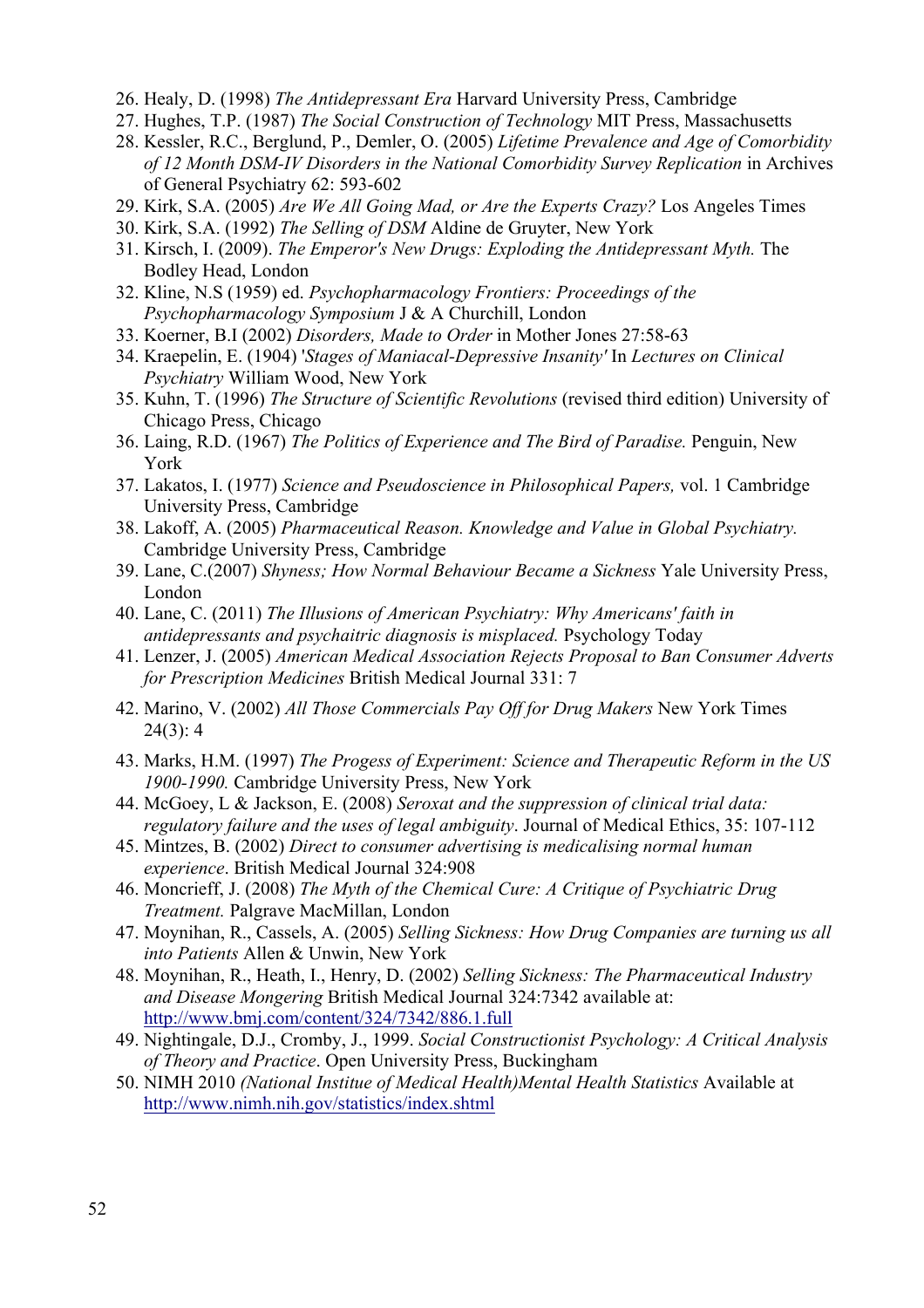26. Healy, D. (1998) *The Antidepressant Era* Harvard University Press, Cambridge
27. Hughes, T.P. (1987) *The Social Construction of Technology* MIT Press, Massachusetts
28. Kessler, R.C., Berglund, P., Demler, O. (2005) *Lifetime Prevalence and Age of Comorbidity of 12 Month DSM-IV Disorders in the National Comorbidity Survey Replication* in Archives of General Psychiatry 62: 593-602
29. Kirk, S.A. (2005) *Are We All Going Mad, or Are the Experts Crazy?* Los Angeles Times
30. Kirk, S.A. (1992) *The Selling of DSM* Aldine de Gruyter, New York
31. Kirsch, I. (2009). *The Emperor's New Drugs: Exploding the Antidepressant Myth.* The Bodley Head, London
32. Kline, N.S (1959) ed. *Psychopharmacology Frontiers: Proceedings of the Psychopharmacology Symposium* J & A Churchill, London
33. Koerner, B.I (2002) *Disorders, Made to Order* in Mother Jones 27:58-63
34. Kraepelin, E. (1904) '*Stages of Maniacal-Depressive Insanity'* In *Lectures on Clinical Psychiatry* William Wood, New York
35. Kuhn, T. (1996) *The Structure of Scientific Revolutions* (revised third edition) University of Chicago Press, Chicago
36. Laing, R.D. (1967) *The Politics of Experience and The Bird of Paradise.* Penguin, New York
37. Lakatos, I. (1977) *Science and Pseudoscience in Philosophical Papers,* vol. 1 Cambridge University Press, Cambridge
38. Lakoff, A. (2005) *Pharmaceutical Reason. Knowledge and Value in Global Psychiatry.* Cambridge University Press, Cambridge
39. Lane, C.(2007) *Shyness; How Normal Behaviour Became a Sickness* Yale University Press, London
40. Lane, C. (2011) *The Illusions of American Psychiatry: Why Americans' faith in antidepressants and psychaitric diagnosis is misplaced.* Psychology Today
41. Lenzer, J. (2005) *American Medical Association Rejects Proposal to Ban Consumer Adverts for Prescription Medicines* British Medical Journal 331: 7
42. Marino, V. (2002) *All Those Commercials Pay Off for Drug Makers* New York Times 24(3): 4
43. Marks, H.M. (1997) *The Progess of Experiment: Science and Therapeutic Reform in the US 1900-1990.* Cambridge University Press, New York
44. McGoey, L & Jackson, E. (2008) *Seroxat and the suppression of clinical trial data: regulatory failure and the uses of legal ambiguity*. Journal of Medical Ethics, 35: 107-112
45. Mintzes, B. (2002) *Direct to consumer advertising is medicalising normal human experience*. British Medical Journal 324:908
46. Moncrieff, J. (2008) *The Myth of the Chemical Cure: A Critique of Psychiatric Drug Treatment.* Palgrave MacMillan, London
47. Moynihan, R., Cassels, A. (2005) *Selling Sickness: How Drug Companies are turning us all into Patients* Allen & Unwin, New York
48. Moynihan, R., Heath, I., Henry, D. (2002) *Selling Sickness: The Pharmaceutical Industry and Disease Mongering* British Medical Journal 324:7342 available at: http://www.bmj.com/content/324/7342/886.1.full
49. Nightingale, D.J., Cromby, J., 1999. *Social Constructionist Psychology: A Critical Analysis of Theory and Practice*. Open University Press, Buckingham
50. NIMH 2010 *(National Institue of Medical Health)Mental Health Statistics* Available at http://www.nimh.nih.gov/statistics/index.shtml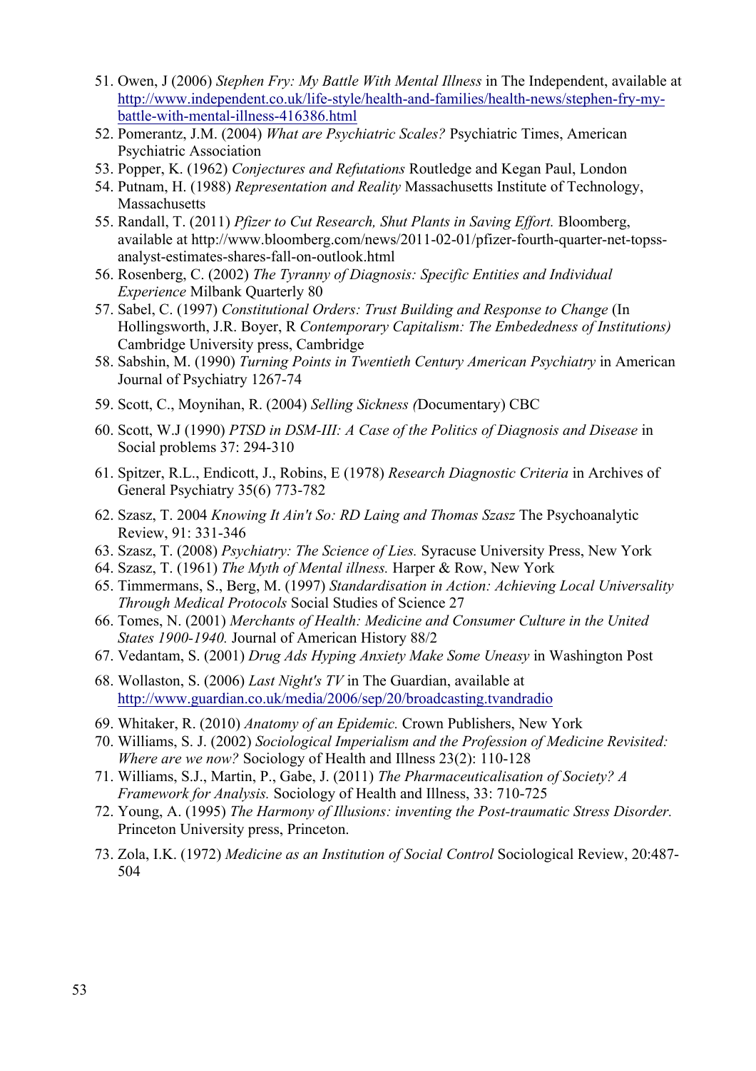51. Owen, J (2006) *Stephen Fry: My Battle With Mental Illness* in The Independent, available at http://www.independent.co.uk/life-style/health-and-families/health-news/stephen-fry-my-battle-with-mental-illness-416386.html
52. Pomerantz, J.M. (2004) *What are Psychiatric Scales?* Psychiatric Times, American Psychiatric Association
53. Popper, K. (1962) *Conjectures and Refutations* Routledge and Kegan Paul, London
54. Putnam, H. (1988) *Representation and Reality* Massachusetts Institute of Technology, Massachusetts
55. Randall, T. (2011) *Pfizer to Cut Research, Shut Plants in Saving Effort.* Bloomberg, available at http://www.bloomberg.com/news/2011-02-01/pfizer-fourth-quarter-net-topss-analyst-estimates-shares-fall-on-outlook.html
56. Rosenberg, C. (2002) *The Tyranny of Diagnosis: Specific Entities and Individual Experience* Milbank Quarterly 80
57. Sabel, C. (1997) *Constitutional Orders: Trust Building and Response to Change* (In Hollingsworth, J.R. Boyer, R *Contemporary Capitalism: The Embeddedness of Institutions)* Cambridge University press, Cambridge
58. Sabshin, M. (1990) *Turning Points in Twentieth Century American Psychiatry* in American Journal of Psychiatry 1267-74
59. Scott, C., Moynihan, R. (2004) *Selling Sickness (*Documentary) CBC
60. Scott, W.J (1990) *PTSD in DSM-III: A Case of the Politics of Diagnosis and Disease* in Social problems 37: 294-310
61. Spitzer, R.L., Endicott, J., Robins, E (1978) *Research Diagnostic Criteria* in Archives of General Psychiatry 35(6) 773-782
62. Szasz, T. 2004 *Knowing It Ain't So: RD Laing and Thomas Szasz* The Psychoanalytic Review, 91: 331-346
63. Szasz, T. (2008) *Psychiatry: The Science of Lies.* Syracuse University Press, New York
64. Szasz, T. (1961) *The Myth of Mental illness.* Harper & Row, New York
65. Timmermans, S., Berg, M. (1997) *Standardisation in Action: Achieving Local Universality Through Medical Protocols* Social Studies of Science 27
66. Tomes, N. (2001) *Merchants of Health: Medicine and Consumer Culture in the United States 1900-1940.* Journal of American History 88/2
67. Vedantam, S. (2001) *Drug Ads Hyping Anxiety Make Some Uneasy* in Washington Post
68. Wollaston, S. (2006) *Last Night's TV* in The Guardian, available at http://www.guardian.co.uk/media/2006/sep/20/broadcasting.tvandradio
69. Whitaker, R. (2010) *Anatomy of an Epidemic.* Crown Publishers, New York
70. Williams, S. J. (2002) *Sociological Imperialism and the Profession of Medicine Revisited: Where are we now?* Sociology of Health and Illness 23(2): 110-128
71. Williams, S.J., Martin, P., Gabe, J. (2011) *The Pharmaceuticalisation of Society? A Framework for Analysis.* Sociology of Health and Illness, 33: 710-725
72. Young, A. (1995) *The Harmony of Illusions: inventing the Post-traumatic Stress Disorder.* Princeton University press, Princeton.
73. Zola, I.K. (1972) *Medicine as an Institution of Social Control* Sociological Review, 20:487-504